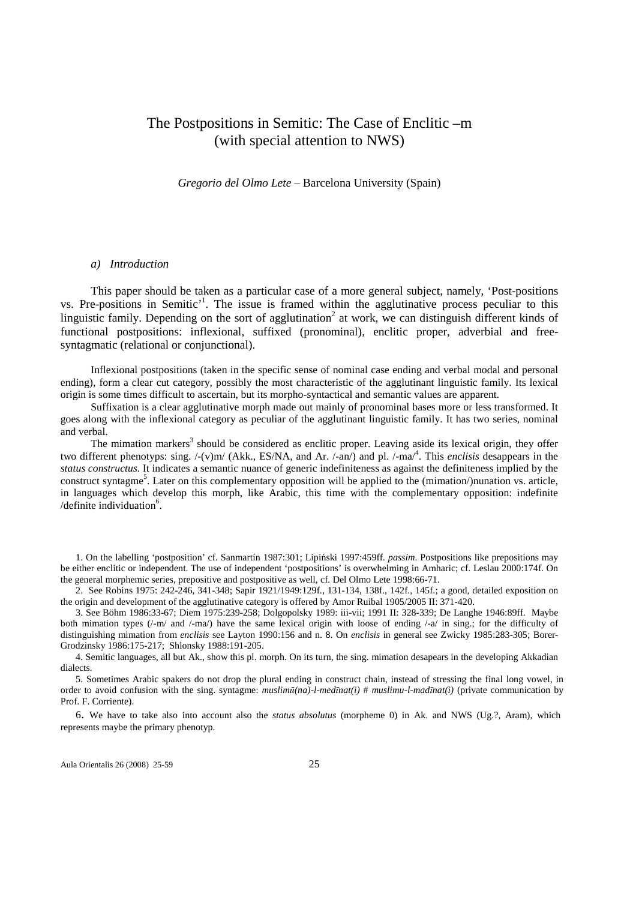# The Postpositions in Semitic: The Case of Enclitic –m (with special attention to NWS)

*Gregorio del Olmo Lete* – Barcelona University (Spain)

## *a) Introduction*

This paper should be taken as a particular case of a more general subject, namely, 'Post-positions vs. Pre-positions in Semitic'[1]. The issue is framed within the agglutinative process peculiar to this linguistic family. Depending on the sort of agglutination[2] at work, we can distinguish different kinds of functional postpositions: inflexional, suffixed (pronominal), enclitic proper, adverbial and free-syntagmatic (relational or conjunctional).

Inflexional postpositions (taken in the specific sense of nominal case ending and verbal modal and personal ending), form a clear cut category, possibly the most characteristic of the agglutinant linguistic family. Its lexical origin is some times difficult to ascertain, but its morpho-syntactical and semantic values are apparent.

Suffixation is a clear agglutinative morph made out mainly of pronominal bases more or less transformed. It goes along with the inflexional category as peculiar of the agglutinant linguistic family. It has two series, nominal and verbal.

The mimation markers[3] should be considered as enclitic proper. Leaving aside its lexical origin, they offer two different phenotyps: sing. /-(v)m/ (Akk., ES/NA, and Ar. /-an/) and pl. /-ma/[4]. This *enclisis* desappears in the *status constructus*. It indicates a semantic nuance of generic indefiniteness as against the definiteness implied by the construct syntagme[5]. Later on this complementary opposition will be applied to the (mimation/)nunation vs. article, in languages which develop this morph, like Arabic, this time with the complementary opposition: indefinite /definite individuation[6].

1. On the labelling 'postposition' cf. Sanmartín 1987:301; Lipiński 1997:459ff. *passim*. Postpositions like prepositions may be either enclitic or independent. The use of independent 'postpositions' is overwhelming in Amharic; cf. Leslau 2000:174f. On the general morphemic series, prepositive and postpositive as well, cf. Del Olmo Lete 1998:66-71.

2. See Robins 1975: 242-246, 341-348; Sapir 1921/1949:129f., 131-134, 138f., 142f., 145f.; a good, detailed exposition on the origin and development of the agglutinative category is offered by Amor Ruibal 1905/2005 II: 371-420.

3. See Böhm 1986:33-67; Diem 1975:239-258; Dolgopolsky 1989: iii-vii; 1991 II: 328-339; De Langhe 1946:89ff. Maybe both mimation types (/-m/ and /-ma/) have the same lexical origin with loose of ending /-a/ in sing.; for the difficulty of distinguishing mimation from *enclisis* see Layton 1990:156 and n. 8. On *enclisis* in general see Zwicky 1985:283-305; Borer-Grodzinsky 1986:175-217; Shlonsky 1988:191-205.

4. Semitic languages, all but Ak., show this pl. morph. On its turn, the sing. mimation desapears in the developing Akkadian dialects.

5. Sometimes Arabic spakers do not drop the plural ending in construct chain, instead of stressing the final long vowel, in order to avoid confusion with the sing. syntagme: *muslimū(na)-l-medīnat(i)* # *muslimu-l-madīnat(i)* (private communication by Prof. F. Corriente).

6. We have to take also into account also the *status absolutus* (morpheme 0) in Ak. and NWS (Ug.?, Aram), which represents maybe the primary phenotyp.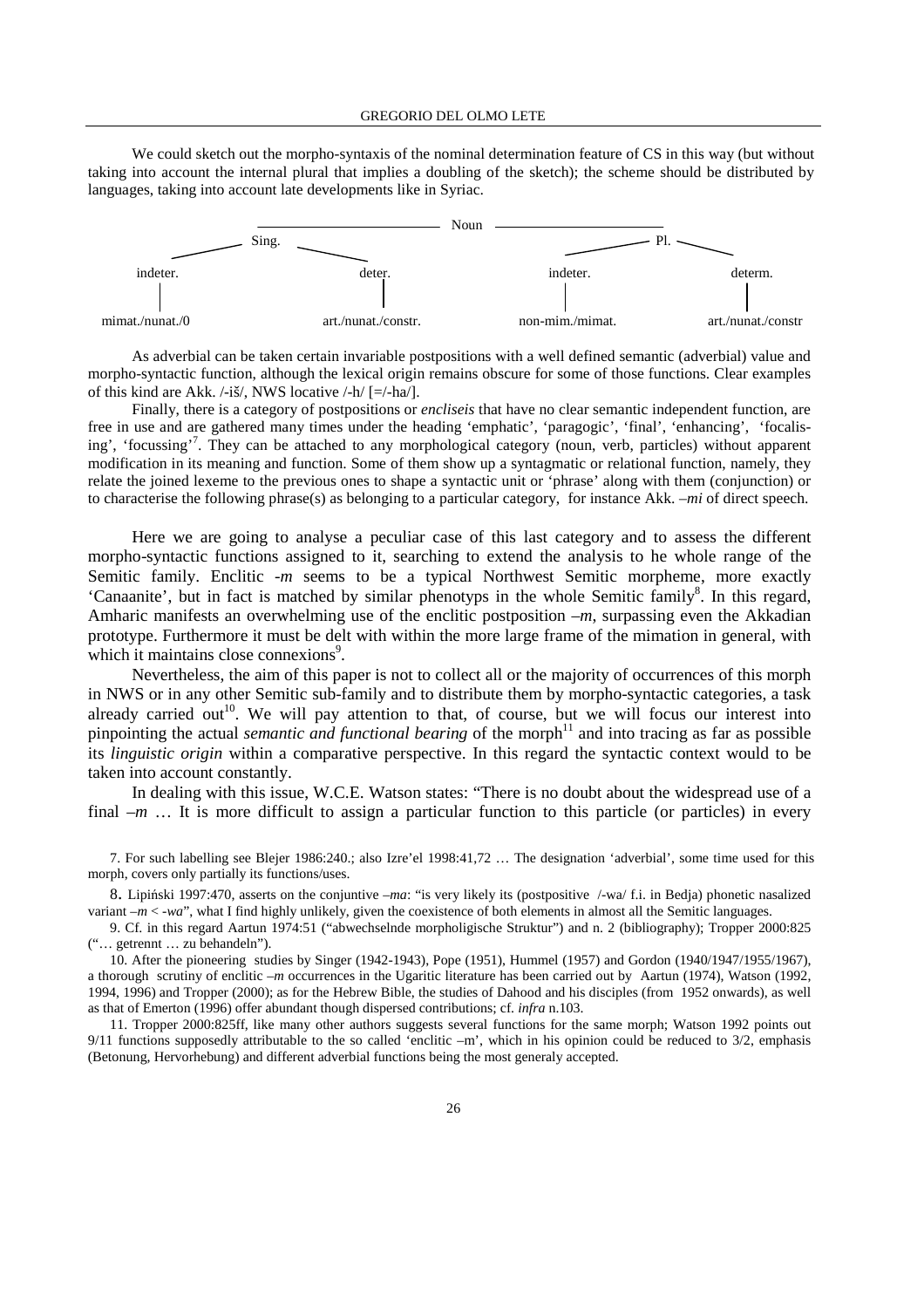We could sketch out the morpho-syntaxis of the nominal determination feature of CS in this way (but without taking into account the internal plural that implies a doubling of the sketch); the scheme should be distributed by languages, taking into account late developments like in Syriac.

```
                              Noun
            Sing.                              Pl.
   indeter.          deter.          indeter.          determ.
      |                 |                |                 |
mimat./nunat./0   art./nunat./constr.   non-mim./mimat.   art./nunat./constr
```

As adverbial can be taken certain invariable postpositions with a well defined semantic (adverbial) value and morpho-syntactic function, although the lexical origin remains obscure for some of those functions. Clear examples of this kind are Akk. /-iš/, NWS locative /-h/ [=/-ha/].

Finally, there is a category of postpositions or *encliseis* that have no clear semantic independent function, are free in use and are gathered many times under the heading 'emphatic', 'paragogic', 'final', 'enhancing', 'focalising', 'focussing'[7]. They can be attached to any morphological category (noun, verb, particles) without apparent modification in its meaning and function. Some of them show up a syntagmatic or relational function, namely, they relate the joined lexeme to the previous ones to shape a syntactic unit or 'phrase' along with them (conjunction) or to characterise the following phrase(s) as belonging to a particular category, for instance Akk. *–mi* of direct speech.

Here we are going to analyse a peculiar case of this last category and to assess the different morpho-syntactic functions assigned to it, searching to extend the analysis to he whole range of the Semitic family. Enclitic *-m* seems to be a typical Northwest Semitic morpheme, more exactly 'Canaanite', but in fact is matched by similar phenotyps in the whole Semitic family[8]. In this regard, Amharic manifests an overwhelming use of the enclitic postposition *–m*, surpassing even the Akkadian prototype. Furthermore it must be delt with within the more large frame of the mimation in general, with which it maintains close connexions[9].

Nevertheless, the aim of this paper is not to collect all or the majority of occurrences of this morph in NWS or in any other Semitic sub-family and to distribute them by morpho-syntactic categories, a task already carried out[10]. We will pay attention to that, of course, but we will focus our interest into pinpointing the actual *semantic and functional bearing* of the morph[11] and into tracing as far as possible its *linguistic origin* within a comparative perspective. In this regard the syntactic context would to be taken into account constantly.

In dealing with this issue, W.C.E. Watson states: "There is no doubt about the widespread use of a final *–m* … It is more difficult to assign a particular function to this particle (or particles) in every

7. For such labelling see Blejer 1986:240.; also Izre'el 1998:41,72 … The designation 'adverbial', some time used for this morph, covers only partially its functions/uses.

8. Lipiński 1997:470, asserts on the conjuntive *–ma*: "is very likely its (postpositive /-wa/ f.i. in Bedja) phonetic nasalized variant *–m* < *-wa*", what I find highly unlikely, given the coexistence of both elements in almost all the Semitic languages.

9. Cf. in this regard Aartun 1974:51 ("abwechselnde morpholigische Struktur") and n. 2 (bibliography); Tropper 2000:825 ("… getrennt … zu behandeln").

10. After the pioneering studies by Singer (1942-1943), Pope (1951), Hummel (1957) and Gordon (1940/1947/1955/1967), a thorough scrutiny of enclitic *–m* occurrences in the Ugaritic literature has been carried out by Aartun (1974), Watson (1992, 1994, 1996) and Tropper (2000); as for the Hebrew Bible, the studies of Dahood and his disciples (from 1952 onwards), as well as that of Emerton (1996) offer abundant though dispersed contributions; cf. *infra* n.103.

11. Tropper 2000:825ff, like many other authors suggests several functions for the same morph; Watson 1992 points out 9/11 functions supposedly attributable to the so called 'enclitic –m', which in his opinion could be reduced to 3/2, emphasis (Betonung, Hervorhebung) and different adverbial functions being the most generaly accepted.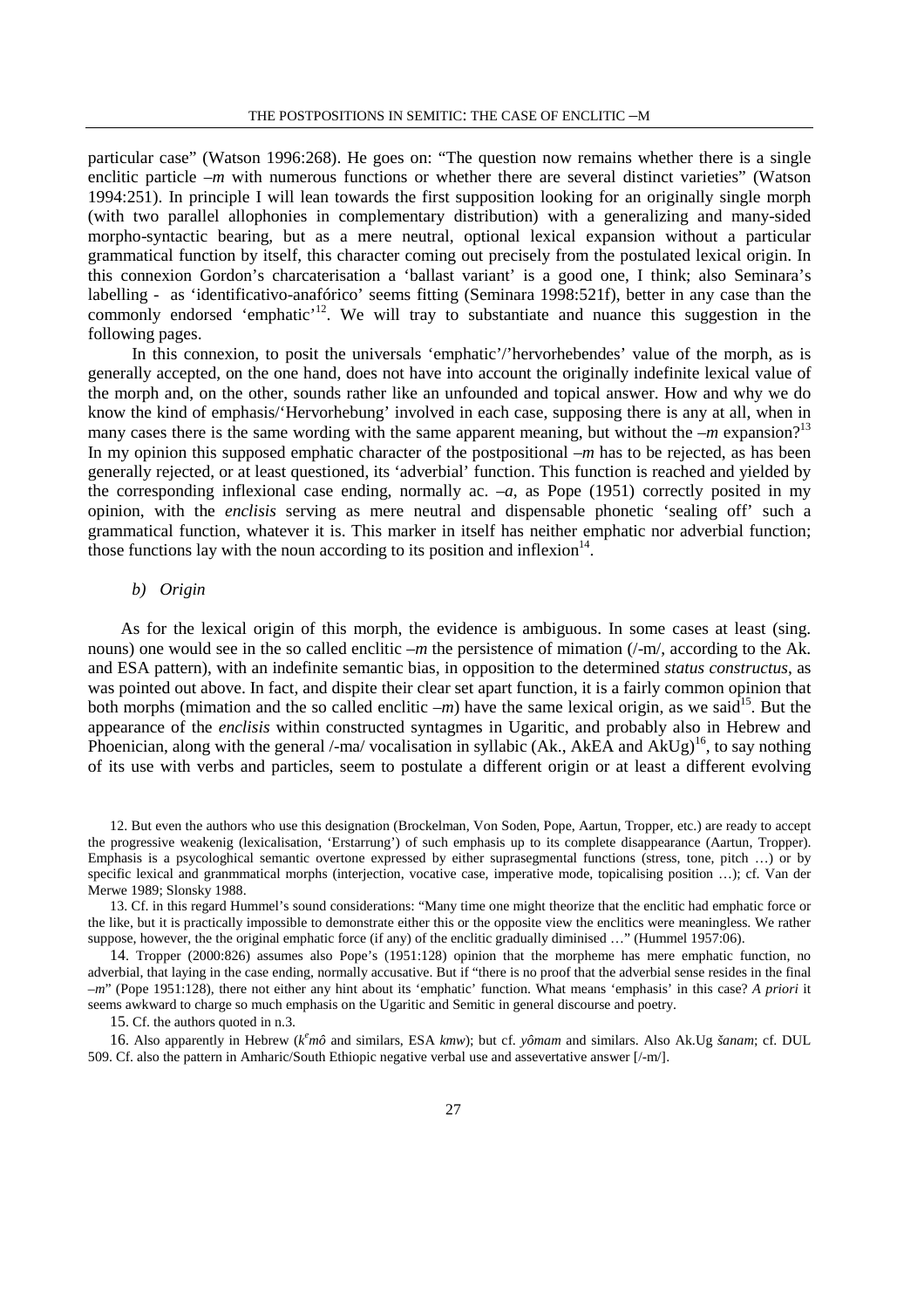particular case" (Watson 1996:268). He goes on: "The question now remains whether there is a single enclitic particle *–m* with numerous functions or whether there are several distinct varieties" (Watson 1994:251). In principle I will lean towards the first supposition looking for an originally single morph (with two parallel allophonies in complementary distribution) with a generalizing and many-sided morpho-syntactic bearing, but as a mere neutral, optional lexical expansion without a particular grammatical function by itself, this character coming out precisely from the postulated lexical origin. In this connexion Gordon's charcaterisation a 'ballast variant' is a good one, I think; also Seminara's labelling - as 'identificativo-anafórico' seems fitting (Seminara 1998:521f), better in any case than the commonly endorsed 'emphatic'[12]. We will tray to substantiate and nuance this suggestion in the following pages.

In this connexion, to posit the universals 'emphatic'/'hervorhebendes' value of the morph, as is generally accepted, on the one hand, does not have into account the originally indefinite lexical value of the morph and, on the other, sounds rather like an unfounded and topical answer. How and why we do know the kind of emphasis/'Hervorhebung' involved in each case, supposing there is any at all, when in many cases there is the same wording with the same apparent meaning, but without the *–m* expansion?[13] In my opinion this supposed emphatic character of the postpositional *–m* has to be rejected, as has been generally rejected, or at least questioned, its 'adverbial' function. This function is reached and yielded by the corresponding inflexional case ending, normally ac. *–a*, as Pope (1951) correctly posited in my opinion, with the *enclisis* serving as mere neutral and dispensable phonetic 'sealing off' such a grammatical function, whatever it is. This marker in itself has neither emphatic nor adverbial function; those functions lay with the noun according to its position and inflexion[14].

*b) Origin*

As for the lexical origin of this morph, the evidence is ambiguous. In some cases at least (sing. nouns) one would see in the so called enclitic *–m* the persistence of mimation (/-m/, according to the Ak. and ESA pattern), with an indefinite semantic bias, in opposition to the determined *status constructus*, as was pointed out above. In fact, and dispite their clear set apart function, it is a fairly common opinion that both morphs (mimation and the so called enclitic *–m*) have the same lexical origin, as we said[15]. But the appearance of the *enclisis* within constructed syntagmes in Ugaritic, and probably also in Hebrew and Phoenician, along with the general /-ma/ vocalisation in syllabic (Ak., AkEA and AkUg)[16], to say nothing of its use with verbs and particles, seem to postulate a different origin or at least a different evolving

12. But even the authors who use this designation (Brockelman, Von Soden, Pope, Aartun, Tropper, etc.) are ready to accept the progressive weakenig (lexicalisation, 'Erstarrung') of such emphasis up to its complete disappearance (Aartun, Tropper). Emphasis is a psycologhical semantic overtone expressed by either suprasegmental functions (stress, tone, pitch …) or by specific lexical and granmmatical morphs (interjection, vocative case, imperative mode, topicalising position …); cf. Van der Merwe 1989; Slonsky 1988.

13. Cf. in this regard Hummel's sound considerations: "Many time one might theorize that the enclitic had emphatic force or the like, but it is practically impossible to demonstrate either this or the opposite view the enclitics were meaningless. We rather suppose, however, the the original emphatic force (if any) of the enclitic gradually diminised …" (Hummel 1957:06).

14. Tropper (2000:826) assumes also Pope's (1951:128) opinion that the morpheme has mere emphatic function, no adverbial, that laying in the case ending, normally accusative. But if "there is no proof that the adverbial sense resides in the final *–m*" (Pope 1951:128), there not either any hint about its 'emphatic' function. What means 'emphasis' in this case? *A priori* it seems awkward to charge so much emphasis on the Ugaritic and Semitic in general discourse and poetry.

15. Cf. the authors quoted in n.3.

16. Also apparently in Hebrew (*k*[e]*mô* and similars, ESA *kmw*); but cf. *yômam* and similars. Also Ak.Ug *šanam*; cf. DUL 509. Cf. also the pattern in Amharic/South Ethiopic negative verbal use and assevertative answer [/-m/].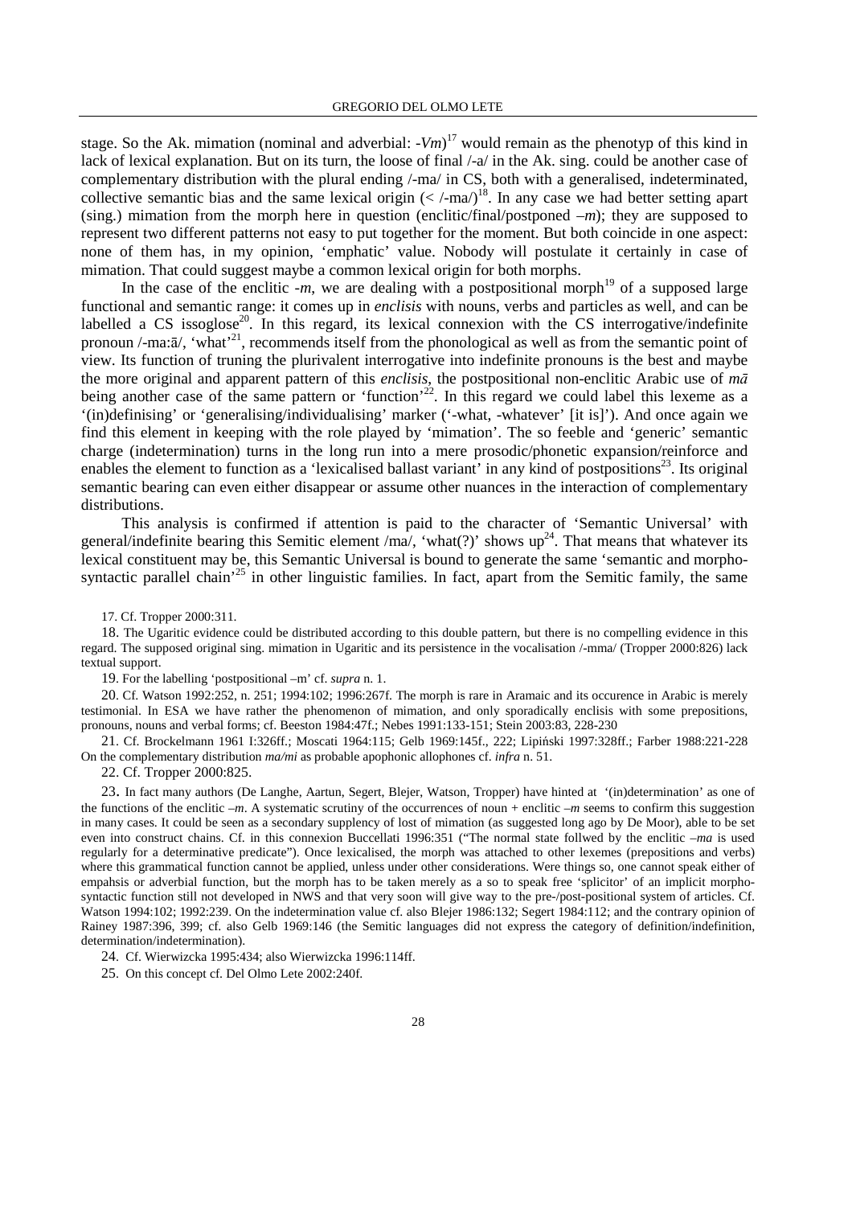stage. So the Ak. mimation (nominal and adverbial: -*Vm*)[17] would remain as the phenotyp of this kind in lack of lexical explanation. But on its turn, the loose of final /-a/ in the Ak. sing. could be another case of complementary distribution with the plural ending /-ma/ in CS, both with a generalised, indeterminated, collective semantic bias and the same lexical origin (< /-ma/)[18]. In any case we had better setting apart (sing.) mimation from the morph here in question (enclitic/final/postponed –*m*); they are supposed to represent two different patterns not easy to put together for the moment. But both coincide in one aspect: none of them has, in my opinion, 'emphatic' value. Nobody will postulate it certainly in case of mimation. That could suggest maybe a common lexical origin for both morphs.

In the case of the enclitic -*m*, we are dealing with a postpositional morph[19] of a supposed large functional and semantic range: it comes up in *enclisis* with nouns, verbs and particles as well, and can be labelled a CS issoglose[20]. In this regard, its lexical connexion with the CS interrogative/indefinite pronoun /-ma:ā/, 'what'[21], recommends itself from the phonological as well as from the semantic point of view. Its function of truning the plurivalent interrogative into indefinite pronouns is the best and maybe the more original and apparent pattern of this *enclisis*, the postpositional non-enclitic Arabic use of *mā* being another case of the same pattern or 'function'[22]. In this regard we could label this lexeme as a '(in)definising' or 'generalising/individualising' marker ('-what, -whatever' [it is]'). And once again we find this element in keeping with the role played by 'mimation'. The so feeble and 'generic' semantic charge (indetermination) turns in the long run into a mere prosodic/phonetic expansion/reinforce and enables the element to function as a 'lexicalised ballast variant' in any kind of postpositions[23]. Its original semantic bearing can even either disappear or assume other nuances in the interaction of complementary distributions.

This analysis is confirmed if attention is paid to the character of 'Semantic Universal' with general/indefinite bearing this Semitic element /ma/, 'what(?)' shows up[24]. That means that whatever its lexical constituent may be, this Semantic Universal is bound to generate the same 'semantic and morpho-syntactic parallel chain'[25] in other linguistic families. In fact, apart from the Semitic family, the same

17. Cf. Tropper 2000:311.

18. The Ugaritic evidence could be distributed according to this double pattern, but there is no compelling evidence in this regard. The supposed original sing. mimation in Ugaritic and its persistence in the vocalisation /-mma/ (Tropper 2000:826) lack textual support.

19. For the labelling 'postpositional –m' cf. *supra* n. 1.

20. Cf. Watson 1992:252, n. 251; 1994:102; 1996:267f. The morph is rare in Aramaic and its occurence in Arabic is merely testimonial. In ESA we have rather the phenomenon of mimation, and only sporadically enclisis with some prepositions, pronouns, nouns and verbal forms; cf. Beeston 1984:47f.; Nebes 1991:133-151; Stein 2003:83, 228-230

21. Cf. Brockelmann 1961 I:326ff.; Moscati 1964:115; Gelb 1969:145f., 222; Lipiński 1997:328ff.; Farber 1988:221-228 On the complementary distribution *ma/mi* as probable apophonic allophones cf. *infra* n. 51.

22. Cf. Tropper 2000:825.

23. In fact many authors (De Langhe, Aartun, Segert, Blejer, Watson, Tropper) have hinted at '(in)determination' as one of the functions of the enclitic –*m*. A systematic scrutiny of the occurrences of noun + enclitic –*m* seems to confirm this suggestion in many cases. It could be seen as a secondary supplency of lost of mimation (as suggested long ago by De Moor), able to be set even into construct chains. Cf. in this connexion Buccellati 1996:351 ("The normal state follwed by the enclitic –*ma* is used regularly for a determinative predicate"). Once lexicalised, the morph was attached to other lexemes (prepositions and verbs) where this grammatical function cannot be applied, unless under other considerations. Were things so, one cannot speak either of empahsis or adverbial function, but the morph has to be taken merely as a so to speak free 'splicitor' of an implicit morpho-syntactic function still not developed in NWS and that very soon will give way to the pre-/post-positional system of articles. Cf. Watson 1994:102; 1992:239. On the indetermination value cf. also Blejer 1986:132; Segert 1984:112; and the contrary opinion of Rainey 1987:396, 399; cf. also Gelb 1969:146 (the Semitic languages did not express the category of definition/indefinition, determination/indetermination).

24. Cf. Wierwizcka 1995:434; also Wierwizcka 1996:114ff.

25. On this concept cf. Del Olmo Lete 2002:240f.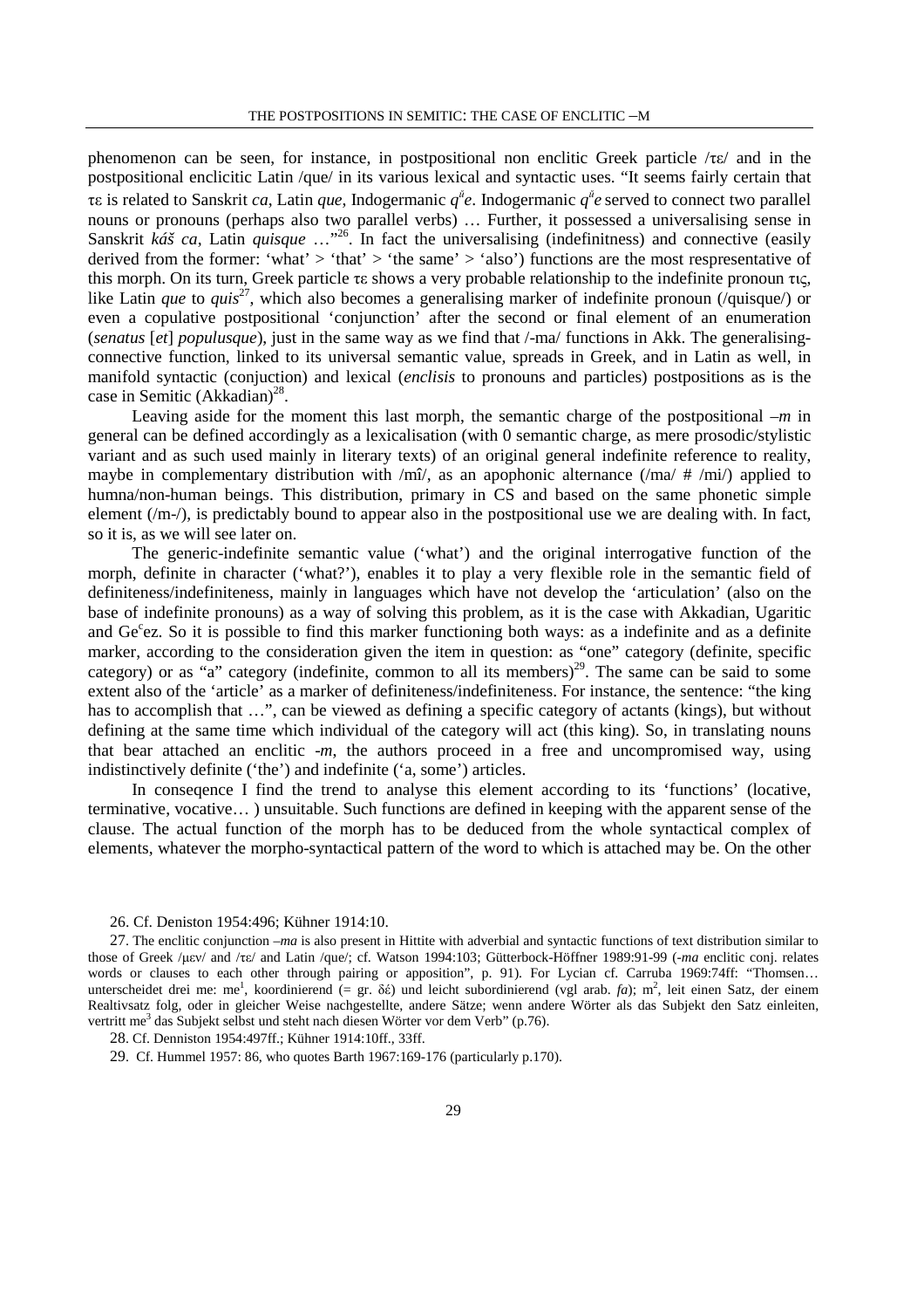phenomenon can be seen, for instance, in postpositional non enclitic Greek particle /τε/ and in the postpositional enclicitic Latin /que/ in its various lexical and syntactic uses. "It seems fairly certain that τε is related to Sanskrit *ca*, Latin *que*, Indogermanic $q^{u}e$. Indogermanic $q^{u}e$ served to connect two parallel nouns or pronouns (perhaps also two parallel verbs) … Further, it possessed a universalising sense in Sanskrit *káš ca*, Latin *quisque* …"[26]. In fact the universalising (indefinitness) and connective (easily derived from the former: 'what' > 'that' > 'the same' > 'also') functions are the most respresentative of this morph. On its turn, Greek particle τε shows a very probable relationship to the indefinite pronoun τις, like Latin *que* to *quis*[27], which also becomes a generalising marker of indefinite pronoun (/quisque/) or even a copulative postpositional 'conjunction' after the second or final element of an enumeration (*senatus* [*et*] *populusque*), just in the same way as we find that /-ma/ functions in Akk. The generalising-connective function, linked to its universal semantic value, spreads in Greek, and in Latin as well, in manifold syntactic (conjuction) and lexical (*enclisis* to pronouns and particles) postpositions as is the case in Semitic (Akkadian)[28].

Leaving aside for the moment this last morph, the semantic charge of the postpositional *–m* in general can be defined accordingly as a lexicalisation (with 0 semantic charge, as mere prosodic/stylistic variant and as such used mainly in literary texts) of an original general indefinite reference to reality, maybe in complementary distribution with /mî/, as an apophonic alternance (/ma/ # /mi/) applied to humna/non-human beings. This distribution, primary in CS and based on the same phonetic simple element (/m-/), is predictably bound to appear also in the postpositional use we are dealing with. In fact, so it is, as we will see later on.

The generic-indefinite semantic value ('what') and the original interrogative function of the morph, definite in character ('what?'), enables it to play a very flexible role in the semantic field of definiteness/indefiniteness, mainly in languages which have not develop the 'articulation' (also on the base of indefinite pronouns) as a way of solving this problem, as it is the case with Akkadian, Ugaritic and Geᶜez. So it is possible to find this marker functioning both ways: as a indefinite and as a definite marker, according to the consideration given the item in question: as "one" category (definite, specific category) or as "a" category (indefinite, common to all its members)[29]. The same can be said to some extent also of the 'article' as a marker of definiteness/indefiniteness. For instance, the sentence: "the king has to accomplish that …", can be viewed as defining a specific category of actants (kings), but without defining at the same time which individual of the category will act (this king). So, in translating nouns that bear attached an enclitic *-m*, the authors proceed in a free and uncompromised way, using indistinctively definite ('the') and indefinite ('a, some') articles.

In conseqence I find the trend to analyse this element according to its 'functions' (locative, terminative, vocative… ) unsuitable. Such functions are defined in keeping with the apparent sense of the clause. The actual function of the morph has to be deduced from the whole syntactical complex of elements, whatever the morpho-syntactical pattern of the word to which is attached may be. On the other

26. Cf. Deniston 1954:496; Kühner 1914:10.

27. The enclitic conjunction *–ma* is also present in Hittite with adverbial and syntactic functions of text distribution similar to those of Greek /μεν/ and /τε/ and Latin /que/; cf. Watson 1994:103; Gütterbock-Höffner 1989:91-99 (*-ma* enclitic conj. relates words or clauses to each other through pairing or apposition", p. 91). For Lycian cf. Carruba 1969:74ff: "Thomsen… unterscheidet drei me: me[1], koordinierend (= gr. δέ) und leicht subordinierend (vgl arab. *fa*); m[2], leit einen Satz, der einem Realtivsatz folg, oder in gleicher Weise nachgestellte, andere Sätze; wenn andere Wörter als das Subjekt den Satz einleiten, vertritt me[3] das Subjekt selbst und steht nach diesen Wörter vor dem Verb" (p.76).

28. Cf. Denniston 1954:497ff.; Kühner 1914:10ff., 33ff.

29. Cf. Hummel 1957: 86, who quotes Barth 1967:169-176 (particularly p.170).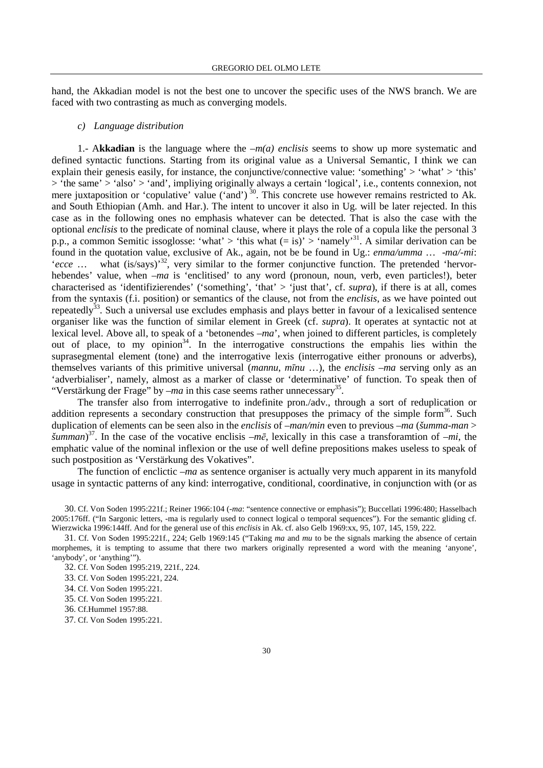hand, the Akkadian model is not the best one to uncover the specific uses of the NWS branch. We are faced with two contrasting as much as converging models.

### *c) Language distribution*

1.- A**kkadian** is the language where the *–m(a) enclisis* seems to show up more systematic and defined syntactic functions. Starting from its original value as a Universal Semantic, I think we can explain their genesis easily, for instance, the conjunctive/connective value: 'something' > 'what' > 'this' > 'the same' > 'also' > 'and', impliying originally always a certain 'logical', i.e., contents connexion, not mere juxtaposition or 'copulative' value ('and') [30]. This concrete use however remains restricted to Ak. and South Ethiopian (Amh. and Har.). The intent to uncover it also in Ug. will be later rejected. In this case as in the following ones no emphasis whatever can be detected. That is also the case with the optional *enclisis* to the predicate of nominal clause, where it plays the role of a copula like the personal 3 p.p., a common Semitic issoglosse: 'what' > 'this what (= is)' > 'namely'[31]. A similar derivation can be found in the quotation value, exclusive of Ak., again, not be be found in Ug.: *enma/umma … -ma/-mi*: '*ecce* … what (is/says)'[32], very similar to the former conjunctive function. The pretended 'hervorhebendes' value, when *–ma* is 'enclitised' to any word (pronoun, noun, verb, even particles!), beter characterised as 'identifizierendes' ('something', 'that' > 'just that', cf. *supra*), if there is at all, comes from the syntaxis (f.i. position) or semantics of the clause, not from the *enclisis*, as we have pointed out repeatedly[33]. Such a universal use excludes emphasis and plays better in favour of a lexicalised sentence organiser like was the function of similar element in Greek (cf. *supra*). It operates at syntactic not at lexical level. Above all, to speak of a 'betonendes *–ma*', when joined to different particles, is completely out of place, to my opinion[34]. In the interrogative constructions the empahis lies within the suprasegmental element (tone) and the interrogative lexis (interrogative either pronouns or adverbs), themselves variants of this primitive universal (*mannu*, *mīnu* …), the *enclisis –ma* serving only as an 'adverbialiser', namely, almost as a marker of classe or 'determinative' of function. To speak then of "Verstärkung der Frage" by *–ma* in this case seems rather unnecessary[35].

The transfer also from interrogative to indefinite pron./adv., through a sort of reduplication or addition represents a secondary construction that presupposes the primacy of the simple form[36]. Such duplication of elements can be seen also in the *enclisis* of *–man/min* even to previous *–ma* (*šumma-man* > *šumman*)[37]. In the case of the vocative enclisis *–mē*, lexically in this case a transforamtion of *–mi*, the emphatic value of the nominal inflexion or the use of well define prepositions makes useless to speak of such postposition as 'Verstärkung des Vokatives".

The function of enclictic *–ma* as sentence organiser is actually very much apparent in its manyfold usage in syntactic patterns of any kind: interrogative, conditional, coordinative, in conjunction with (or as

30. Cf. Von Soden 1995:221f.; Reiner 1966:104 (*-ma*: "sentence connective or emphasis"); Buccellati 1996:480; Hasselbach 2005:176ff. ("In Sargonic letters, -ma is regularly used to connect logical o temporal sequences"). For the semantic gliding cf. Wierzwicka 1996:144ff. And for the general use of this *enclisis* in Ak. cf. also Gelb 1969:xx, 95, 107, 145, 159, 222.

31. Cf. Von Soden 1995:221f., 224; Gelb 1969:145 ("Taking *ma* and *mu* to be the signals marking the absence of certain morphemes, it is tempting to assume that there two markers originally represented a word with the meaning 'anyone', 'anybody', or 'anything'").

32. Cf. Von Soden 1995:219, 221f., 224.

33. Cf. Von Soden 1995:221, 224.

34. Cf. Von Soden 1995:221.

35. Cf. Von Soden 1995:221.

36. Cf.Hummel 1957:88.

37. Cf. Von Soden 1995:221.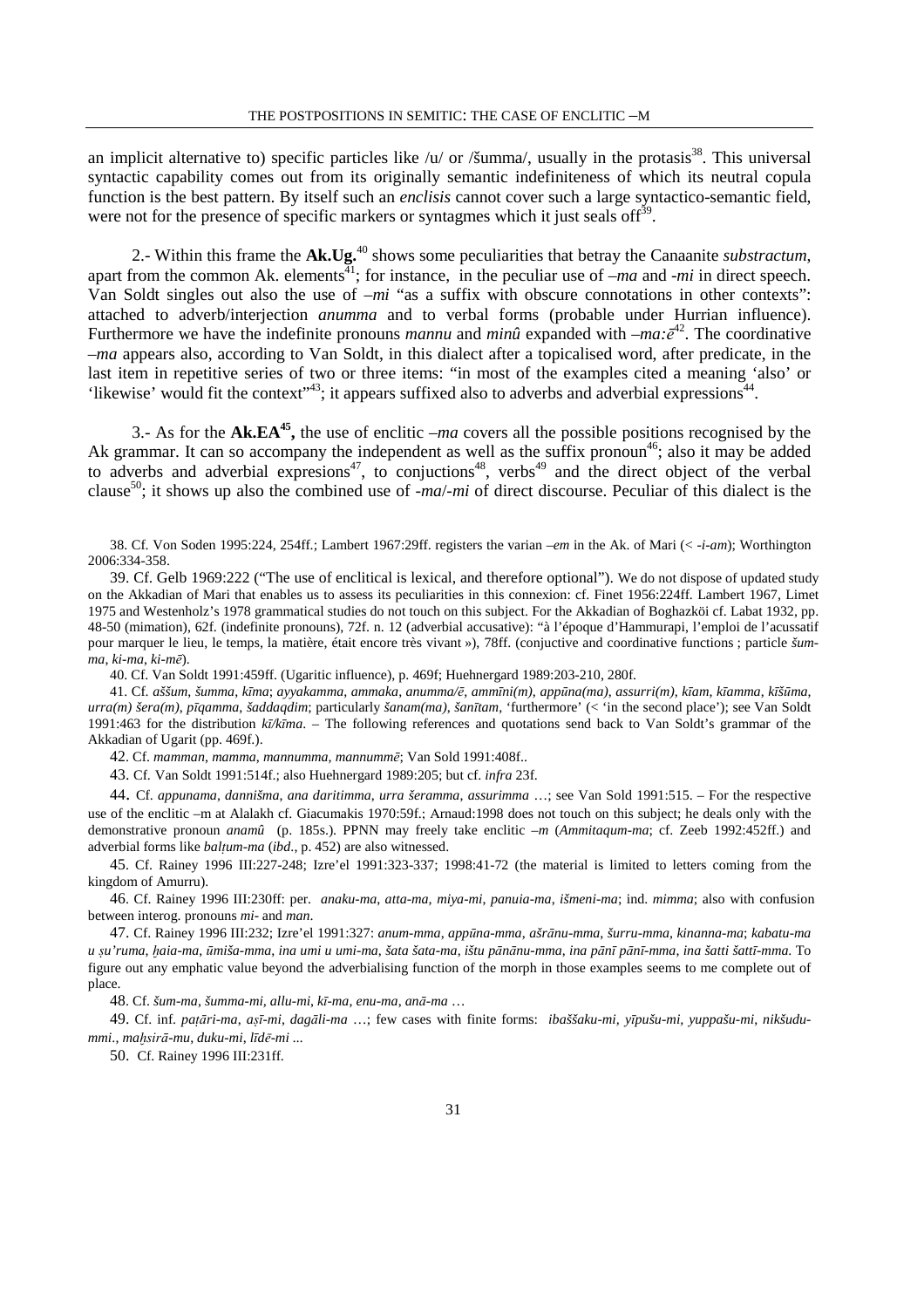an implicit alternative to) specific particles like /u/ or /šumma/, usually in the protasis[38]. This universal syntactic capability comes out from its originally semantic indefiniteness of which its neutral copula function is the best pattern. By itself such an *enclisis* cannot cover such a large syntactico-semantic field, were not for the presence of specific markers or syntagmes which it just seals off[39].

2.- Within this frame the **Ak.Ug.**[40] shows some peculiarities that betray the Canaanite *substractum*, apart from the common Ak. elements[41]; for instance, in the peculiar use of *–ma* and *-mi* in direct speech. Van Soldt singles out also the use of *–mi* "as a suffix with obscure connotations in other contexts": attached to adverb/interjection *anumma* and to verbal forms (probable under Hurrian influence). Furthermore we have the indefinite pronouns *mannu* and *minû* expanded with *–ma:ē*[42]. The coordinative *–ma* appears also, according to Van Soldt, in this dialect after a topicalised word, after predicate, in the last item in repetitive series of two or three items: "in most of the examples cited a meaning 'also' or 'likewise' would fit the context"[43]; it appears suffixed also to adverbs and adverbial expressions[44].

3.- As for the **Ak.EA**[45]**,** the use of enclitic *–ma* covers all the possible positions recognised by the Ak grammar. It can so accompany the independent as well as the suffix pronoun[46]; also it may be added to adverbs and adverbial expresions[47], to conjuctions[48], verbs[49] and the direct object of the verbal clause[50]; it shows up also the combined use of *-ma*/*-mi* of direct discourse. Peculiar of this dialect is the

38. Cf. Von Soden 1995:224, 254ff.; Lambert 1967:29ff. registers the varian *–em* in the Ak. of Mari (< *-i-am*); Worthington 2006:334-358.

39. Cf. Gelb 1969:222 ("The use of enclitical is lexical, and therefore optional"). We do not dispose of updated study on the Akkadian of Mari that enables us to assess its peculiarities in this connexion: cf. Finet 1956:224ff. Lambert 1967, Limet 1975 and Westenholz's 1978 grammatical studies do not touch on this subject. For the Akkadian of Boghazköi cf. Labat 1932, pp. 48-50 (mimation), 62f. (indefinite pronouns), 72f. n. 12 (adverbial accusative): "à l'époque d'Hammurapi, l'emploi de l'acussatif pour marquer le lieu, le temps, la matière, était encore très vivant »), 78ff. (conjuctive and coordinative functions ; particle *šumma*, *ki-ma*, *ki-mē*).

40. Cf. Van Soldt 1991:459ff. (Ugaritic influence), p. 469f; Huehnergard 1989:203-210, 280f.

41. Cf. *aššum*, *šumma*, *kīma*; *ayyakamma*, *ammaka*, *anumma/ē*, *ammīni(m)*, *appūna(ma)*, *assurri(m)*, *kīam*, *kīamma*, *kīšūma*, *urra(m) šera(m)*, *pīqamma*, *šaddaqdim*; particularly *šanam(ma)*, *šanītam*, 'furthermore' (< 'in the second place'); see Van Soldt 1991:463 for the distribution *kī/kīma*. – The following references and quotations send back to Van Soldt's grammar of the Akkadian of Ugarit (pp. 469f.).

42. Cf. *mamman*, *mamma*, *mannumma*, *mannummē*; Van Sold 1991:408f..

43. Cf. Van Soldt 1991:514f.; also Huehnergard 1989:205; but cf. *infra* 23f.

44. Cf. *appunama*, *dannišma*, *ana daritimma*, *urra šeramma*, *assurimma* …; see Van Sold 1991:515. – For the respective use of the enclitic –m at Alalakh cf. Giacumakis 1970:59f.; Arnaud:1998 does not touch on this subject; he deals only with the demonstrative pronoun *anamû* (p. 185s.). PPNN may freely take enclitic *–m* (*Ammitaqum-ma*; cf. Zeeb 1992:452ff.) and adverbial forms like *balṭum-ma* (*ibd*., p. 452) are also witnessed.

45. Cf. Rainey 1996 III:227-248; Izre'el 1991:323-337; 1998:41-72 (the material is limited to letters coming from the kingdom of Amurru).

46. Cf. Rainey 1996 III:230ff: per. *anaku-ma*, *atta-ma*, *miya-mi*, *panuia-ma*, *išmeni-ma*; ind. *mimma*; also with confusion between interog. pronouns *mi-* and *man*.

47. Cf. Rainey 1996 III:232; Izre'el 1991:327: *anum-mma*, *appūna-mma*, *ašrānu-mma*, *šurru-mma*, *kinanna-ma*; *kabatu-ma u ṣu'ruma*, *ḫaia-ma*, *ūmiša-mma*, *ina umi u umi-ma*, *šata šata-ma*, *ištu pānānu-mma*, *ina pānī pānī-mma*, *ina šatti šattī-mma*. To figure out any emphatic value beyond the adverbialising function of the morph in those examples seems to me complete out of place.

48. Cf. *šum-ma*, *šumma-mi*, *allu-mi*, *kī-ma*, *enu-ma*, *anā-ma* …

49. Cf. inf. *paṭāri-ma*, *aṣī-mi*, *dagāli-ma* …; few cases with finite forms: *ibaššaku-mi*, *yīpušu-mi*, *yuppašu-mi*, *nikšudu-mmi*., *maḫsirā-mu*, *duku-mi*, *līdē-mi* ...

50. Cf. Rainey 1996 III:231ff.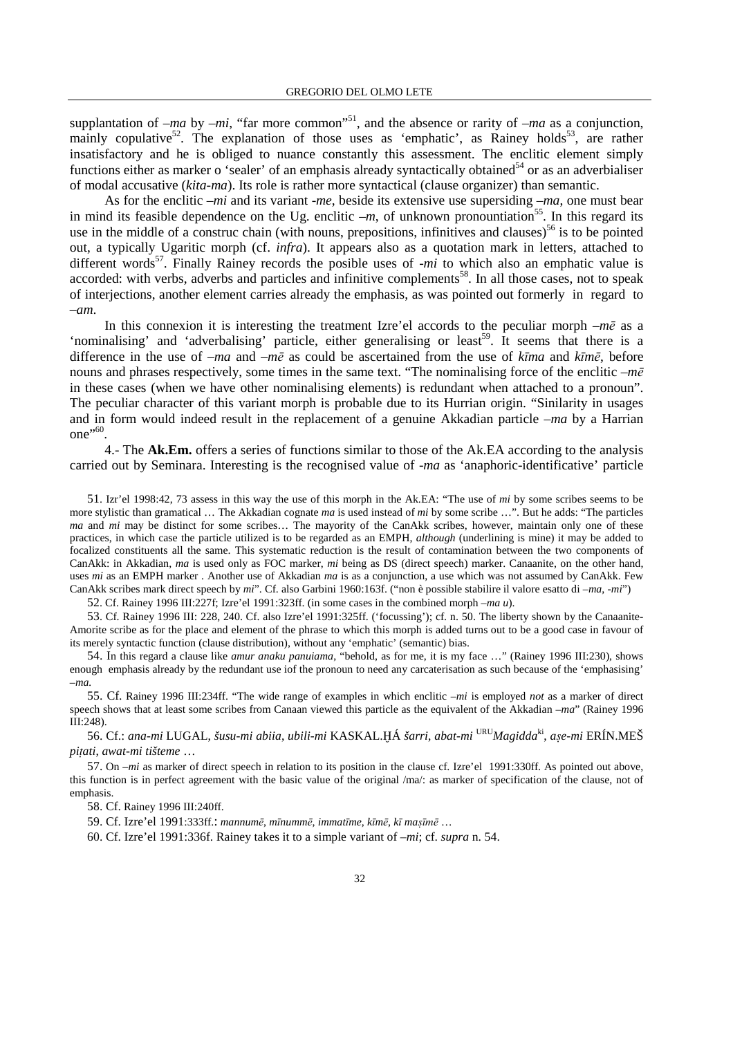supplantation of *–ma* by *–mi*, "far more common"[51], and the absence or rarity of *–ma* as a conjunction, mainly copulative[52]. The explanation of those uses as 'emphatic', as Rainey holds[53], are rather insatisfactory and he is obliged to nuance constantly this assessment. The enclitic element simply functions either as marker o 'sealer' of an emphasis already syntactically obtained[54] or as an adverbialiser of modal accusative (*kita-ma*). Its role is rather more syntactical (clause organizer) than semantic.

As for the enclitic *–mi* and its variant *-me*, beside its extensive use superseding *–ma*, one must bear in mind its feasible dependence on the Ug. enclitic *–m*, of unknown pronountiation[55]. In this regard its use in the middle of a construc chain (with nouns, prepositions, infinitives and clauses)[56] is to be pointed out, a typically Ugaritic morph (cf. *infra*). It appears also as a quotation mark in letters, attached to different words[57]. Finally Rainey records the posible uses of *-mi* to which also an emphatic value is accorded: with verbs, adverbs and particles and infinitive complements[58]. In all those cases, not to speak of interjections, another element carries already the emphasis, as was pointed out formerly in regard to *–am*.

In this connexion it is interesting the treatment Izre'el accords to the peculiar morph *–mē* as a 'nominalising' and 'adverbalising' particle, either generalising or least[59]. It seems that there is a difference in the use of *–ma* and *–mē* as could be ascertained from the use of *kīma* and *kīmē*, before nouns and phrases respectively, some times in the same text. "The nominalising force of the enclitic *–mē* in these cases (when we have other nominalising elements) is redundant when attached to a pronoun". The peculiar character of this variant morph is probable due to its Hurrian origin. "Sinilarity in usages and in form would indeed result in the replacement of a genuine Akkadian particle *–ma* by a Harrian one"[60].

4.- The **Ak.Em.** offers a series of functions similar to those of the Ak.EA according to the analysis carried out by Seminara. Interesting is the recognised value of *-ma* as 'anaphoric-identificative' particle

51. Izr'el 1998:42, 73 assess in this way the use of this morph in the Ak.EA: "The use of *mi* by some scribes seems to be more stylistic than gramatical … The Akkadian cognate *ma* is used instead of *mi* by some scribe …". But he adds: "The particles *ma* and *mi* may be distinct for some scribes… The mayority of the CanAkk scribes, however, maintain only one of these practices, in which case the particle utilized is to be regarded as an EMPH, *although* (underlining is mine) it may be added to focalized constituents all the same. This systematic reduction is the result of contamination between the two components of CanAkk: in Akkadian, *ma* is used only as FOC marker, *mi* being as DS (direct speech) marker. Canaanite, on the other hand, uses *mi* as an EMPH marker . Another use of Akkadian *ma* is as a conjunction, a use which was not assumed by CanAkk. Few CanAkk scribes mark direct speech by *mi*". Cf. also Garbini 1960:163f. ("non è possibile stabilire il valore esatto di *–ma*, *-mi*")

52. Cf. Rainey 1996 III:227f; Izre'el 1991:323ff. (in some cases in the combined morph *–ma u*).

53. Cf. Rainey 1996 III: 228, 240. Cf. also Izre'el 1991:325ff. ('focussing'); cf. n. 50. The liberty shown by the Canaanite-Amorite scribe as for the place and element of the phrase to which this morph is added turns out to be a good case in favour of its merely syntactic function (clause distribution), without any 'emphatic' (semantic) bias.

54. In this regard a clause like *amur anaku panuiama*, "behold, as for me, it is my face …" (Rainey 1996 III:230), shows enough emphasis already by the redundant use iof the pronoun to need any carcaterisation as such because of the 'emphasising' *–ma.*

55. Cf. Rainey 1996 III:234ff. "The wide range of examples in which enclitic *–mi* is employed *not* as a marker of direct speech shows that at least some scribes from Canaan viewed this particle as the equivalent of the Akkadian *–ma*" (Rainey 1996 III:248).

56. Cf.: *ana-mi* LUGAL, *šusu-mi abiia*, *ubili-mi* KASKAL.ḪÁ *šarri*, *abat-mi* [URU]*Magidda*[ki], *aṣe-mi* ERÍN.MEŠ *piṭati*, *awat-mi tišteme* …

57. On *–mi* as marker of direct speech in relation to its position in the clause cf. Izre'el 1991:330ff. As pointed out above, this function is in perfect agreement with the basic value of the original /ma/: as marker of specification of the clause, not of emphasis.

58. Cf. Rainey 1996 III:240ff.

59. Cf. Izre'el 1991:333ff.: *mannumē*, *mīnummē*, *immatīme*, *kīmē*, *kī maṣīmē* …

60. Cf. Izre'el 1991:336f. Rainey takes it to a simple variant of *–mi*; cf. *supra* n. 54.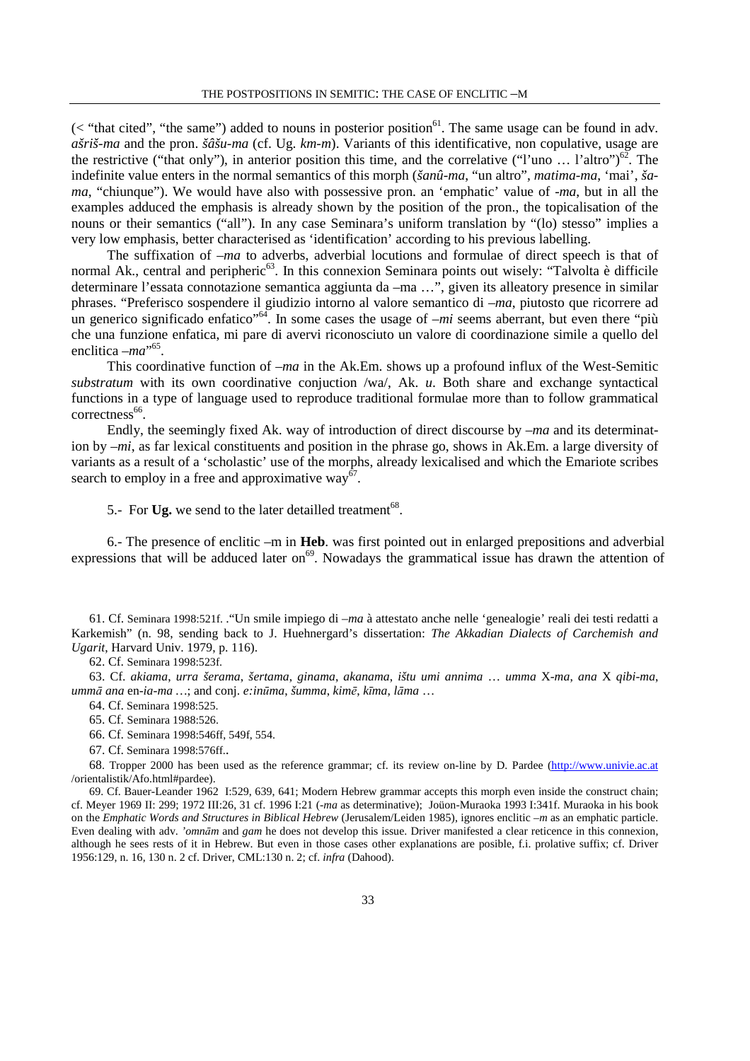(< "that cited", "the same") added to nouns in posterior position[61]. The same usage can be found in adv. *ašriš-ma* and the pron. *šâšu-ma* (cf. Ug. *km-m*). Variants of this identificative, non copulative, usage are the restrictive ("that only"), in anterior position this time, and the correlative ("l'uno … l'altro")[62]. The indefinite value enters in the normal semantics of this morph (*šanû-ma*, "un altro", *matima-ma*, 'mai', *ša-ma*, "chiunque"). We would have also with possessive pron. an 'emphatic' value of *-ma*, but in all the examples adduced the emphasis is already shown by the position of the pron., the topicalisation of the nouns or their semantics ("all"). In any case Seminara's uniform translation by "(lo) stesso" implies a very low emphasis, better characterised as 'identification' according to his previous labelling.

The suffixation of *–ma* to adverbs, adverbial locutions and formulae of direct speech is that of normal Ak., central and peripheric[63]. In this connexion Seminara points out wisely: "Talvolta è difficile determinare l'essata connotazione semantica aggiunta da –ma …", given its alleatory presence in similar phrases. "Preferisco sospendere il giudizio intorno al valore semantico di *–ma*, piutosto que ricorrere ad un generico significado enfatico"[64]. In some cases the usage of *–mi* seems aberrant, but even there "più che una funzione enfatica, mi pare di avervi riconosciuto un valore di coordinazione simile a quello del enclitica *–ma*"[65].

This coordinative function of *–ma* in the Ak.Em. shows up a profound influx of the West-Semitic *substratum* with its own coordinative conjuction /wa/, Ak. *u*. Both share and exchange syntactical functions in a type of language used to reproduce traditional formulae more than to follow grammatical correctness[66].

Endly, the seemingly fixed Ak. way of introduction of direct discourse by *–ma* and its determination by *–mi*, as far lexical constituents and position in the phrase go, shows in Ak.Em. a large diversity of variants as a result of a 'scholastic' use of the morphs, already lexicalised and which the Emariote scribes search to employ in a free and approximative way[67].

5.- For **Ug.** we send to the later detailled treatment[68].

6.- The presence of enclitic –m in **Heb**. was first pointed out in enlarged prepositions and adverbial expressions that will be adduced later on[69]. Nowadays the grammatical issue has drawn the attention of

---

61. Cf. Seminara 1998:521f. ."Un smile impiego di *–ma* à attestato anche nelle 'genealogie' reali dei testi redatti a Karkemish" (n. 98, sending back to J. Huehnergard's dissertation: *The Akkadian Dialects of Carchemish and Ugarit*, Harvard Univ. 1979, p. 116).

62. Cf. Seminara 1998:523f.

63. Cf. *akiama, urra šerama, šertama, ginama, akanama, ištu umi annima* … *umma* X*-ma, ana* X *qibi-ma, ummā ana* en*-ia-ma* …; and conj. *e:inūma, šumma, kimē, kīma, lāma* …

64. Cf. Seminara 1998:525.

65. Cf. Seminara 1988:526.

66. Cf. Seminara 1998:546ff, 549f, 554.

67. Cf. Seminara 1998:576ff..

68. Tropper 2000 has been used as the reference grammar; cf. its review on-line by D. Pardee (http://www.univie.ac.at /orientalistik/Afo.html#pardee).

69. Cf. Bauer-Leander 1962 I:529, 639, 641; Modern Hebrew grammar accepts this morph even inside the construct chain; cf. Meyer 1969 II: 299; 1972 III:26, 31 cf. 1996 I:21 (*-ma* as determinative); Joüon-Muraoka 1993 I:341f. Muraoka in his book on the *Emphatic Words and Structures in Biblical Hebrew* (Jerusalem/Leiden 1985), ignores enclitic *–m* as an emphatic particle. Even dealing with adv. *'omnām* and *gam* he does not develop this issue. Driver manifested a clear reticence in this connexion, although he sees rests of it in Hebrew. But even in those cases other explanations are posible, f.i. prolative suffix; cf. Driver 1956:129, n. 16, 130 n. 2 cf. Driver, CML:130 n. 2; cf. *infra* (Dahood).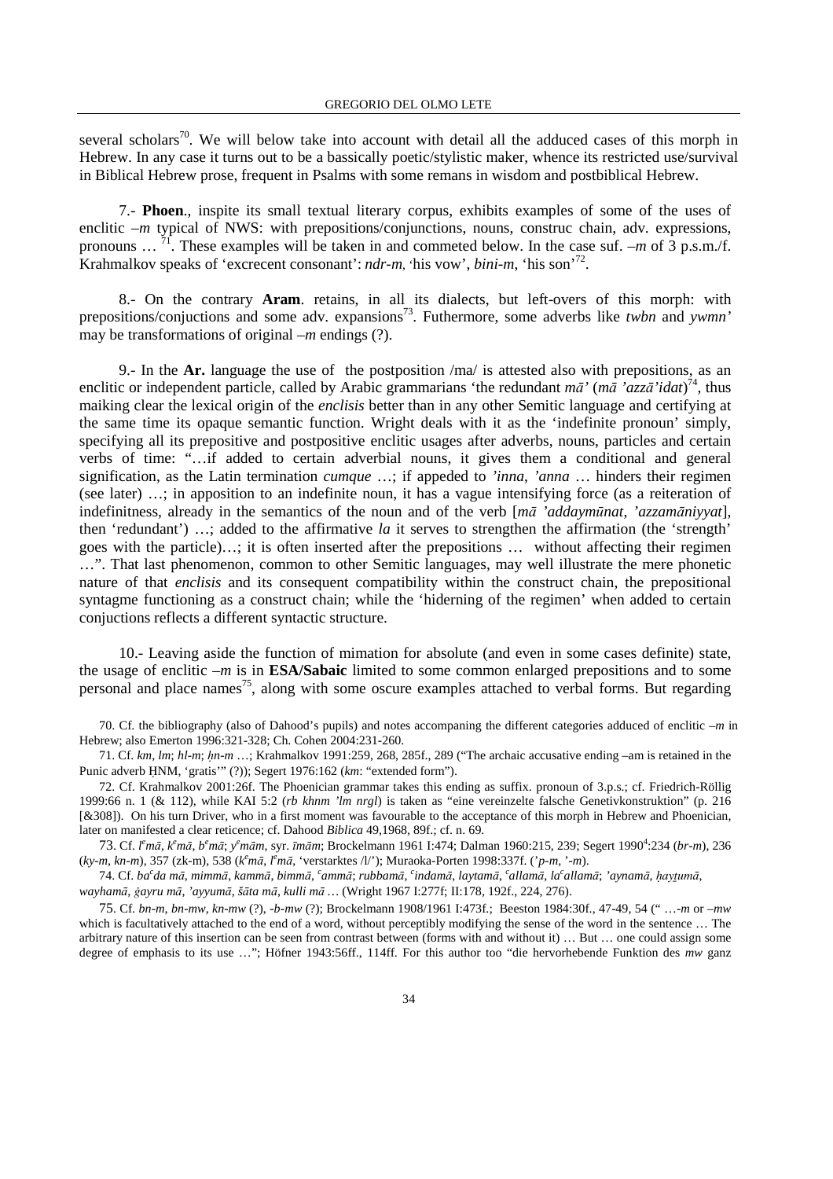several scholars[70]. We will below take into account with detail all the adduced cases of this morph in Hebrew. In any case it turns out to be a bassically poetic/stylistic maker, whence its restricted use/survival in Biblical Hebrew prose, frequent in Psalms with some remans in wisdom and postbiblical Hebrew.

7.- **Phoen**., inspite its small textual literary corpus, exhibits examples of some of the uses of enclitic –*m* typical of NWS: with prepositions/conjunctions, nouns, construc chain, adv. expressions, pronouns … [71]. These examples will be taken in and commeted below. In the case suf. –*m* of 3 p.s.m./f. Krahmalkov speaks of 'excrecent consonant': *ndr-m*, 'his vow', *bini-m*, 'his son'[72].

8.- On the contrary **Aram**. retains, in all its dialects, but left-overs of this morph: with prepositions/conjuctions and some adv. expansions[73]. Futhermore, some adverbs like *twbn* and *ywmn'* may be transformations of original –*m* endings (?).

9.- In the **Ar.** language the use of the postposition /ma/ is attested also with prepositions, as an enclitic or independent particle, called by Arabic grammarians 'the redundant *mā'* (*mā 'azzā'idat*)[74], thus maiking clear the lexical origin of the *enclisis* better than in any other Semitic language and certifying at the same time its opaque semantic function. Wright deals with it as the 'indefinite pronoun' simply, specifying all its prepositive and postpositive enclitic usages after adverbs, nouns, particles and certain verbs of time: "…if added to certain adverbial nouns, it gives them a conditional and general signification, as the Latin termination *cumque* …; if appeded to *'inna*, *'anna* … hinders their regimen (see later) …; in apposition to an indefinite noun, it has a vague intensifying force (as a reiteration of indefinitness, already in the semantics of the noun and of the verb [*mā 'addaymūnat*, *'azzamāniyyat*], then 'redundant') …; added to the affirmative *la* it serves to strengthen the affirmation (the 'strength' goes with the particle)…; it is often inserted after the prepositions … without affecting their regimen …". That last phenomenon, common to other Semitic languages, may well illustrate the mere phonetic nature of that *enclisis* and its consequent compatibility within the construct chain, the prepositional syntagme functioning as a construct chain; while the 'hiderning of the regimen' when added to certain conjuctions reflects a different syntactic structure.

10.- Leaving aside the function of mimation for absolute (and even in some cases definite) state, the usage of enclitic –*m* is in **ESA/Sabaic** limited to some common enlarged prepositions and to some personal and place names[75], along with some oscure examples attached to verbal forms. But regarding

70. Cf. the bibliography (also of Dahood's pupils) and notes accompaning the different categories adduced of enclitic –*m* in Hebrew; also Emerton 1996:321-328; Ch. Cohen 2004:231-260.

71. Cf. *km*, *lm*; *hl-m*; *ḥn-m* …; Krahmalkov 1991:259, 268, 285f., 289 ("The archaic accusative ending –am is retained in the Punic adverb ḤNM, 'gratis'" (?)); Segert 1976:162 (*km*: "extended form").

72. Cf. Krahmalkov 2001:26f. The Phoenician grammar takes this ending as suffix. pronoun of 3.p.s.; cf. Friedrich-Röllig 1999:66 n. 1 (& 112), while KAI 5:2 (*rb khnm 'lm nrgl*) is taken as "eine vereinzelte falsche Genetivkonstruktion" (p. 216 [&308]). On his turn Driver, who in a first moment was favourable to the acceptance of this morph in Hebrew and Phoenician, later on manifested a clear reticence; cf. Dahood *Biblica* 49,1968, 89f.; cf. n. 69.

73. Cf. *l^emā*, *k^emā*, *b^emā*; *y^emām*, syr. *īmām*; Brockelmann 1961 I:474; Dalman 1960:215, 239; Segert 1990[4]:234 (*br-m*), 236 (*ky-m*, *kn-m*), 357 (zk-m), 538 (*k^emā*, *l^emā*, 'verstarktes /l/'); Muraoka-Porten 1998:337f. (*'p-m*, *'-m*).

74. Cf. *ba^cda mā*, *mimmā*, *kammā*, *bimmā*, *^cammā*; *rubbamā*, *^cindamā*, *laytamā*, *^callamā*, *la^callamā*; *'aynamā*, *ḥayṯumā*, *wayhamā*, *ġayru mā*, *'ayyumā*, *šāta mā*, *kulli mā* … (Wright 1967 I:277f; II:178, 192f., 224, 276).

75. Cf. *bn-m*, *bn-mw*, *kn-mw* (?), *-b-mw* (?); Brockelmann 1908/1961 I:473f.; Beeston 1984:30f., 47-49, 54 (" …-*m* or –*mw* which is facultatively attached to the end of a word, without perceptibly modifying the sense of the word in the sentence … The arbitrary nature of this insertion can be seen from contrast between (forms with and without it) … But … one could assign some degree of emphasis to its use …"; Höfner 1943:56ff., 114ff. For this author too "die hervorhebende Funktion des *mw* ganz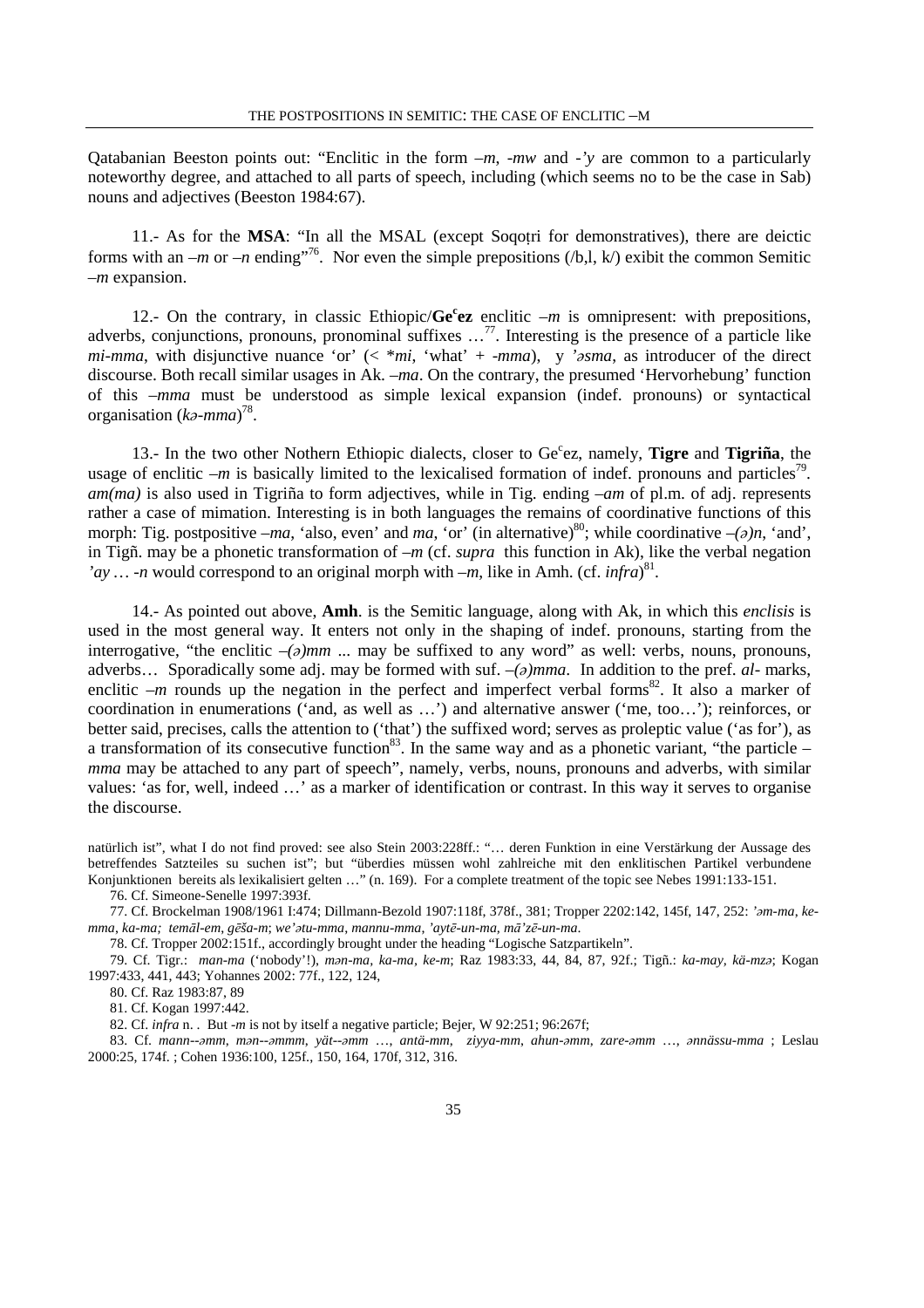Qatabanian Beeston points out: "Enclitic in the form *–m*, *-mw* and *-'y* are common to a particularly noteworthy degree, and attached to all parts of speech, including (which seems no to be the case in Sab) nouns and adjectives (Beeston 1984:67).

11.- As for the **MSA**: "In all the MSAL (except Soqoṭri for demonstratives), there are deictic forms with an *–m* or *–n* ending"[76]. Nor even the simple prepositions (/b,l, k/) exibit the common Semitic *–m* expansion.

12.- On the contrary, in classic Ethiopic/**Geᶜez** enclitic *–m* is omnipresent: with prepositions, adverbs, conjunctions, pronouns, pronominal suffixes …[77]. Interesting is the presence of a particle like *mi-mma*, with disjunctive nuance 'or' (< *\*mi*, 'what' + *-mma*), y *'əsma*, as introducer of the direct discourse. Both recall similar usages in Ak. *–ma*. On the contrary, the presumed 'Hervorhebung' function of this *–mma* must be understood as simple lexical expansion (indef. pronouns) or syntactical organisation (*kə-mma*)[78].

13.- In the two other Nothern Ethiopic dialects, closer to Geᶜez, namely, **Tigre** and **Tigriña**, the usage of enclitic *–m* is basically limited to the lexicalised formation of indef. pronouns and particles[79]. *am(ma)* is also used in Tigriña to form adjectives, while in Tig. ending *–am* of pl.m. of adj. represents rather a case of mimation. Interesting is in both languages the remains of coordinative functions of this morph: Tig. postpositive *–ma*, 'also, even' and *ma*, 'or' (in alternative)[80]; while coordinative *–(ə)n*, 'and', in Tigñ. may be a phonetic transformation of *–m* (cf. *supra* this function in Ak), like the verbal negation *'ay … -n* would correspond to an original morph with *–m*, like in Amh. (cf. *infra*)[81].

14.- As pointed out above, **Amh**. is the Semitic language, along with Ak, in which this *enclisis* is used in the most general way. It enters not only in the shaping of indef. pronouns, starting from the interrogative, "the enclitic *–(ə)mm* ... may be suffixed to any word" as well: verbs, nouns, pronouns, adverbs… Sporadically some adj. may be formed with suf. *–(ə)mma*. In addition to the pref. *al-* marks, enclitic *–m* rounds up the negation in the perfect and imperfect verbal forms[82]. It also a marker of coordination in enumerations ('and, as well as …') and alternative answer ('me, too…'); reinforces, or better said, precises, calls the attention to ('that') the suffixed word; serves as proleptic value ('as for'), as a transformation of its consecutive function[83]. In the same way and as a phonetic variant, "the particle *–mma* may be attached to any part of speech", namely, verbs, nouns, pronouns and adverbs, with similar values: 'as for, well, indeed …' as a marker of identification or contrast. In this way it serves to organise the discourse.

natürlich ist", what I do not find proved: see also Stein 2003:228ff.: "… deren Funktion in eine Verstärkung der Aussage des betreffendes Satzteiles su suchen ist"; but "überdies müssen wohl zahlreiche mit den enklitischen Partikel verbundene Konjunktionen bereits als lexikalisiert gelten …" (n. 169). For a complete treatment of the topic see Nebes 1991:133-151.

76. Cf. Simeone-Senelle 1997:393f.

77. Cf. Brockelman 1908/1961 I:474; Dillmann-Bezold 1907:118f, 378f., 381; Tropper 2202:142, 145f, 147, 252: *'əm-ma, ke-mma, ka-ma; temāl-em, gēša-m*; *we'ətu-mma, mannu-mma, 'aytē-un-ma, mā'zē-un-ma*.

78. Cf. Tropper 2002:151f., accordingly brought under the heading "Logische Satzpartikeln".

79. Cf. Tigr.: *man-ma* ('nobody'!), *mən-ma, ka-ma, ke-m*; Raz 1983:33, 44, 84, 87, 92f.; Tigñ.: *ka-may, kä-mzə*; Kogan 1997:433, 441, 443; Yohannes 2002: 77f., 122, 124,

80. Cf. Raz 1983:87, 89

81. Cf. Kogan 1997:442.

82. Cf. *infra* n. . But *-m* is not by itself a negative particle; Bejer, W 92:251; 96:267f;

83. Cf. *mann--əmm, mən--əmmm, yät--əmm …, antä-mm, ziyya-mm, ahun-əmm, zare-əmm …, ənnässu-mma* ; Leslau 2000:25, 174f. ; Cohen 1936:100, 125f., 150, 164, 170f, 312, 316.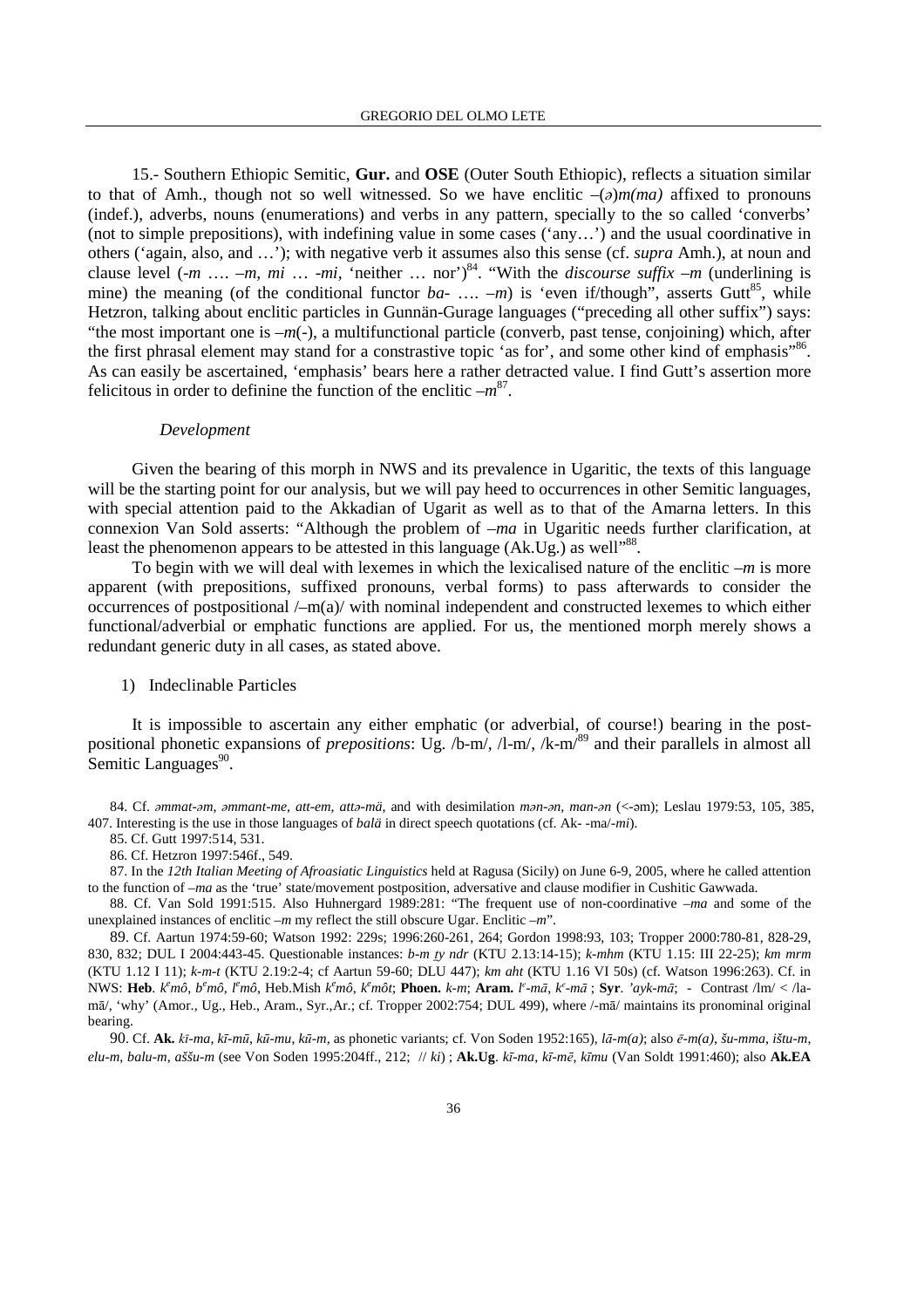15.- Southern Ethiopic Semitic, **Gur.** and **OSE** (Outer South Ethiopic), reflects a situation similar to that of Amh., though not so well witnessed. So we have enclitic –(*ə*)*m(ma)* affixed to pronouns (indef.), adverbs, nouns (enumerations) and verbs in any pattern, specially to the so called 'converbs' (not to simple prepositions), with indefining value in some cases ('any…') and the usual coordinative in others ('again, also, and …'); with negative verb it assumes also this sense (cf. *supra* Amh.), at noun and clause level (*-m* …. *–m*, *mi* … *-mi*, 'neither … nor')[84]. "With the *discourse suffix –m* (underlining is mine) the meaning (of the conditional functor *ba-* …. *–m*) is 'even if/though", asserts Gutt[85], while Hetzron, talking about enclitic particles in Gunnän-Gurage languages ("preceding all other suffix") says: "the most important one is *–m*(-), a multifunctional particle (converb, past tense, conjoining) which, after the first phrasal element may stand for a constrastive topic 'as for', and some other kind of emphasis"[86]. As can easily be ascertained, 'emphasis' bears here a rather detracted value. I find Gutt's assertion more felicitous in order to definine the function of the enclitic *–m*[87].

*Development*

Given the bearing of this morph in NWS and its prevalence in Ugaritic, the texts of this language will be the starting point for our analysis, but we will pay heed to occurrences in other Semitic languages, with special attention paid to the Akkadian of Ugarit as well as to that of the Amarna letters. In this connexion Van Sold asserts: "Although the problem of *–ma* in Ugaritic needs further clarification, at least the phenomenon appears to be attested in this language (Ak.Ug.) as well"[88].

To begin with we will deal with lexemes in which the lexicalised nature of the enclitic *–m* is more apparent (with prepositions, suffixed pronouns, verbal forms) to pass afterwards to consider the occurrences of postpositional /–m(a)/ with nominal independent and constructed lexemes to which either functional/adverbial or emphatic functions are applied. For us, the mentioned morph merely shows a redundant generic duty in all cases, as stated above.

1) Indeclinable Particles

It is impossible to ascertain any either emphatic (or adverbial, of course!) bearing in the post-positional phonetic expansions of *prepositions*: Ug. /b-m/, /l-m/, /k-m/[89] and their parallels in almost all Semitic Languages[90].

84. Cf. *əmmat-əm, əmmant-me, att-em, attə-mä*, and with desimilation *mən-ən, man-ən* (<-əm); Leslau 1979:53, 105, 385, 407. Interesting is the use in those languages of *balä* in direct speech quotations (cf. Ak- -ma/*-mi*).

85. Cf. Gutt 1997:514, 531.

86. Cf. Hetzron 1997:546f., 549.

87. In the *12th Italian Meeting of Afroasiatic Linguistics* held at Ragusa (Sicily) on June 6-9, 2005, where he called attention to the function of *–ma* as the 'true' state/movement postposition, adversative and clause modifier in Cushitic Gawwada.

88. Cf. Van Sold 1991:515. Also Huhnergard 1989:281: "The frequent use of non-coordinative *–ma* and some of the unexplained instances of enclitic *–m* my reflect the still obscure Ugar. Enclitic *–m*".

89. Cf. Aartun 1974:59-60; Watson 1992: 229s; 1996:260-261, 264; Gordon 1998:93, 103; Tropper 2000:780-81, 828-29, 830, 832; DUL I 2004:443-45. Questionable instances: *b-m ṯy ndr* (KTU 2.13:14-15); *k-mhm* (KTU 1.15: III 22-25); *km mrm* (KTU 1.12 I 11); *k-m-t* (KTU 2.19:2-4; cf Aartun 59-60; DLU 447); *km aht* (KTU 1.16 VI 50s) (cf. Watson 1996:263). Cf. in NWS: **Heb**. *k*ᵉ*mô, b*ᵉ*mô, l*ᵉ*mô*, Heb.Mish *k*ᵉ*mô, k*ᵉ*môt*; **Phoen.** *k-m*; **Aram.** *l*ᵉ*-mā, k*ᵉ*-mā* ; **Syr**. *'ayk-mā*; - Contrast /lm/ < /la-mā/, 'why' (Amor., Ug., Heb., Aram., Syr.,Ar.; cf. Tropper 2002:754; DUL 499), where /-mā/ maintains its pronominal original bearing.

90. Cf. **Ak.** *kī-ma, kī-mū, kī-mu, kū-m*, as phonetic variants; cf. Von Soden 1952:165), *lā-m(a)*; also *ē-m(a), šu-mma, ištu-m, elu-m, balu-m, aššu-m* (see Von Soden 1995:204ff., 212; // *ki*) ; **Ak.Ug**. *kī-ma, kī-mē, kīmu* (Van Soldt 1991:460); also **Ak.EA**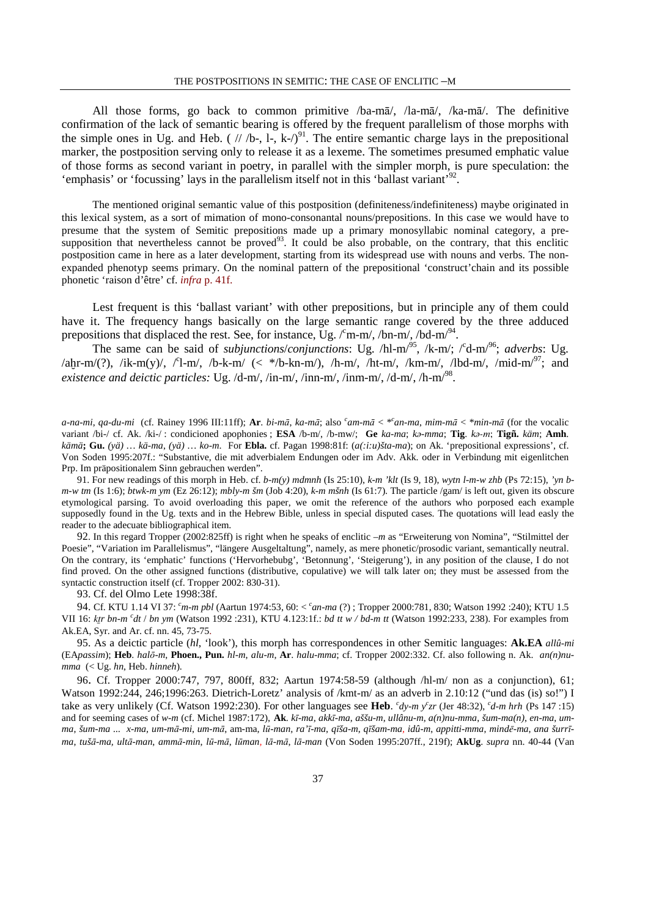All those forms, go back to common primitive /ba-mā/, /la-mā/, /ka-mā/. The definitive confirmation of the lack of semantic bearing is offered by the frequent parallelism of those morphs with the simple ones in Ug. and Heb. ( // /b-, l-, k-/)[91]. The entire semantic charge lays in the prepositional marker, the postposition serving only to release it as a lexeme. The sometimes presumed emphatic value of those forms as second variant in poetry, in parallel with the simpler morph, is pure speculation: the 'emphasis' or 'focussing' lays in the parallelism itself not in this 'ballast variant'[92].

The mentioned original semantic value of this postposition (definiteness/indefiniteness) maybe originated in this lexical system, as a sort of mimation of mono-consonantal nouns/prepositions. In this case we would have to presume that the system of Semitic prepositions made up a primary monosyllabic nominal category, a pre-supposition that nevertheless cannot be proved[93]. It could be also probable, on the contrary, that this enclitic postposition came in here as a later development, starting from its widespread use with nouns and verbs. The non-expanded phenotyp seems primary. On the nominal pattern of the prepositional 'construct'chain and its possible phonetic 'raison d'être' cf. *infra* p. 41f.

Lest frequent is this 'ballast variant' with other prepositions, but in principle any of them could have it. The frequency hangs basically on the large semantic range covered by the three adduced prepositions that displaced the rest. See, for instance, Ug. /ᶜm-m/, /bn-m/, /bd-m/[94].

The same can be said of *subjunctions*/*conjunctions*: Ug. /hl-m/[95], /k-m/; /ᶜd-m/[96]; *adverbs*: Ug. /aḫr-m/(?), /ik-m(y)/, /ᶜl-m/, /b-k-m/ (< \*/b-kn-m/), /h-m/, /ht-m/, /km-m/, /lbd-m/, /mid-m/[97]; and *existence and deictic particles:* Ug. /d-m/, /in-m/, /inn-m/, /inm-m/, /d-m/, /h-m/[98].

---

*a-na-mi*, *qa-du-mi* (cf. Rainey 1996 III:11ff); **Ar**. *bi-mā*, *ka-mā*; also *ᶜam-mā* < \**ᶜan-ma*, *mim-mā* < \**min-mā* (for the vocalic variant /bi-/ cf. Ak. /ki-/ : condicioned apophonies ; **ESA** /b-m/, /b-mw/; **Ge** *ka-ma*; *kə-mma*; **Tig**. *kə-m*; **Tigñ.** *käm*; **Amh**. *kämä***; Gu.** *(yä) … kä-ma*, *(yä) … ko-m*. For **Ebla.** cf. Pagan 1998:81f: (*a(:i:u)šta-ma*); on Ak. 'prepositional expressions', cf. Von Soden 1995:207f.: "Substantive, die mit adverbialem Endungen oder im Adv. Akk. oder in Verbindung mit eigenlitchen Prp. Im präpositionalem Sinn gebrauchen werden".

91. For new readings of this morph in Heb. cf. *b-m(y) mdmnh* (Is 25:10), *k-m 'klt* (Is 9, 18), *wytn l-m-w zhb* (Ps 72:15), *'yn b-m-w tm* (Is 1:6); *btwk-m ym* (Ez 26:12); *mbly-m šm* (Job 4:20), *k-m mšnh* (Is 61:7). The particle /gam/ is left out, given its obscure etymological parsing. To avoid overloading this paper, we omit the reference of the authors who porposed each example supposedly found in the Ug. texts and in the Hebrew Bible, unless in special disputed cases. The quotations will lead easly the reader to the adecuate bibliographical item.

92. In this regard Tropper (2002:825ff) is right when he speaks of enclitic *–m* as "Erweiterung von Nomina", "Stilmittel der Poesie", "Variation im Parallelismus", "längere Ausgeltaltung", namely, as mere phonetic/prosodic variant, semantically neutral. On the contrary, its 'emphatic' functions ('Hervorhebung', 'Betonnung', 'Steigerung'), in any position of the clause, I do not find proved. On the other assigned functions (distributive, copulative) we will talk later on; they must be assessed from the syntactic construction itself (cf. Tropper 2002: 830-31).

93. Cf. del Olmo Lete 1998:38f.

94. Cf. KTU 1.14 VI 37: *ᶜm-m pbl* (Aartun 1974:53, 60: < *ᶜan-ma* (?) ; Tropper 2000:781, 830; Watson 1992 :240); KTU 1.5 VII 16: *ḵtr bn-m ᶜdt* / *bn ym* (Watson 1992 :231), KTU 4.123:1f.: *bd tt w / bd-m tt* (Watson 1992:233, 238). For examples from Ak.EA, Syr. and Ar. cf. nn. 45, 73-75.

95. As a deictic particle (*hl*, 'look'), this morph has correspondences in other Semitic languages: **Ak.EA** *allû-mi* (EA*passim*); **Heb**. *halō-m*, **Phoen., Pun.** *hl-m*, *alu-m*, **Ar**. *halu-mma*; cf. Tropper 2002:332. Cf. also following n. Ak. *an(n)nu-mma* (< Ug. *hn*, Heb. *hinneh*).

96. Cf. Tropper 2000:747, 797, 800ff, 832; Aartun 1974:58-59 (although /hl-m/ non as a conjunction), 61; Watson 1992:244, 246;1996:263. Dietrich-Loretz' analysis of /kmt-m/ as an adverb in 2.10:12 ("und das (is) so!") I take as very unlikely (Cf. Watson 1992:230). For other languages see **Heb**. *ᶜdy-m yᶜzr* (Jer 48:32), *ᶜd-m hrh* (Ps 147 :15) and for seeming cases of *w-m* (cf. Michel 1987:172), **Ak**. *kī-ma*, *akkī-ma*, *aššu-m*, *ullânu-m*, *a(n)nu-mma*, *šum-ma(n)*, *en-ma*, *um-ma*, *šum-ma ... x-ma*, *um-mā-mi*, *um-mā*, am-ma, *lū-man*, *ra'ī-ma*, *qīša-m*, *qīšam-ma*, *idû-m*, *appitti-mma*, *mindē-ma*, *ana šurrī-ma*, *tušā-ma*, *ultā-man*, *ammā-min*, *lū-mā*, *lūman*, *lā-mā*, *lā-man* (Von Soden 1995:207ff., 219f); **AkUg**. *supra* nn. 40-44 (Van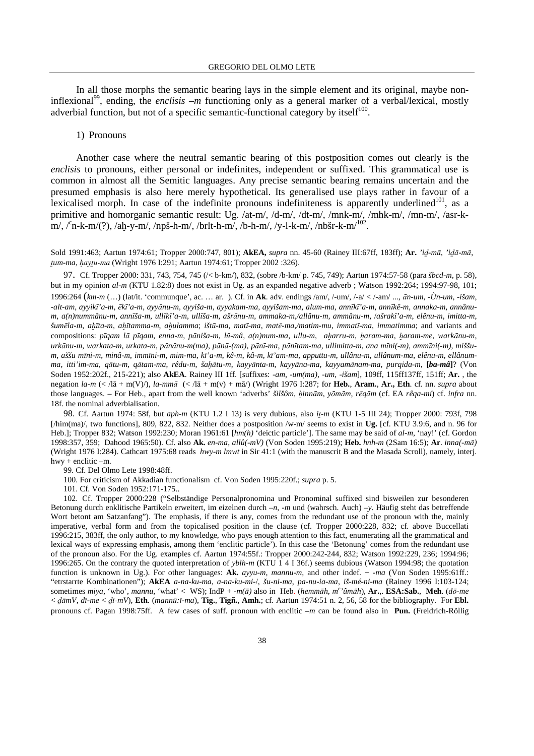In all those morphs the semantic bearing lays in the simple element and its original, maybe non-inflexional[99], ending, the *enclisis –m* functioning only as a general marker of a verbal/lexical, mostly adverbial function, but not of a specific semantic-functional category by itself[100].

1) Pronouns

Another case where the neutral semantic bearing of this postposition comes out clearly is the *enclisis* to pronouns, either personal or indefinites, independent or suffixed. This grammatical use is common in almost all the Semitic languages. Any precise semantic bearing remains uncertain and the presumed emphasis is also here merely hypothetical. Its generalised use plays rather in favour of a lexicalised morph. In case of the indefinite pronouns indefiniteness is apparently underlined[101], as a primitive and homorganic semantic result: Ug. /at-m/, /d-m/, /dt-m/, /mnk-m/, /mhk-m/, /mn-m/, /asr-k-m/, /ʿn-k-m/(?), /aḫ-y-m/, /npš-h-m/, /brlt-h-m/, /b-h-m/, /y-l-k-m/, /nbšr-k-m/[102].

Sold 1991:463; Aartun 1974:61; Tropper 2000:747, 801); **AkEA,** *supra* nn. 45-60 (Rainey III:67ff, 183ff); **Ar.** *'iḏ-mā*, *'iḏā-mā*, *ṯum-ma*, *ḥayṯu-ma* (Wright 1976 I:291; Aartun 1974:61; Tropper 2002 :326).

97. Cf. Tropper 2000: 331, 743, 754, 745 (/< b-km/), 832, (sobre /b-km/ p. 745, 749); Aartun 1974:57-58 (para *šbcd-m*, p. 58), but in my opinion *al-m* (KTU 1.82:8) does not exist in Ug. as an expanded negative adverb ; Watson 1992:264; 1994:97-98, 101; 1996:264 (*km-m* (…) (lat/it. 'communque', ac. … ar. ). Cf. in **Ak**. adv. endings /am/, /-um/, /-a/ < /-am/ ..., *ān-um*, *-Ùn-um*, *-išam*, *-alt-am*, *ayyikī'a-m*, *ēkī'a-m*, *ayyānu-m*, *ayyiša-m*, *ayyakam-ma*, *ayyišam-ma*, *alum-ma*, *annīkī'a-m*, *annīkê-m*, *annaka-m*, *annânu-m*, *a(n)nummânu-m*, *annīša-m*, *ullīkī'a-m*, *ullīša-m*, *ašrānu-m*, *ammaka-m,/allânu-m*, *ammânu-m*, /*ašrakī'a-m*, *elênu-m*, *imitta-m*, *šumēla-m*, *aḫīta-m*, *aḫītamma-m*, *aḫulamma*; *ištū-ma*, *matī-ma*, *matē-ma,/matim-mu*, *immatī-ma*, *immatimma*; and variants and compositions: *pīqam lā pīqam*, *enna-m*, *pāniša-m*, *lū-mâ*, *a(n)num-ma*, *ullu-m*, *aḫarru-m*, *ḫaram-ma*, *ḫaram-me*, *warkānu-m*, *urkānu-m*, *warkata-m*, *urkata-m*, *pānānu-m(ma)*, *pānā-(ma)*, *pānī-ma*, *pānītam-ma*, *ullimitta-m*, *ana mīni(-m)*, *ammīni(-m)*, *miššu-m*, *aššu mīni-m*, *minâ-m*, *immīni-m*, *mim-ma*, *kī'a-m*, *kê-m*, *kâ-m*, *kī'am-ma*, *apputtu-m*, *ullânu-m*, *ullânum-ma*, *elênu-m*, *ellânum-ma*, *itti'im-ma*, *qātu-m*, *qâtam-ma*, *rêdu-m*, *šaḫātu-m*, *kayyānta-m*, *kayyāna-ma*, *kayyamānam-ma*, *purqida-m*, **[*ba-mâ*]**? (Von Soden 1952:202f., 215-221); also **AkEA**. Rainey III 1ff. [suffixes: *-am*, *-um(ma)*, *-um*, *-išam*], 109ff, 115ff137ff, 151ff; **Ar.** , the negation *la-m* (< /lā + m(V)/), *la-mmā* (< /lā + m(v) + mā/) (Wright 1976 I:287; for **Heb.**, **Aram.**, **Ar., Eth**. cf. nn. *supra* about those languages. – For Heb., apart from the well known 'adverbs' *šilšôm*, *ḥinnām*, *yōmām*, *rēqām* (cf. EA *rêqa-mi*) cf. *infra* nn. 18f. the nominal adverbialisation.

98. Cf. Aartun 1974: 58f, but *aph-m* (KTU 1.2 I 13) is very dubious, also *iṯ-m* (KTU 1-5 III 24); Tropper 2000: 793f, 798 [/him(ma)/, two functions], 809, 822, 832. Neither does a postposition /w-m/ seems to exist in **Ug.** [cf. KTU 3.9:6, and n. 96 for Heb.]; Tropper 832; Watson 1992:230; Moran 1961:61 [*hm(h)* 'deictic particle']. The same may be said of *al-m*, 'nay!' (cf. Gordon 1998:357, 359; Dahood 1965:50). Cf. also **Ak.** *en-ma*, *allû(-mV)* (Von Soden 1995:219); **Heb.** *hnh-m* (2Sam 16:5); **Ar**. *inna(-mā)* (Wright 1976 I:284). Cathcart 1975:68 reads *hwy-m lmwt* in Sir 41:1 (with the manuscrit B and the Masada Scroll), namely, interj. hwy + enclitic –m.

99. Cf. Del Olmo Lete 1998:48ff.

100. For criticism of Akkadian functionalism cf. Von Soden 1995:220f.; *supra* p. 5.

101. Cf. Von Soden 1952:171-175..

102. Cf. Tropper 2000:228 ("Selbständige Personalpronomina und Pronominal suffixed sind bisweilen zur besonderen Betonung durch enklitische Partikeln erweitert, im eizelnen durch *–n*, *-m* und (wahrsch. Auch) *–y*. Häufig steht das betreffende Wort betont am Satzanfang"). The emphasis, if there is any, comes from the redundant use of the pronoun with the, mainly imperative, verbal form and from the topicalised position in the clause (cf. Tropper 2000:228, 832; cf. above Buccellati 1996:215, 383ff, the only author, to my knowledge, who pays enough attention to this fact, enumerating all the grammatical and lexical ways of expressing emphasis, among them 'enclitic particle'). In this case the 'Betonung' comes from the redundant use of the pronoun also. For the Ug. examples cf. Aartun 1974:55f.: Tropper 2000:242-244, 832; Watson 1992:229, 236; 1994:96; 1996:265. On the contrary the quoted interpretation of *yblh-m* (KTU 1 4 I 36f.) seems dubious (Watson 1994:98; the quotation function is unknown in Ug.). For other languages: **Ak.** *ayyu-m*, *mannu-m*, and other indef. + *-ma* (Von Soden 1995:61ff.: "etrstarrte Kombinationen"); **AkEA** *a-na-ku-ma*, *a-na-ku-mi-/*, *šu-ni-ma*, *pa-nu-ia-ma*, *iš-mé-ni-ma* (Rainey 1996 I:103-124; sometimes *miya*, 'who', *mannu*, 'what' < WS); IndP + *-m(ā)* also in Heb. (*hemmāh*, *mᵉ'ûmāh*), **Ar.**,. **ESA:Sab.**, **Meh**. (*dō-me* < *ḏāmV*, *dī-me* < *ḏī-mV*), **Eth**. (*mannū:ī-ma*), **Tig.**, **Tigñ.**, **Amh.**; cf. Aartun 1974:51 n. 2, 56, 58 for the bibliography. For **Ebl.** pronouns cf. Pagan 1998:75ff. A few cases of suff. pronoun with enclitic *–m* can be found also in **Pun.** (Freidrich-Röllig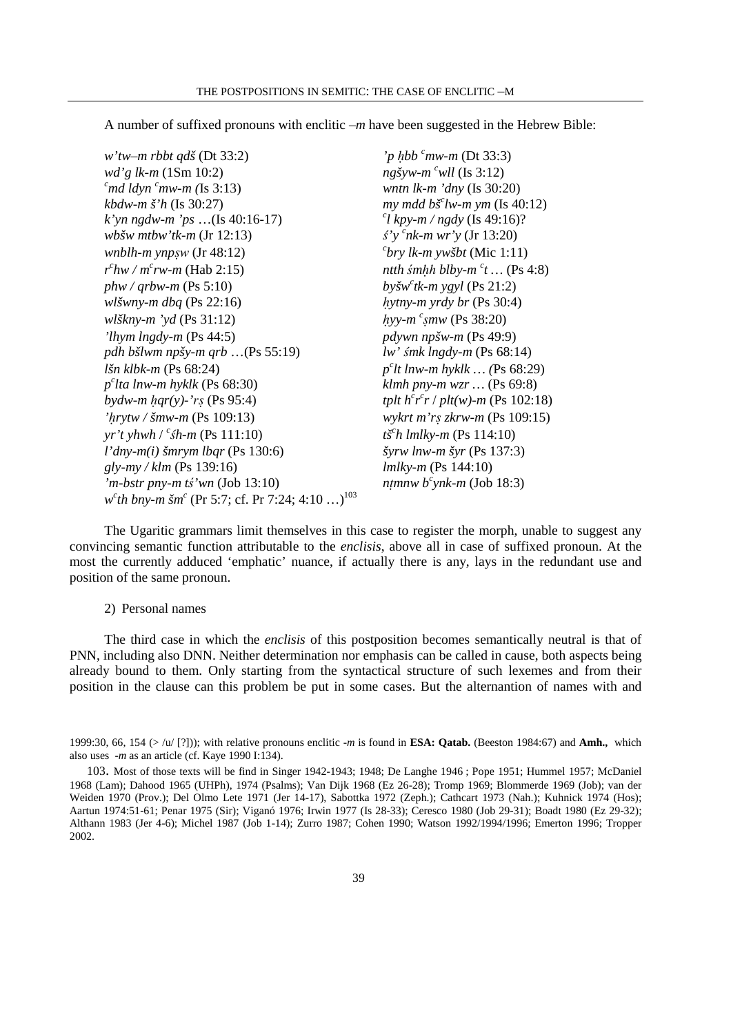A number of suffixed pronouns with enclitic *–m* have been suggested in the Hebrew Bible:

*w'tw–m rbbt qdš* (Dt 33:2)
*'p ḥbb ᶜmw-m* (Dt 33:3)
*wd'g lk-m* (1Sm 10:2)
*ngšyw-m ᶜwll* (Is 3:12)
*ᶜmd ldyn ᶜmw-m (*Is 3:13)
*wntn lk-m 'dny* (Is 30:20)
*kbdw-m š'h* (Is 30:27)
*my mdd bšᶜlw-m ym* (Is 40:12)
*k'yn ngdw-m 'ps* …(Is 40:16-17)
*ᶜl kpy-m / ngdy* (Is 49:16)?
*wbšw mtbw'tk-m* (Jr 12:13)
*ś'y ᶜnk-m wr'y* (Jr 13:20)
*wnblh-m ynpṣw* (Jr 48:12)
*ᶜbry lk-m ywšbt* (Mic 1:11)
*rᶜhw / mᶜrw-m* (Hab 2:15)
*ntth śmḥh blby-m ᶜt* … (Ps 4:8)
*phw / qrbw-m* (Ps 5:10)
*byšwᶜtk-m ygyl* (Ps 21:2)
*wlšwny-m dbq* (Ps 22:16)
*ḥytny-m yrdy br* (Ps 30:4)
*wlškny-m 'yd* (Ps 31:12)
*ḥyy-m ᶜṣmw* (Ps 38:20)
*'lhym lngdy-m* (Ps 44:5)
*pdywn npšw-m* (Ps 49:9)
*pdh bšlwm npšy-m qrb* …(Ps 55:19)
*lw' śmk lngdy-m* (Ps 68:14)
*lšn klbk-m* (Ps 68:24)
*pᶜlt lnw-m hyklk* … *(*Ps 68:29)
*pᶜlta lnw-m hyklk* (Ps 68:30)
*klmh pny-m wzr* … (Ps 69:8)
*bydw-m ḥqr(y)-'rṣ* (Ps 95:4)
*tplt hᶜrᶜr / plt(w)-m* (Ps 102:18)
*'ḥrytw / šmw-m* (Ps 109:13)
*wykrt m'rṣ zkrw-m* (Ps 109:15)
*yr't yhwh / ᶜśh-m* (Ps 111:10)
*tšᶜh lmlky-m* (Ps 114:10)
*l'dny-m(i) šmrym lbqr* (Ps 130:6)
*šyrw lnw-m šyr* (Ps 137:3)
*gly-my / klm* (Ps 139:16)
*lmlky-m* (Ps 144:10)
*'m-bstr pny-m tś'wn* (Job 13:10)
*nṭmnw bᶜynk-m* (Job 18:3)
*wᶜth bny-m šmᶜ* (Pr 5:7; cf. Pr 7:24; 4:10 …)[103]

The Ugaritic grammars limit themselves in this case to register the morph, unable to suggest any convincing semantic function attributable to the *enclisis*, above all in case of suffixed pronoun. At the most the currently adduced 'emphatic' nuance, if actually there is any, lays in the redundant use and position of the same pronoun.

2) Personal names

The third case in which the *enclisis* of this postposition becomes semantically neutral is that of PNN, including also DNN. Neither determination nor emphasis can be called in cause, both aspects being already bound to them. Only starting from the syntactical structure of such lexemes and from their position in the clause can this problem be put in some cases. But the alternantion of names with and

1999:30, 66, 154 (> /u/ [?])); with relative pronouns enclitic *-m* is found in **ESA: Qatab.** (Beeston 1984:67) and **Amh.,** which also uses *-m* as an article (cf. Kaye 1990 I:134).

103. Most of those texts will be find in Singer 1942-1943; 1948; De Langhe 1946 ; Pope 1951; Hummel 1957; McDaniel 1968 (Lam); Dahood 1965 (UHPh), 1974 (Psalms); Van Dijk 1968 (Ez 26-28); Tromp 1969; Blommerde 1969 (Job); van der Weiden 1970 (Prov.); Del Olmo Lete 1971 (Jer 14-17), Sabottka 1972 (Zeph.); Cathcart 1973 (Nah.); Kuhnick 1974 (Hos); Aartun 1974:51-61; Penar 1975 (Sir); Viganó 1976; Irwin 1977 (Is 28-33); Ceresco 1980 (Job 29-31); Boadt 1980 (Ez 29-32); Althann 1983 (Jer 4-6); Michel 1987 (Job 1-14); Zurro 1987; Cohen 1990; Watson 1992/1994/1996; Emerton 1996; Tropper 2002.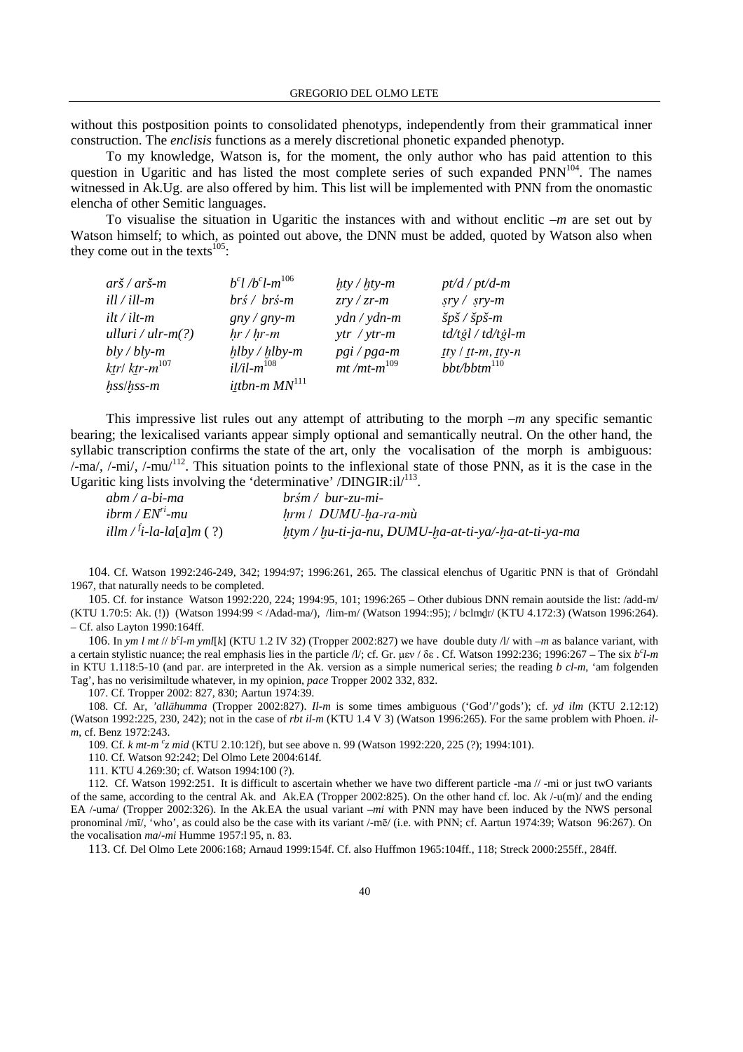without this postposition points to consolidated phenotyps, independently from their grammatical inner construction. The *enclisis* functions as a merely discretional phonetic expanded phenotyp.

To my knowledge, Watson is, for the moment, the only author who has paid attention to this question in Ugaritic and has listed the most complete series of such expanded PNN[104]. The names witnessed in Ak.Ug. are also offered by him. This list will be implemented with PNN from the onomastic elencha of other Semitic languages.

To visualise the situation in Ugaritic the instances with and without enclitic *–m* are set out by Watson himself; to which, as pointed out above, the DNN must be added, quoted by Watson also when they come out in the texts[105]:

| | | | |
|---|---|---|---|
| *arš / arš-m* | *bʿl /bʿl-m*[106] | *ḥty / ḥty-m* | *pt/d / pt/d-m* |
| *ill / ill-m* | *brś / brś-m* | *zry / zr-m* | *ṣry / ṣry-m* |
| *ilt / ilt-m* | *gny / gny-m* | *ydn / ydn-m* | *špš / špš-m* |
| *ulluri / ulr-m(?)* | *ḥr / ḥr-m* | *ytr / ytr-m* | *td/tġl / td/tġl-m* |
| *bly / bly-m* | *ḫlby / ḫlby-m* | *pgi / pga-m* | *ṯty / ṯt-m, ṯty-n* |
| *kṯr/ kṯr-m*[107] | *il/il-m*[108] | *mt /mt-m*[109] | *bbt/bbtm*[110] |
| *ḫss/ḫss-m* | *iṯtbn-m MN*[111] | | |

This impressive list rules out any attempt of attributing to the morph *–m* any specific semantic bearing; the lexicalised variants appear simply optional and semantically neutral. On the other hand, the syllabic transcription confirms the state of the art, only the vocalisation of the morph is ambiguous: /-ma/, /-mi/, /-mu/[112]. This situation points to the inflexional state of those PNN, as it is the case in the Ugaritic king lists involving the 'determinative' /DINGIR:il/[113].

| | |
|---|---|
| *abm / a-bi-ma* | *brśm / bur-zu-mi-* |
| *ibrm / EN^ri-mu* | *ḥrm / DUMU-ḫa-ra-mù* |
| *illm / ^Ii-la-la[a]m ( ?)* | *ḥtym / ḫu-ti-ja-nu, DUMU-ḫa-at-ti-ya/-ḫa-at-ti-ya-ma* |

---

104. Cf. Watson 1992:246-249, 342; 1994:97; 1996:261, 265. The classical elenchus of Ugaritic PNN is that of Gröndahl 1967, that naturally needs to be completed.

105. Cf. for instance Watson 1992:220, 224; 1994:95, 101; 1996:265 – Other dubious DNN remain aoutside the list: /add-m/ (KTU 1.70:5: Ak. (!)) (Watson 1994:99 < /Adad-ma/), /lim-m/ (Watson 1994::95); / bclmḏr/ (KTU 4.172:3) (Watson 1996:264). – Cf. also Layton 1990:164ff.

106. In *ym l mt* // *bʿl-m yml*[*k*] (KTU 1.2 IV 32) (Tropper 2002:827) we have double duty /l/ with *–m* as balance variant, with a certain stylistic nuance; the real emphasis lies in the particle /l/; cf. Gr. μεν / δε . Cf. Watson 1992:236; 1996:267 – The six *bʿl-m* in KTU 1.118:5-10 (and par. are interpreted in the Ak. version as a simple numerical series; the reading *b cl-m*, 'am folgenden Tag', has no verisimiltude whatever, in my opinion, *pace* Tropper 2002 332, 832.

107. Cf. Tropper 2002: 827, 830; Aartun 1974:39.

108. Cf. Ar, *'allāhumma* (Tropper 2002:827). *Il-m* is some times ambiguous ('God'/'gods'); cf. *yd ilm* (KTU 2.12:12) (Watson 1992:225, 230, 242); not in the case of *rbt il-m* (KTU 1.4 V 3) (Watson 1996:265). For the same problem with Phoen. *il-m*, cf. Benz 1972:243.

109. Cf. *k mt-m ʿz mid* (KTU 2.10:12f), but see above n. 99 (Watson 1992:220, 225 (?); 1994:101).

110. Cf. Watson 92:242; Del Olmo Lete 2004:614f.

111. KTU 4.269:30; cf. Watson 1994:100 (?).

112. Cf. Watson 1992:251. It is difficult to ascertain whether we have two different particle -ma // -mi or just twO variants of the same, according to the central Ak. and Ak.EA (Tropper 2002:825). On the other hand cf. loc. Ak /-u(m)/ and the ending EA /-uma/ (Tropper 2002:326). In the Ak.EA the usual variant *–mi* with PNN may have been induced by the NWS personal pronominal /mī/, 'who', as could also be the case with its variant /-mē/ (i.e. with PNN; cf. Aartun 1974:39; Watson 96:267). On the vocalisation *ma*/*-mi* Humme 1957:l 95, n. 83.

113. Cf. Del Olmo Lete 2006:168; Arnaud 1999:154f. Cf. also Huffmon 1965:104ff., 118; Streck 2000:255ff., 284ff.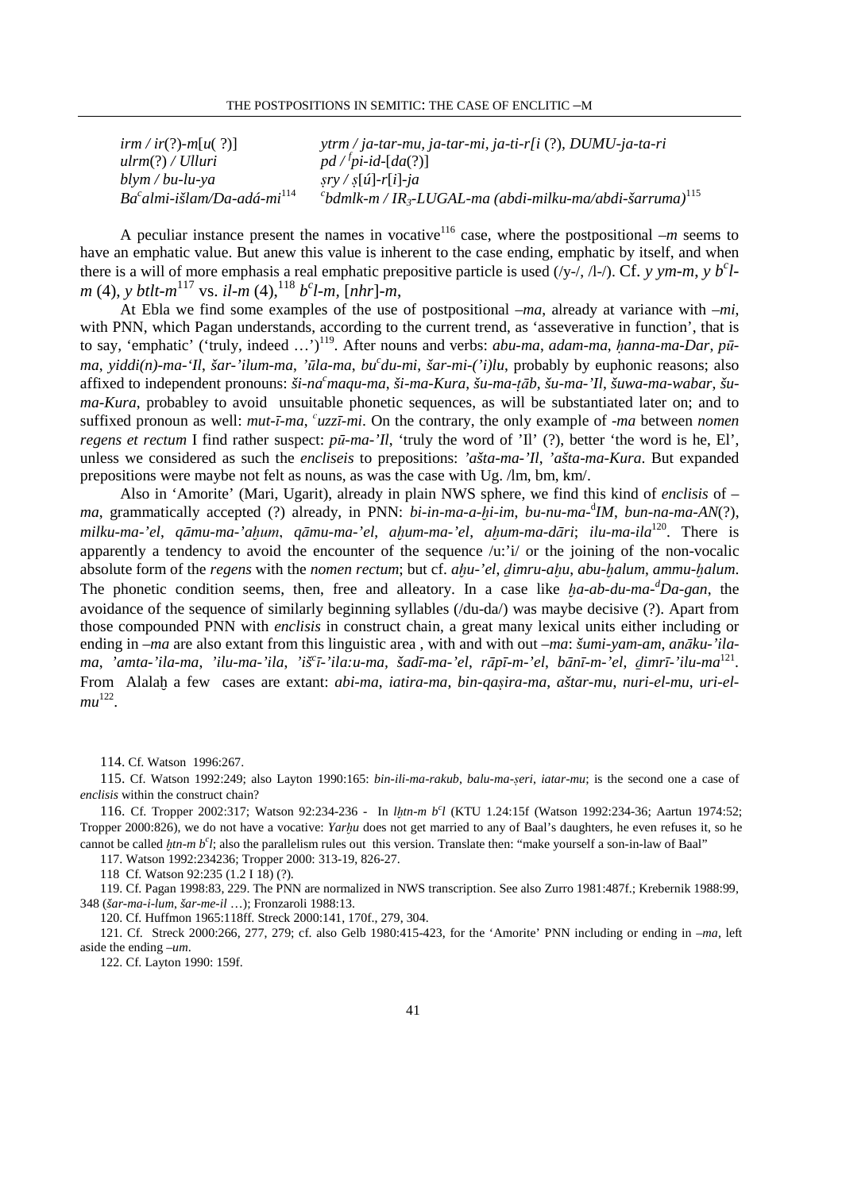| | |
|---|---|
| *irm / ir*(?)-*m*[*u*( ?)] | *ytrm / ja-tar-mu, ja-tar-mi, ja-ti-r[i* (?)*, DUMU-ja-ta-ri* |
| *ulrm*(?) */ Ulluri* | *pd /* $^{f}$*pi-id-*[*da*(?)] |
| *blym / bu-lu-ya* | *ṣry / ṣ*[*ú*]*-r*[*i*]*-ja* |
| *Ba*$^{c}$*almi-išlam/Da-adá-mi*[114] | $^{c}$*bdmlk-m / IR*$_{3}$*-LUGAL-ma (abdi-milku-ma/abdi-šarruma)*[115] |

A peculiar instance present the names in vocative[116] case, where the postpositional *–m* seems to have an emphatic value. But anew this value is inherent to the case ending, emphatic by itself, and when there is a will of more emphasis a real emphatic prepositive particle is used (/y-/, /l-/). Cf. *y ym-m*, *y b*$^{c}$*l-m* (4), *y btlt-m*[117] vs. *il-m* (4),[118] *b*$^{c}$*l-m*, [*nhr*]*-m*,

At Ebla we find some examples of the use of postpositional *–ma*, already at variance with *–mi*, with PNN, which Pagan understands, according to the current trend, as 'asseverative in function', that is to say, 'emphatic' ('truly, indeed …')[119]. After nouns and verbs: *abu-ma*, *adam-ma*, *ḥanna-ma-Dar*, *pū-ma*, *yiddi(n)-ma-'Il*, *šar-'ilum-ma*, *'ūla-ma*, *bu*$^{c}$*du-mi*, *šar-mi-(')lu*, probably by euphonic reasons; also affixed to independent pronouns: *ši-na*$^{c}$*maqu-ma*, *ši-ma-Kura*, *šu-ma-ṭāb*, *šu-ma-'Il*, *šuwa-ma-wabar*, *šu-ma-Kura*, probabley to avoid unsuitable phonetic sequences, as will be substantiated later on; and to suffixed pronoun as well: *mut-ī-ma*, $^{c}$*uzzī-mi*. On the contrary, the only example of *-ma* between *nomen regens et rectum* I find rather suspect: *pū-ma-'Il*, 'truly the word of 'Il' (?), better 'the word is he, El', unless we considered as such the *encliseis* to prepositions: *'ašta-ma-'Il*, *'ašta-ma-Kura*. But expanded prepositions were maybe not felt as nouns, as was the case with Ug. /lm, bm, km/.

Also in 'Amorite' (Mari, Ugarit), already in plain NWS sphere, we find this kind of *enclisis* of *–ma*, grammatically accepted (?) already, in PNN: *bi-in-ma-a-ḫi-im*, *bu-nu-ma-*$^{d}$*IM*, *bun-na-ma-AN*(?), *milku-ma-'el*, *qāmu-ma-'aḫum*, *qāmu-ma-'el*, *aḫum-ma-'el*, *aḫum-ma-dāri*; *ilu-ma-ila*[120]. There is apparently a tendency to avoid the encounter of the sequence /u:'i/ or the joining of the non-vocalic absolute form of the *regens* with the *nomen rectum*; but cf. *aḫu-'el*, *ḏimru-aḫu*, *abu-ḫalum*, *ammu-ḫalum*. The phonetic condition seems, then, free and alleatory. In a case like *ḫa-ab-du-ma-*$^{d}$*Da-gan*, the avoidance of the sequence of similarly beginning syllables (/du-da/) was maybe decisive (?). Apart from those compounded PNN with *enclisis* in construct chain, a great many lexical units either including or ending in *–ma* are also extant from this linguistic area , with and with out *–ma*: *šumi-yam-am*, *anāku-'ila-ma*, *'amta-'ila-ma*, *'ilu-ma-'ila*, *'iš*$^{c}$*ī-'ila:u-ma*, *šadī-ma-'el*, *rāpī-m-'el*, *bānī-m-'el*, *ḏimrī-'ilu-ma*[121]. From Alalaḫ a few cases are extant: *abi-ma*, *iatira-ma*, *bin-qaṣira-ma*, *aštar-mu*, *nuri-el-mu*, *uri-el-mu*[122].

114. Cf. Watson 1996:267.

115. Cf. Watson 1992:249; also Layton 1990:165: *bin-ili-ma-rakub*, *balu-ma-ṣeri*, *iatar-mu*; is the second one a case of *enclisis* within the construct chain?

116. Cf. Tropper 2002:317; Watson 92:234-236 - In *lḫtn-m b*$^{c}$*l* (KTU 1.24:15f (Watson 1992:234-36; Aartun 1974:52; Tropper 2000:826), we do not have a vocative: *Yarḫu* does not get married to any of Baal's daughters, he even refuses it, so he cannot be called *ḫtn-m b*$^{c}$*l*; also the parallelism rules out this version. Translate then: "make yourself a son-in-law of Baal"

117. Watson 1992:234236; Tropper 2000: 313-19, 826-27.

118 Cf. Watson 92:235 (1.2 I 18) (?).

119. Cf. Pagan 1998:83, 229. The PNN are normalized in NWS transcription. See also Zurro 1981:487f.; Krebernik 1988:99, 348 (*šar-ma-i-lum*, *šar-me-il* …); Fronzaroli 1988:13.

120. Cf. Huffmon 1965:118ff. Streck 2000:141, 170f., 279, 304.

121. Cf. Streck 2000:266, 277, 279; cf. also Gelb 1980:415-423, for the 'Amorite' PNN including or ending in *–ma*, left aside the ending *–um*.

122. Cf. Layton 1990: 159f.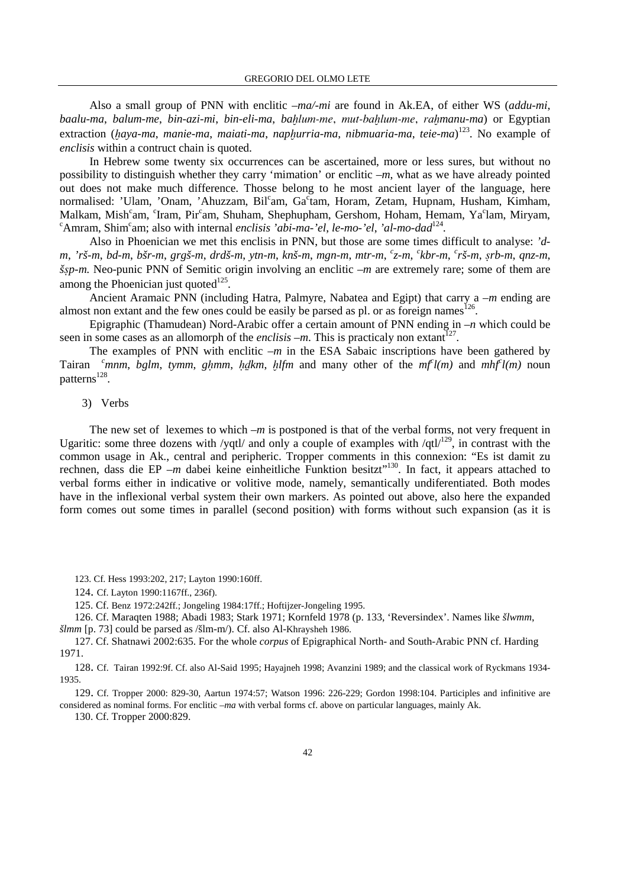Also a small group of PNN with enclitic *–ma/-mi* are found in Ak.EA, of either WS (*addu-mi*, *baalu-ma*, *balum-me*, *bin-azi-mi*, *bin-eli-ma*, *baḫlum-me*, *mut-baḫlum-me*, *raḫmanu-ma*) or Egyptian extraction (*ḫaya-ma*, *manie-ma*, *maiati-ma*, *napḫurria-ma*, *nibmuaria-ma*, *teie-ma*)[123]. No example of *enclisis* within a contruct chain is quoted.

In Hebrew some twenty six occurrences can be ascertained, more or less sures, but without no possibility to distinguish whether they carry 'mimation' or enclitic *–m*, what as we have already pointed out does not make much difference. Thosse belong to he most ancient layer of the language, here normalised: 'Ulam, 'Onam, 'Ahuzzam, Bilᶜam, Gaᶜtam, Horam, Zetam, Hupnam, Husham, Kimham, Malkam, Mishᶜam, ᶜIram, Pirᶜam, Shuham, Shephupham, Gershom, Hoham, Hemam, Yaᶜlam, Miryam, ᶜAmram, Shimᶜam; also with internal *enclisis 'abi-ma-'el*, *le-mo-'el*, *'al-mo-dad*[124].

Also in Phoenician we met this enclisis in PNN, but those are some times difficult to analyse: *'d-m*, *'rš-m*, *bd-m*, *bšr-m*, *grgš-m*, *drdš-m*, *ytn-m*, *knš-m*, *mgn-m*, *mtr-m*, *ᶜz-m*, *ᶜkbr-m*, *ᶜrš-m*, *ṣrb-m*, *qnz-m*, *šṣp-m.* Neo-punic PNN of Semitic origin involving an enclitic *–m* are extremely rare; some of them are among the Phoenician just quoted[125].

Ancient Aramaic PNN (including Hatra, Palmyre, Nabatea and Egipt) that carry a *–m* ending are almost non extant and the few ones could be easily be parsed as pl. or as foreign names[126].

Epigraphic (Thamudean) Nord-Arabic offer a certain amount of PNN ending in *–n* which could be seen in some cases as an allomorph of the *enclisis –m*. This is practicaly non extant[127].

The examples of PNN with enclitic *–m* in the ESA Sabaic inscriptions have been gathered by Tairan *ᶜmnm*, *bglm*, *tymm*, *gḥmm*, *ḥḏkm*, *ḫlfm* and many other of the *mfᶜl(m)* and *mhfᶜl(m)* noun patterns[128].

3) Verbs

The new set of lexemes to which *–m* is postponed is that of the verbal forms, not very frequent in Ugaritic: some three dozens with /yqtl/ and only a couple of examples with /qtl/[129], in contrast with the common usage in Ak., central and peripheric. Tropper comments in this connexion: "Es ist damit zu rechnen, dass die EP *–m* dabei keine einheitliche Funktion besitzt"[130]. In fact, it appears attached to verbal forms either in indicative or volitive mode, namely, semantically undiferentiated. Both modes have in the inflexional verbal system their own markers. As pointed out above, also here the expanded form comes out some times in parallel (second position) with forms without such expansion (as it is

123. Cf. Hess 1993:202, 217; Layton 1990:160ff.

124. Cf. Layton 1990:1167ff., 236f).

125. Cf. Benz 1972:242ff.; Jongeling 1984:17ff.; Hoftijzer-Jongeling 1995.

126. Cf. Maraqten 1988; Abadi 1983; Stark 1971; Kornfeld 1978 (p. 133, 'Reversindex'. Names like *šlwmm*, *šlmm* [p. 73] could be parsed as /šlm-m/). Cf. also Al-Khraysheh 1986.

127. Cf. Shatnawi 2002:635. For the whole *corpus* of Epigraphical North- and South-Arabic PNN cf. Harding 1971.

128. Cf. Tairan 1992:9f. Cf. also Al-Said 1995; Hayajneh 1998; Avanzini 1989; and the classical work of Ryckmans 1934-1935.

129. Cf. Tropper 2000: 829-30, Aartun 1974:57; Watson 1996: 226-229; Gordon 1998:104. Participles and infinitive are considered as nominal forms. For enclitic *–ma* with verbal forms cf. above on particular languages, mainly Ak.

130. Cf. Tropper 2000:829.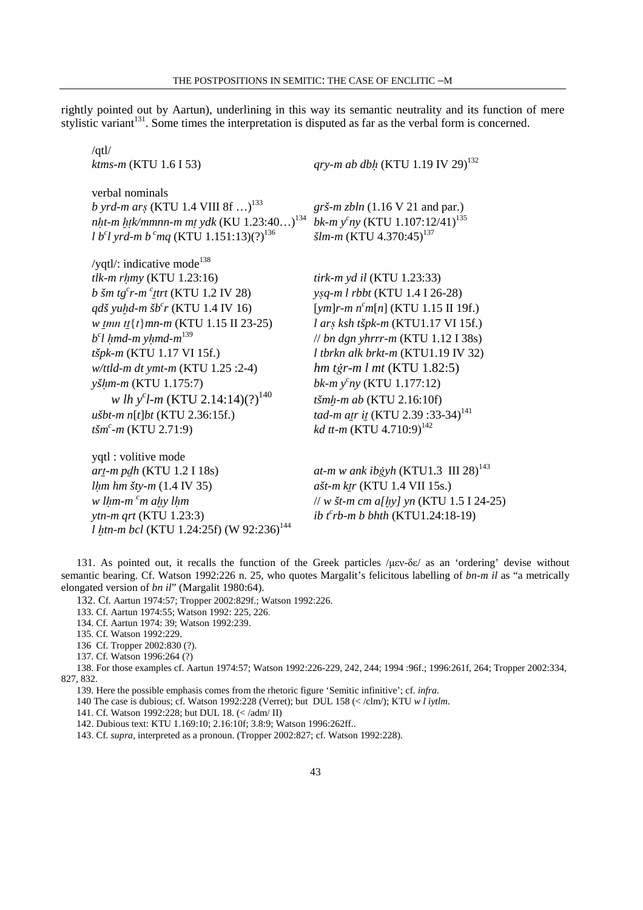rightly pointed out by Aartun), underlining in this way its semantic neutrality and its function of mere stylistic variant[131]. Some times the interpretation is disputed as far as the verbal form is concerned.

/qtl/

| | |
|---|---|
| *ktms-m* (KTU 1.6 I 53) | *qry-m ab dbḥ* (KTU 1.19 IV 29)[132] |

verbal nominals

| | |
|---|---|
| *b yrd-m arṣ* (KTU 1.4 VIII 8f …)[133] | *grš-m zbln* (1.16 V 21 and par.) |
| *nḥt-m ḫṭk/mmnn-m mṭ ydk* (KU 1.23:40…)[134] | *bk-m yᶜny* (KTU 1.107:12/41)[135] |
| *l bᶜl yrd-m b ᶜmq* (KTU 1.151:13)(?)[136] | *šlm-m* (KTU 4.370:45)[137] |

/yqtl/: indicative mode[138]

| | |
|---|---|
| *tlk-m rḥmy* (KTU 1.23:16) | *tirk-m yd il* (KTU 1.23:33) |
| *b šm tgᶜr-m ᶜṯtrt* (KTU 1.2 IV 28) | *yṣq-m l rbbt* (KTU 1.4 I 26-28) |
| *qdš yuḫd-m šbᶜr* (KTU 1.4 IV 16) | [*ym*]*r-m nᶜm*[*n*] (KTU 1.15 II 19f.) |
| *w ṯmn ṯṯ*{*t*}*mn-m* (KTU 1.15 II 23-25) | *l arṣ ksh tšpk-m* (KTU1.17 VI 15f.) |
| *bᶜl ḥmd-m yḥmd-m*[139] | // *bn dgn yhrrr-m* (KTU 1.12 I 38s) |
| *tšpk-m* (KTU 1.17 VI 15f.) | *l tbrkn alk brkt-m* (KTU1.19 IV 32) |
| *w/ttld-m dt ymt-m* (KTU 1.25 :2-4) | *hm tġr-m l mt* (KTU 1.82:5) |
| *yšḥm-m* (KTU 1.175:7) | *bk-m yᶜny* (KTU 1.177:12) |
| *w lh yᶜl-m* (KTU 2.14:14)(?)[140] | *tšmḫ-m ab* (KTU 2.16:10f) |
| *ušbt-m n*[*t*]*bt* (KTU 2.36:15f.) | *tad-m aṯr iṯ* (KTU 2.39 :33-34)[141] |
| *tšmᶜ-m* (KTU 2.71:9) | *kd tt-m* (KTU 4.710:9)[142] |

yqtl : volitive mode

| | |
|---|---|
| *arṯ-m pḏh* (KTU 1.2 I 18s) | *at-m w ank ibġyh* (KTU1.3 III 28)[143] |
| *lḥm hm šty-m* (1.4 IV 35) | *ašt-m kṯr* (KTU 1.4 VII 15s.) |
| *w lḥm-m ᶜm aḫy lḥm* | // *w št-m cm a[ḫy] yn* (KTU 1.5 I 24-25) |
| *ytn-m qrt* (KTU 1.23:3) | *ib tᶜrb-m b bhth* (KTU1.24:18-19) |
| *l ḫtn-m bcl* (KTU 1.24:25f) (W 92:236)[144] | |

131. As pointed out, it recalls the function of the Greek particles /μεν-δε/ as an 'ordering' devise without semantic bearing. Cf. Watson 1992:226 n. 25, who quotes Margalit's felicitous labelling of *bn-m il* as "a metrically elongated version of *bn il*" (Margalit 1980:64).

132. Cf. Aartun 1974:57; Tropper 2002:829f.; Watson 1992:226.

133. Cf. Aartun 1974:55; Watson 1992: 225, 226.

134. Cf. Aartun 1974: 39; Watson 1992:239.

135. Cf. Watson 1992:229.

136 Cf. Tropper 2002:830 (?).

137. Cf. Watson 1996:264 (?)

138. For those examples cf. Aartun 1974:57; Watson 1992:226-229, 242, 244; 1994 :96f.; 1996:261f, 264; Tropper 2002:334, 827, 832.

139. Here the possible emphasis comes from the rhetoric figure 'Semitic infinitive'; cf. *infra*.

140 The case is dubious; cf. Watson 1992:228 (Verret); but DUL 158 (< /clm/); KTU *w l iytlm*.

141. Cf. Watson 1992:228; but DUL 18. (< /adm/ II)

142. Dubious text: KTU 1.169:10; 2.16:10f; 3.8:9; Watson 1996:262ff..

143. Cf. *supra*, interpreted as a pronoun. (Tropper 2002:827; cf. Watson 1992:228).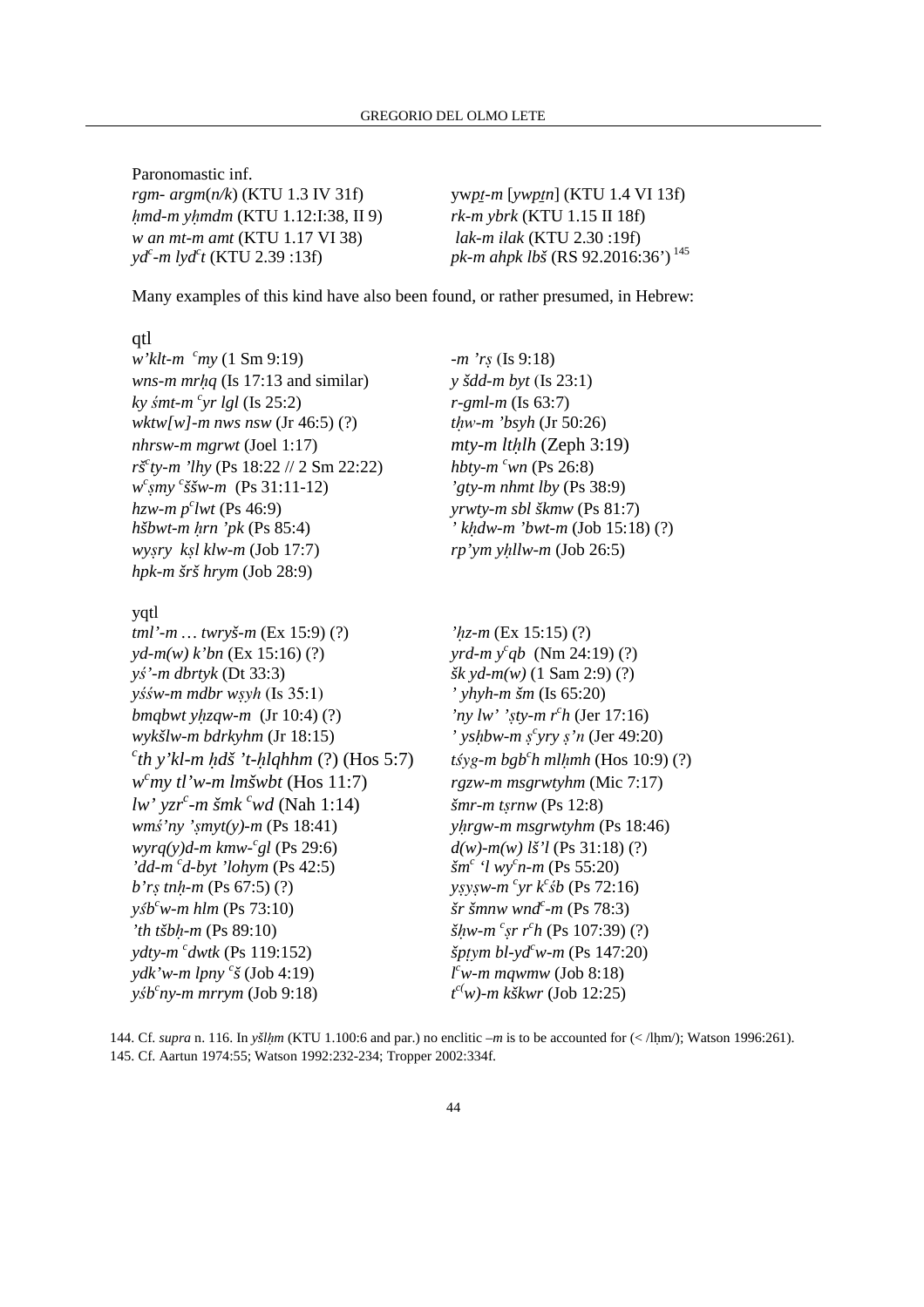Paronomastic inf.

*rgm- argm*(*n/k*) (KTU 1.3 IV 31f)
ywp*ṯ-m* [*ywpṯn*] (KTU 1.4 VI 13f)
*ḥmd-m yḥmdm* (KTU 1.12:I:38, II 9)
*rk-m ybrk* (KTU 1.15 II 18f)
*w an mt-m amt* (KTU 1.17 VI 38)
*lak-m ilak* (KTU 2.30 :19f)
*ydʿ-m lydʿt* (KTU 2.39 :13f)
*pk-m ahpk lbš* (RS 92.2016:36') [145]

Many examples of this kind have also been found, or rather presumed, in Hebrew:

qtl

*w'klt-m ʿmy* (1 Sm 9:19)
*-m 'rṣ* (Is 9:18)
*wns-m mrḥq* (Is 17:13 and similar)
*y šdd-m byt* (Is 23:1)
*ky śmt-m ʿyr lgl* (Is 25:2)
*r-gml-m* (Is 63:7)
*wktw[w]-m nws nsw* (Jr 46:5) (?)
*tḥw-m 'bsyh* (Jr 50:26)
*nhrsw-m mgrwt* (Joel 1:17)
*mty-m ltḥlh* (Zeph 3:19)
*ršʿty-m 'lhy* (Ps 18:22 // 2 Sm 22:22)
*hbty-m ʿwn* (Ps 26:8)
*wʿṣmy ʿššw-m* (Ps 31:11-12)
*'gty-m nhmt lby* (Ps 38:9)
*hzw-m pʿlwt* (Ps 46:9)
*yrwty-m sbl škmw* (Ps 81:7)
*hšbwt-m ḥrn 'pk* (Ps 85:4)
*' kḥdw-m 'bwt-m* (Job 15:18) (?)
*wyṣry kṣl klw-m* (Job 17:7)
*rp'ym yḥllw-m* (Job 26:5)
*hpk-m šrš hrym* (Job 28:9)

yqtl

*tml'-m … twryš-m* (Ex 15:9) (?)
*'ḥz-m* (Ex 15:15) (?)
*yd-m(w) k'bn* (Ex 15:16) (?)
*yrd-m yʿqb* (Nm 24:19) (?)
*yś'-m dbrtyk* (Dt 33:3)
*šk yd-m(w)* (1 Sam 2:9) (?)
*yśśw-m mdbr wṣyh* (Is 35:1)
*' yhyh-m šm* (Is 65:20)
*bmqbwt yḥzqw-m* (Jr 10:4) (?)
*'ny lw' 'ṣty-m rʿh* (Jer 17:16)
*wykšlw-m bdrkyhm* (Jr 18:15)
*' ysḥbw-m ṣʿyry ṣ'n* (Jer 49:20)
*ʿth y'kl-m ḥdš 't-ḥlqhhm* (?) (Hos 5:7)
*tśyg-m bgbʿh mlḥmh* (Hos 10:9) (?)
*wʿmy tl'w-m lmšwbt* (Hos 11:7)
*rgzw-m msgrwtyhm* (Mic 7:17)
*lw' yzrʿ-m šmk ʿwd* (Nah 1:14)
*šmr-m tṣrnw* (Ps 12:8)
*wmś'ny 'ṣmyt(y)-m* (Ps 18:41)
*yḥrgw-m msgrwtyhm* (Ps 18:46)
*wyrq(y)d-m kmw-ʿgl* (Ps 29:6)
*d(w)-m(w) lš'l* (Ps 31:18) (?)
*'dd-m ʿd-byt 'lohym* (Ps 42:5)
*šmʿ 'l wyʿn-m* (Ps 55:20)
*b'rṣ tnḥ-m* (Ps 67:5) (?)
*yṣyṣw-m ʿyr kʿśb* (Ps 72:16)
*yśbʿw-m hlm* (Ps 73:10)
*šr šmnw wndʿ-m* (Ps 78:3)
*'th tšbḥ-m* (Ps 89:10)
*šḥw-m ʿṣr rʿh* (Ps 107:39) (?)
*ydty-m ʿdwtk* (Ps 119:152)
*špṭym bl-ydʿw-m* (Ps 147:20)
*ydk'w-m lpny ʿš* (Job 4:19)
*lʿw-m mqwmw* (Job 8:18)
*yśbʿny-m mrrym* (Job 9:18)
*tʿ(w)-m kškwr* (Job 12:25)

144. Cf. *supra* n. 116. In *yšlḥm* (KTU 1.100:6 and par.) no enclitic –*m* is to be accounted for (< /lḥm/); Watson 1996:261).

145. Cf. Aartun 1974:55; Watson 1992:232-234; Tropper 2002:334f.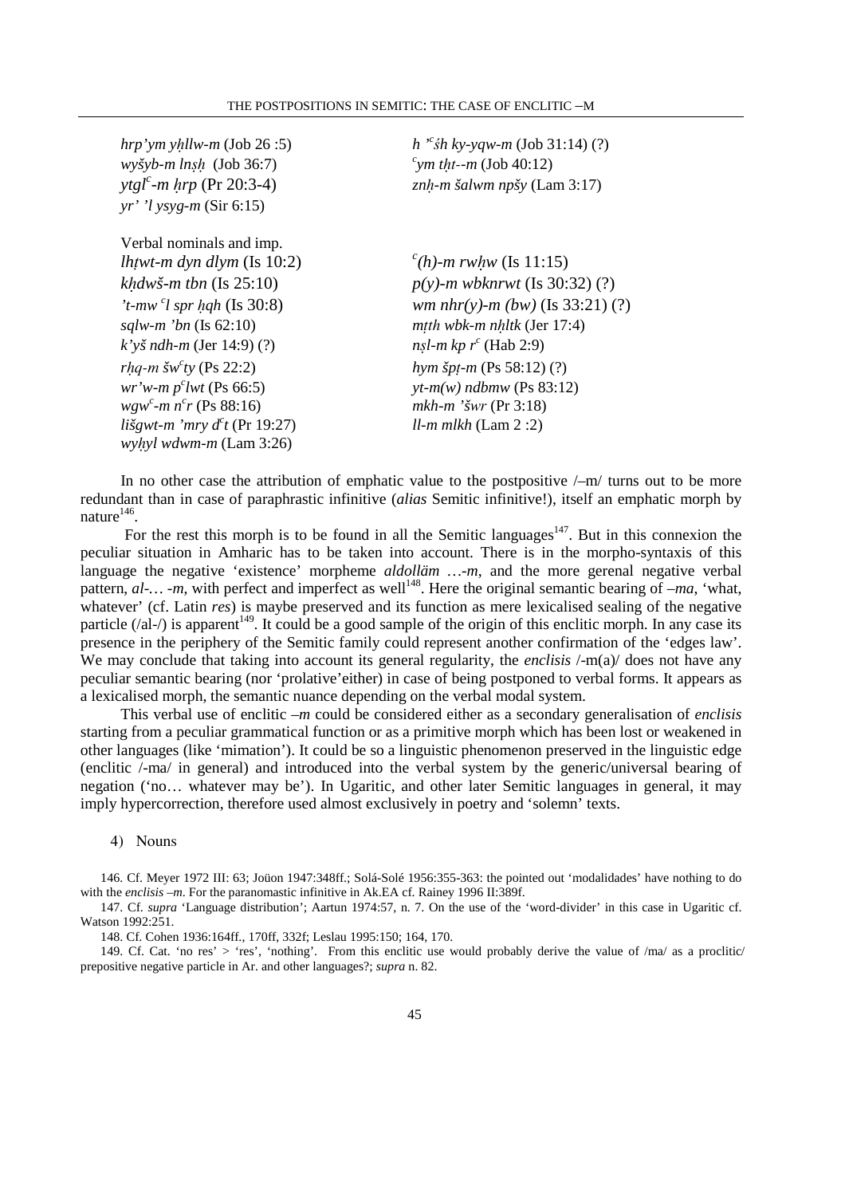*hrp'ym yḥllw-m* (Job 26 :5)
*wyšyb-m lnṣḥ* (Job 36:7)
*ytglᶜ-m ḥrp* (Pr 20:3-4)
*yr' 'l ysyg-m* (Sir 6:15)

*h 'ᶜśh ky-yqw-m* (Job 31:14) (?)
*ᶜym tḥt--m* (Job 40:12)
*znḥ-m šalwm npšy* (Lam 3:17)

Verbal nominals and imp.

*lhṭwt-m dyn dlym* (Is 10:2)
*kḥdwš-m tbn* (Is 25:10)
*'t-mw ᶜl spr ḥqh* (Is 30:8)
*sqlw-m 'bn* (Is 62:10)
*k'yš ndh-m* (Jer 14:9) (?)
*rḥq-m šwᶜty* (Ps 22:2)
*wr'w-m pᶜlwt* (Ps 66:5)
*wgwᶜ-m nᶜr* (Ps 88:16)
*lišgwt-m 'mry dᶜt* (Pr 19:27)
*wyḥyl wdwm-m* (Lam 3:26)

*ᶜ(h)-m rwḥw* (Is 11:15)
*p(y)-m wbknrwt* (Is 30:32) (?)
*wm nhr(y)-m (bw)* (Is 33:21) (?)
*mṭth wbk-m nḥltk* (Jer 17:4)
*nṣl-m kp rᶜ* (Hab 2:9)
*hym špṭ-m* (Ps 58:12) (?)
*yt-m(w) ndbmw* (Ps 83:12)
*mkh-m 'šwr* (Pr 3:18)
*ll-m mlkh* (Lam 2 :2)

In no other case the attribution of emphatic value to the postpositive /–m/ turns out to be more redundant than in case of paraphrastic infinitive (*alias* Semitic infinitive!), itself an emphatic morph by nature[146].

For the rest this morph is to be found in all the Semitic languages[147]. But in this connexion the peculiar situation in Amharic has to be taken into account. There is in the morpho-syntaxis of this language the negative 'existence' morpheme *aldolläm* …-*m*, and the more gerenal negative verbal pattern, *al-*… -*m*, with perfect and imperfect as well[148]. Here the original semantic bearing of –*ma*, 'what, whatever' (cf. Latin *res*) is maybe preserved and its function as mere lexicalised sealing of the negative particle (/al-/) is apparent[149]. It could be a good sample of the origin of this enclitic morph. In any case its presence in the periphery of the Semitic family could represent another confirmation of the 'edges law'. We may conclude that taking into account its general regularity, the *enclisis* /-m(a)/ does not have any peculiar semantic bearing (nor 'prolative'either) in case of being postponed to verbal forms. It appears as a lexicalised morph, the semantic nuance depending on the verbal modal system.

This verbal use of enclitic –*m* could be considered either as a secondary generalisation of *enclisis* starting from a peculiar grammatical function or as a primitive morph which has been lost or weakened in other languages (like 'mimation'). It could be so a linguistic phenomenon preserved in the linguistic edge (enclitic /-ma/ in general) and introduced into the verbal system by the generic/universal bearing of negation ('no… whatever may be'). In Ugaritic, and other later Semitic languages in general, it may imply hypercorrection, therefore used almost exclusively in poetry and 'solemn' texts.

4) Nouns

146. Cf. Meyer 1972 III: 63; Joüon 1947:348ff.; Solá-Solé 1956:355-363: the pointed out 'modalidades' have nothing to do with the *enclisis –m*. For the paranomastic infinitive in Ak.EA cf. Rainey 1996 II:389f.

147. Cf. *supra* 'Language distribution'; Aartun 1974:57, n. 7. On the use of the 'word-divider' in this case in Ugaritic cf. Watson 1992:251.

148. Cf. Cohen 1936:164ff., 170ff, 332f; Leslau 1995:150; 164, 170.

149. Cf. Cat. 'no res' > 'res', 'nothing'. From this enclitic use would probably derive the value of /ma/ as a proclitic/ prepositive negative particle in Ar. and other languages?; *supra* n. 82.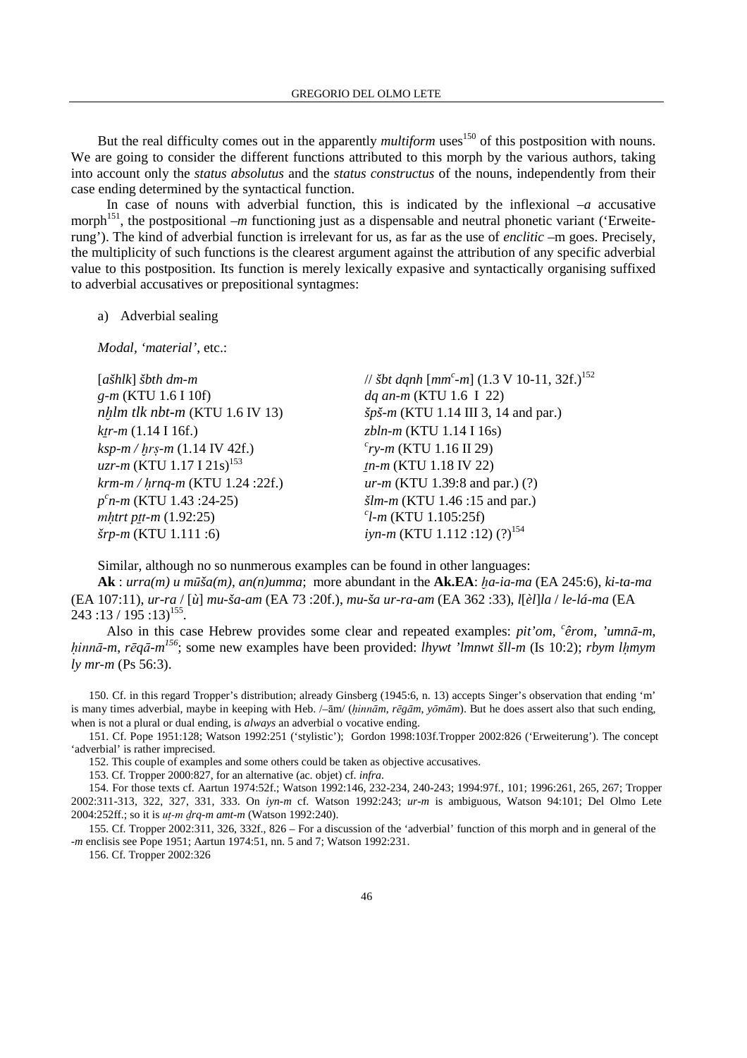But the real difficulty comes out in the apparently *multiform* uses[150] of this postposition with nouns. We are going to consider the different functions attributed to this morph by the various authors, taking into account only the *status absolutus* and the *status constructus* of the nouns, independently from their case ending determined by the syntactical function.

In case of nouns with adverbial function, this is indicated by the inflexional –*a* accusative morph[151], the postpositional –*m* functioning just as a dispensable and neutral phonetic variant ('Erweiterung'). The kind of adverbial function is irrelevant for us, as far as the use of *enclitic* –m goes. Precisely, the multiplicity of such functions is the clearest argument against the attribution of any specific adverbial value to this postposition. Its function is merely lexically expasive and syntactically organising suffixed to adverbial accusatives or prepositional syntagmes:

a) Adverbial sealing

*Modal, 'material'*, etc.:

| | |
|---|---|
| [*ašhlk*] *šbth dm-m* | // *šbt dqnh* [*mm*ᶜ*-m*] (1.3 V 10-11, 32f.)[152] |
| *g-m* (KTU 1.6 I 10f) | *dq an-m* (KTU 1.6 I 22) |
| *nḫlm tlk nbt-m* (KTU 1.6 IV 13) | *špš-m* (KTU 1.14 III 3, 14 and par.) |
| *kṯr-m* (1.14 I 16f.) | *zbln-m* (KTU 1.14 I 16s) |
| *ksp-m / ḫrṣ-m* (1.14 IV 42f.) | ᶜ*ry-m* (KTU 1.16 II 29) |
| *uzr-m* (KTU 1.17 I 21s)[153] | *ṯn-m* (KTU 1.18 IV 22) |
| *krm-m / ḥrnq-m* (KTU 1.24 :22f.) | *ur-m* (KTU 1.39:8 and par.) (?) |
| *p*ᶜ*n-m* (KTU 1.43 :24-25) | *šlm-m* (KTU 1.46 :15 and par.) |
| *mḥtrt pṯt-m* (1.92:25) | ᶜ*l-m* (KTU 1.105:25f) |
| *šrp-m* (KTU 1.111 :6) | *iyn-m* (KTU 1.112 :12) (?)[154] |

Similar, although no so nunmerous examples can be found in other languages:

**Ak** : *urra(m) u mūša(m), an(n)umma*; more abundant in the **Ak.EA**: *ḫa-ia-ma* (EA 245:6), *ki-ta-ma* (EA 107:11), *ur-ra* / [*ù*] *mu-ša-am* (EA 73 :20f.), *mu-ša ur-ra-am* (EA 362 :33), *l*[*èl*]*la* / *le-lá-ma* (EA 243 :13 / 195 :13)[155].

Also in this case Hebrew provides some clear and repeated examples: *pit'om*, ᶜ*êrom*, *'umnā-m*, *ḥinnā-m*, *rēqā-m*[156]; some new examples have been provided: *lhywt 'lmnwt šll-m* (Is 10:2); *rbym lḥmym ly mr-m* (Ps 56:3).

150. Cf. in this regard Tropper's distribution; already Ginsberg (1945:6, n. 13) accepts Singer's observation that ending 'm' is many times adverbial, maybe in keeping with Heb. /–ām/ (*ḥinnām*, *rēgām*, *yōmām*). But he does assert also that such ending, when is not a plural or dual ending, is *always* an adverbial o vocative ending.

151. Cf. Pope 1951:128; Watson 1992:251 ('stylistic'); Gordon 1998:103f.Tropper 2002:826 ('Erweiterung'). The concept 'adverbial' is rather impre­cised.

152. This couple of examples and some others could be taken as objective accusatives.

153. Cf. Tropper 2000:827, for an alternative (ac. objet) cf. *infra*.

154. For those texts cf. Aartun 1974:52f.; Watson 1992:146, 232-234, 240-243; 1994:97f., 101; 1996:261, 265, 267; Tropper 2002:311-313, 322, 327, 331, 333. On *iyn-m* cf. Watson 1992:243; *ur-m* is ambiguous, Watson 94:101; Del Olmo Lete 2004:252ff.; so it is *uṭ-m ḏrq-m amt-m* (Watson 1992:240).

155. Cf. Tropper 2002:311, 326, 332f., 826 – For a discussion of the 'adverbial' function of this morph and in general of the -*m* enclisis see Pope 1951; Aartun 1974:51, nn. 5 and 7; Watson 1992:231.

156. Cf. Tropper 2002:326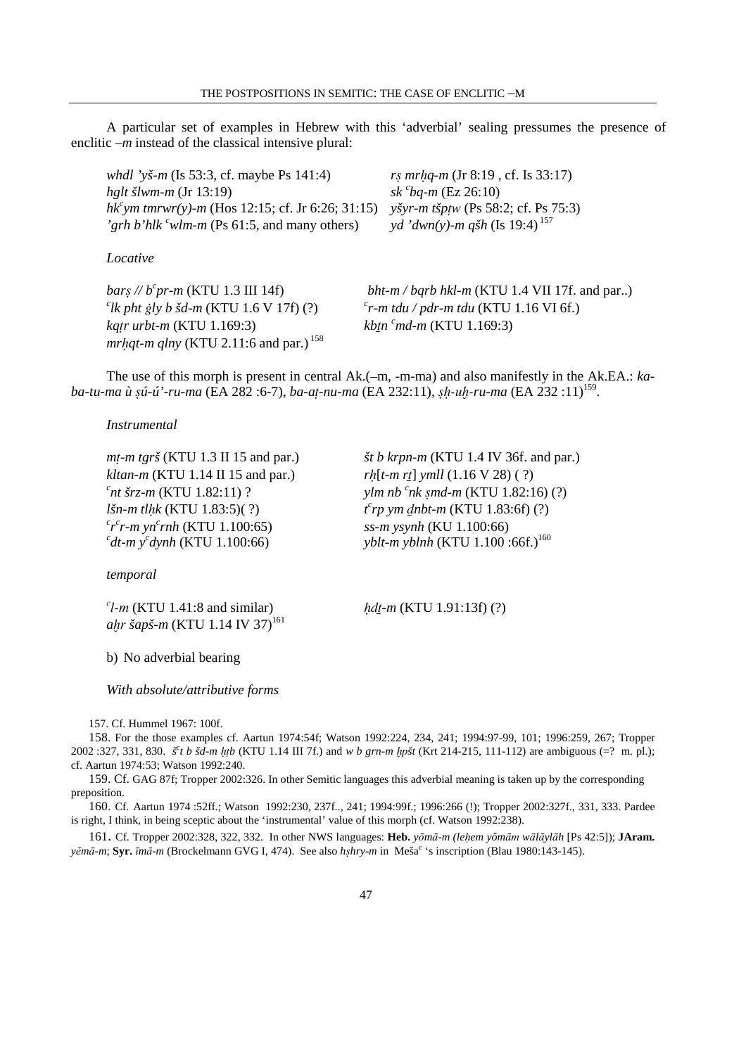A particular set of examples in Hebrew with this 'adverbial' sealing pressumes the presence of enclitic *–m* instead of the classical intensive plural:

*whdl 'yš-m* (Is 53:3, cf. maybe Ps 141:4)
*hglt šlwm-m* (Jr 13:19)
*hk*ᶜ*ym tmrwr(y)-m* (Hos 12:15; cf. Jr 6:26; 31:15)
*'grh b'hlk* ᶜ*wlm-m* (Ps 61:5, and many others)

*rṣ mrḥq-m* (Jr 8:19 , cf. Is 33:17)
*sk* ᶜ*bq-m* (Ez 26:10)
*yšyr-m tšpṭw* (Ps 58:2; cf. Ps 75:3)
*yd 'dwn(y)-m qšh* (Is 19:4)[157]

*Locative*

*barṣ // b*ᶜ*pr-m* (KTU 1.3 III 14f)
ᶜ*lk pht ġly b šd-m* (KTU 1.6 V 17f) (?)
*kqṭr urbt-m* (KTU 1.169:3)
*mrḥqt-m qlny* (KTU 2.11:6 and par.)[158]

*bht-m / bqrb hkl-m* (KTU 1.4 VII 17f. and par..)
ᶜ*r-m tdu / pdr-m tdu* (KTU 1.16 VI 6f.)
*kbṯn* ᶜ*md-m* (KTU 1.169:3)

The use of this morph is present in central Ak.(–m, -m-ma) and also manifestly in the Ak.EA.: *ka-ba-tu-ma ù ṣú-ú'-ru-ma* (EA 282 :6-7), *ba-aṭ-nu-ma* (EA 232:11), *ṣḫ-uḫ-ru-ma* (EA 232 :11)[159].

*Instrumental*

*mṭ-m tgrš* (KTU 1.3 II 15 and par.)
*kltan-m* (KTU 1.14 II 15 and par.)
ᶜ*nt šrz-m* (KTU 1.82:11) ?
*lšn-m tlḥk* (KTU 1.83:5)( ?)
ᶜ*r*ᶜ*r-m yn*ᶜ*rnh* (KTU 1.100:65)
ᶜ*dt-m y*ᶜ*dynh* (KTU 1.100:66)

*št b krpn-m* (KTU 1.4 IV 36f. and par.)
*rḥ*[*t-m rṯ*] *ymll* (1.16 V 28) ( ?)
*ylm nb* ᶜ*nk ṣmd-m* (KTU 1.82:16) (?)
*t*ᶜ*rp ym ḏnbt-m* (KTU 1.83:6f) (?)
*ss-m ysynh* (KU 1.100:66)
*yblt-m yblnh* (KTU 1.100 :66f.)[160]

*temporal*

ᶜ*l-m* (KTU 1.41:8 and similar)
*aḫr šapš-m* (KTU 1.14 IV 37)[161]

*ḥdṯ-m* (KTU 1.91:13f) (?)

b) No adverbial bearing

*With absolute/attributive forms*

157. Cf. Hummel 1967: 100f.

158. For the those examples cf. Aartun 1974:54f; Watson 1992:224, 234, 241; 1994:97-99, 101; 1996:259, 267; Tropper 2002 :327, 331, 830. *š*ᶜ*t b šd-m ḥṯb* (KTU 1.14 III 7f.) and *w b grn-m ḫpšt* (Krt 214-215, 111-112) are ambiguous (=? m. pl.); cf. Aartun 1974:53; Watson 1992:240.

159. Cf. GAG 87f; Tropper 2002:326. In other Semitic languages this adverbial meaning is taken up by the corresponding preposition.

160. Cf. Aartun 1974 :52ff.; Watson 1992:230, 237f.., 241; 1994:99f.; 1996:266 (!); Tropper 2002:327f., 331, 333. Pardee is right, I think, in being sceptic about the 'instrumental' value of this morph (cf. Watson 1992:238).

161. Cf. Tropper 2002:328, 322, 332. In other NWS languages: **Heb.** *yōmā-m (leḥem yômām wālāylāh* [Ps 42:5]); **JAram.** *yĕmā-m*; **Syr.** *īmā-m* (Brockelmann GVG I, 474). See also *hṣhry-m* in Mešaᶜ 's inscription (Blau 1980:143-145).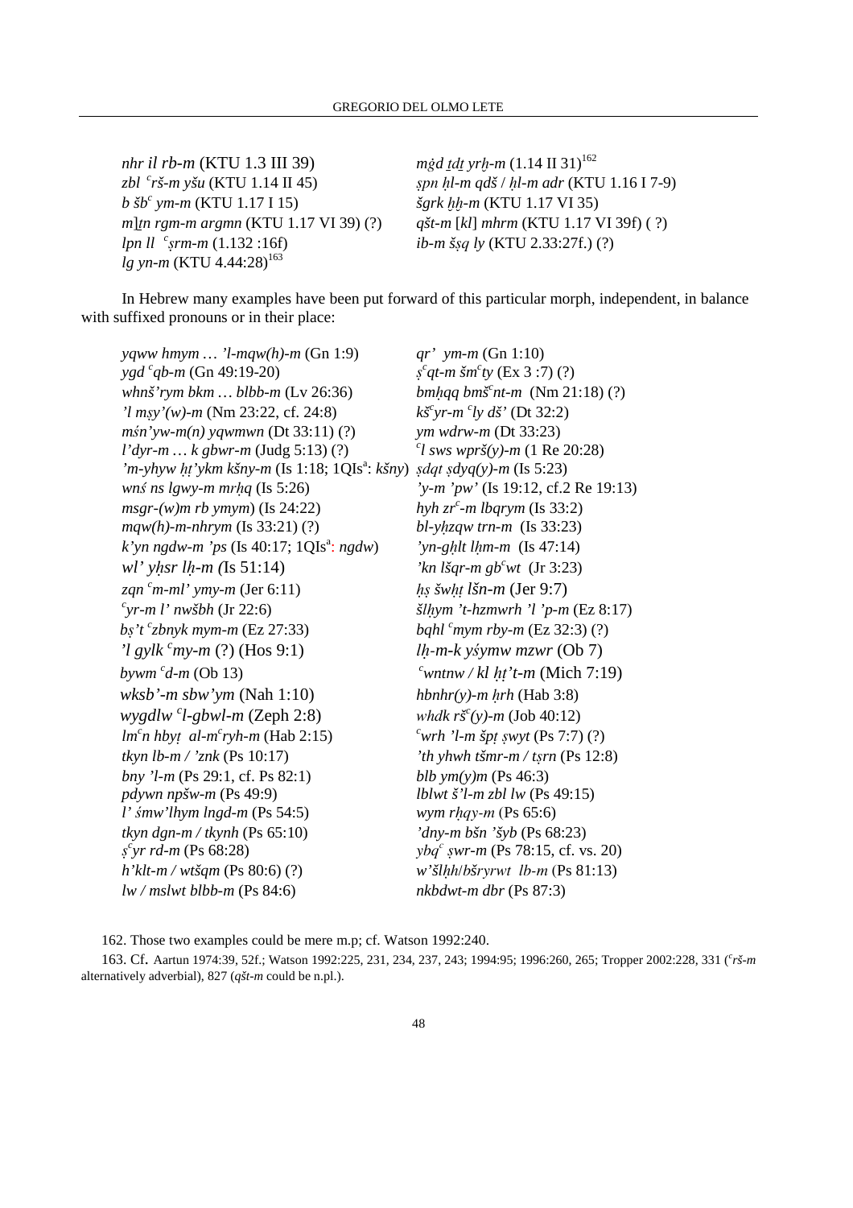*nhr il rb-m* (KTU 1.3 III 39) | *mġd ṯdṯ yrḫ-m* (1.14 II 31)[162]
*zbl ʿrš-m yšu* (KTU 1.14 II 45) | *ṣpn ḥl-m qdš* / *ḥl-m adr* (KTU 1.16 I 7-9)
*b šbʿ ym-m* (KTU 1.17 I 15) | *šgrk ḫḫ-m* (KTU 1.17 VI 35)
*m*]*ṯn rgm-m argmn* (KTU 1.17 VI 39) (?) | *qšt-m* [*kl*] *mhrm* (KTU 1.17 VI 39f) ( ?)
*lpn ll ʿṣrm-m* (1.132 :16f) | *ib-m šṣq ly* (KTU 2.33:27f.) (?)
*lg yn-m* (KTU 4.44:28)[163]

In Hebrew many examples have been put forward of this particular morph, independent, in balance with suffixed pronouns or in their place:

*yqww hmym … 'l-mqw(h)-m* (Gn 1:9) | *qr' ym-m* (Gn 1:10)
*ygd ʿqb-m* (Gn 49:19-20) | *ṣʿqt-m šmʿty* (Ex 3 :7) (?)
*whnš'rym bkm … blbb-m* (Lv 26:36) | *bmḥqq bmšʿnt-m* (Nm 21:18) (?)
*'l mṣy'(w)-m* (Nm 23:22, cf. 24:8) | *kšʿyr-m ʿly dš'* (Dt 32:2)
*mśn'yw-m(n) yqwmwn* (Dt 33:11) (?) | *ym wdrw-m* (Dt 33:23)
*l'dyr-m … k gbwr-m* (Judg 5:13) (?) | *ʿl sws wprš(y)-m* (1 Re 20:28)
*'m-yhyw ḥṭ'ykm kšny-m* (Is 1:18; 1QIs[a]: *kšny*) | *ṣdqt ṣdyq(y)-m* (Is 5:23)
*wnś ns lgwy-m mrḥq* (Is 5:26) | *'y-m 'pw'* (Is 19:12, cf.2 Re 19:13)
*msgr-(w)m rb ymym*) (Is 24:22) | *hyh zrʿ-m lbqrym* (Is 33:2)
*mqw(h)-m-nhrym* (Is 33:21) (?) | *bl-yḥzqw trn-m* (Is 33:23)
*k'yn ngdw-m 'ps* (Is 40:17; 1QIs[a]: *ngdw*) | *'yn-gḥlt lḥm-m* (Is 47:14)
*wl' yḥsr lḥ-m (*Is 51:14) | *'kn lšqr-m gbʿwt* (Jr 3:23)
*zqn ʿm-ml' ymy-m* (Jer 6:11) | *ḥṣ šwḥṭ lšn-m* (Jer 9:7)
*ʿyr-m l' nwšbh* (Jr 22:6) | *šlḥym 't-hzmwrh 'l 'p-m* (Ez 8:17)
*bṣ't ʿzbnyk mym-m* (Ez 27:33) | *bqhl ʿmym rby-m* (Ez 32:3) (?)
*'l gylk ʿmy-m* (?) (Hos 9:1) | *lḥ-m-k yśymw mzwr* (Ob 7)
*bywm ʿd-m* (Ob 13) | *ʿwntnw / kl ḥṭ't-m* (Mich 7:19)
*wksb'-m sbw'ym* (Nah 1:10) | *hbnhr(y)-m ḥrh* (Hab 3:8)
*wygdlw ʿl-gbwl-m* (Zeph 2:8) | *whdk ršʿ(y)-m* (Job 40:12)
*lmʿn hbyṭ al-mʿryh-m* (Hab 2:15) | *ʿwrh 'l-m špṭ ṣwyt* (Ps 7:7) (?)
*tkyn lb-m / 'znk* (Ps 10:17) | *'th yhwh tšmr-m / tṣrn* (Ps 12:8)
*bny 'l-m* (Ps 29:1, cf. Ps 82:1) | *blb ym(y)m* (Ps 46:3)
*pdywn npšw-m* (Ps 49:9) | *lblwt š'l-m zbl lw* (Ps 49:15)
*l' śmw'lhym lngd-m* (Ps 54:5) | *wym rḥqy-m* (Ps 65:6)
*tkyn dgn-m / tkynh* (Ps 65:10) | *'dny-m bšn 'šyb* (Ps 68:23)
*ṣʿyr rd-m* (Ps 68:28) | *ybqʿ ṣwr-m* (Ps 78:15, cf. vs. 20)
*h'klt-m / wtšqm* (Ps 80:6) (?) | *w'šlḥh*/*bšryrwt lb-m* (Ps 81:13)
*lw / mslwt blbb-m* (Ps 84:6) | *nkbdwt-m dbr* (Ps 87:3)

162. Those two examples could be mere m.p; cf. Watson 1992:240.

163. Cf. Aartun 1974:39, 52f.; Watson 1992:225, 231, 234, 237, 243; 1994:95; 1996:260, 265; Tropper 2002:228, 331 (*ʿrš-m* alternatively adverbial), 827 (*qšt-m* could be n.pl.).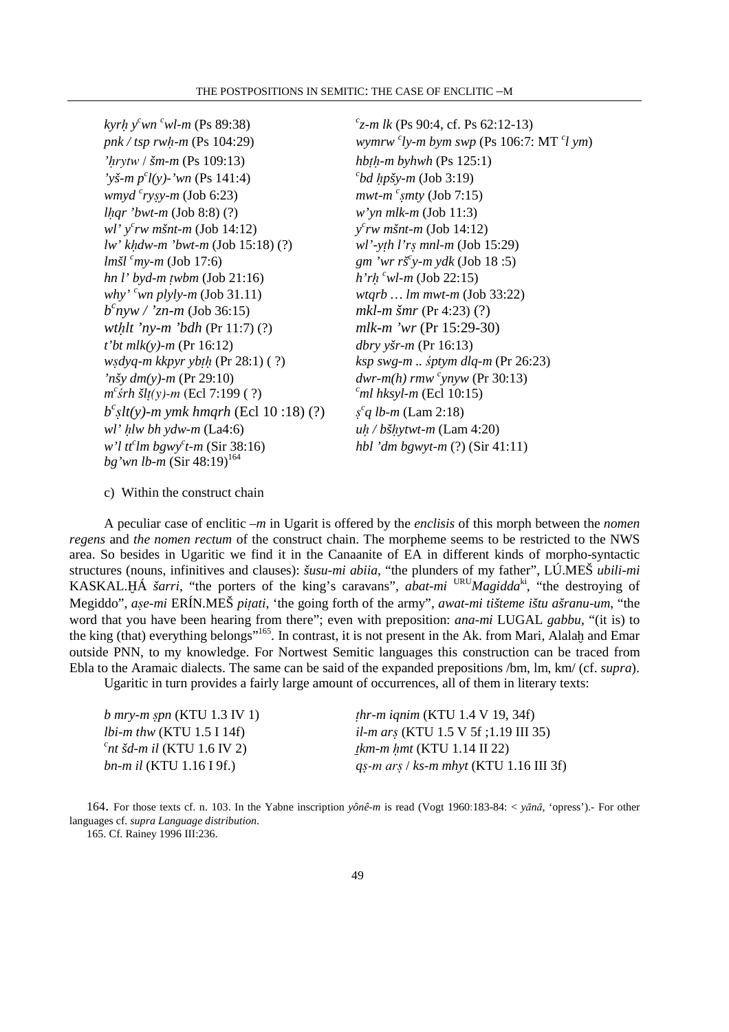*kyrḥ yᶜwn ᶜwl-m* (Ps 89:38)
*pnk / tsp rwḥ-m* (Ps 104:29)
*'ḥrytw* / *šm-m* (Ps 109:13)
*'yš-m pᶜl(y)-'wn* (Ps 141:4)
*wmyd ᶜryṣy-m* (Job 6:23)
*lḥqr 'bwt-m* (Job 8:8) (?)
*wl' yᶜrw mšnt-m* (Job 14:12)
*lw' kḥdw-m 'bwt-m* (Job 15:18) (?)
*lmšl ᶜmy-m* (Job 17:6)
*hn l' byd-m ṭwbm* (Job 21:16)
*why' ᶜwn plyly-m* (Job 31.11)
*bᶜnyw / 'zn-m* (Job 36:15)
*wtḥlt 'ny-m 'bdh* (Pr 11:7) (?)
*t'bt mlk(y)-m* (Pr 16:12)
*wṣdyq-m kkpyr ybṭḥ* (Pr 28:1) ( ?)
*'nšy dm(y)-m* (Pr 29:10)
*mᶜśrh šlṭ(y)-m* (Ecl 7:199 ( ?)
*bᶜṣlt(y)-m ymk hmqrh* (Ecl 10 :18) (?)
*wl' ḥlw bh ydw-m* (La4:6)
*w'l ttᶜlm bgwyᶜt-m* (Sir 38:16)
*bg'wn lb-m* (Sir 48:19)[164]

*ᶜz-m lk* (Ps 90:4, cf. Ps 62:12-13)
*wymrw ᶜly-m bym swp* (Ps 106:7: MT *ᶜl ym*)
*hbṭḥ-m byhwh* (Ps 125:1)
*ᶜbd ḥpšy-m* (Job 3:19)
*mwt-m ᶜṣmty* (Job 7:15)
*w'yn mlk-m* (Job 11:3)
*yᶜrw mšnt-m* (Job 14:12)
*wl'-yṭh l'rṣ mnl-m* (Job 15:29)
*gm 'wr ršᶜy-m ydk* (Job 18 :5)
*h'rḥ ᶜwl-m* (Job 22:15)
*wtqrb … lm mwt-m* (Job 33:22)
*mkl-m šmr* (Pr 4:23) (?)
*mlk-m 'wr* (Pr 15:29-30)
*dbry yšr-m* (Pr 16:13)
*ksp swg-m .. śptym dlq-m* (Pr 26:23)
*dwr-m(h) rmw ᶜynyw* (Pr 30:13)
*ᶜml hksyl-m* (Ecl 10:15)
*ṣᶜq lb-m* (Lam 2:18)
*uḥ / bšḥytwt-m* (Lam 4:20)
*hbl 'dm bgwyt-m* (?) (Sir 41:11)

c) Within the construct chain

A peculiar case of enclitic *–m* in Ugarit is offered by the *enclisis* of this morph between the *nomen regens* and *the nomen rectum* of the construct chain. The morpheme seems to be restricted to the NWS area. So besides in Ugaritic we find it in the Canaanite of EA in different kinds of morpho-syntactic structures (nouns, infinitives and clauses): *šusu-mi abiia*, "the plunders of my father", LÚ.MEŠ *ubili-mi* KASKAL.ḪÁ *šarri*, "the porters of the king's caravans", *abat-mi* [URU]*Magidda*[ki], "the destroying of Megiddo", *aṣe-mi* ERÍN.MEŠ *piṭati*, 'the going forth of the army", *awat-mi tišteme ištu ašranu-um*, "the word that you have been hearing from there"; even with preposition: *ana-mi* LUGAL *gabbu*, "(it is) to the king (that) everything belongs"[165]. In contrast, it is not present in the Ak. from Mari, Alalaḫ and Emar outside PNN, to my knowledge. For Nortwest Semitic languages this construction can be traced from Ebla to the Aramaic dialects. The same can be said of the expanded prepositions /bm, lm, km/ (cf. *supra*).

Ugaritic in turn provides a fairly large amount of occurrences, all of them in literary texts:

*b mry-m ṣpn* (KTU 1.3 IV 1)
*lbi-m thw* (KTU 1.5 I 14f)
*ᶜnt šd-m il* (KTU 1.6 IV 2)
*bn-m il* (KTU 1.16 I 9f.)

*ṭhr-m iqnim* (KTU 1.4 V 19, 34f)
*il-m arṣ* (KTU 1.5 V 5f ;1.19 III 35)
*ṯkm-m ḥmt* (KTU 1.14 II 22)
*qṣ-m arṣ* / *ks-m mhyt* (KTU 1.16 III 3f)

164. For those texts cf. n. 103. In the Yabne inscription *yônê-m* is read (Vogt 1960:183-84: < *yānā*, 'opress').- For other languages cf. *supra Language distribution*.

165. Cf. Rainey 1996 III:236.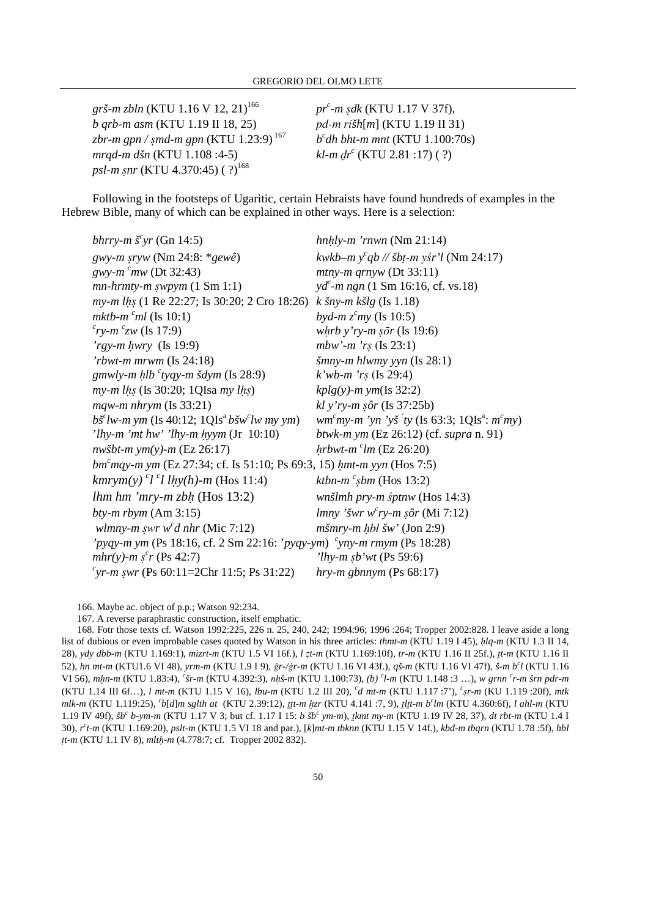| | |
|---|---|
| *grš-m zbln* (KTU 1.16 V 12, 21)[166] | *pr$^c$-m ṣdk* (KTU 1.17 V 37f), |
| *b qrb-m asm* (KTU 1.19 II 18, 25) | *pd-m rišh*[*m*] (KTU 1.19 II 31) |
| *zbr-m gpn / ṣmd-m gpn* (KTU 1.23:9)[167] | *b$^c$dh bht-m mnt* (KTU 1.100:70s) |
| *mrqd-m dšn* (KTU 1.108 :4-5) | *kl-m ḏr$^c$* (KTU 2.81 :17) ( ?) |
| *psl-m ṣnr* (KTU 4.370:45) ( ?)[168] | |

Following in the footsteps of Ugaritic, certain Hebraists have found hundreds of examples in the Hebrew Bible, many of which can be explained in other ways. Here is a selection:

| | |
|---|---|
| *bhrry-m š$^c$yr* (Gn 14:5) | *hnḥly-m 'rnwn* (Nm 21:14) |
| *gwy-m ṣryw* (Nm 24:8: *\*gewê*) | *kwkb–m y$^c$qb // šbṭ-m yśr'l* (Nm 24:17) |
| *gwy-m $^c$mw* (Dt 32:43) | *mtny-m qrnyw* (Dt 33:11) |
| *mn-hrmty-m ṣwpym* (1 Sm 1:1) | *yd$^c$-m ngn* (1 Sm 16:16, cf. vs.18) |
| *my-m lḥṣ* (1 Re 22:27; Is 30:20; 2 Cro 18:26) | *k šny-m kšlg* (Is 1.18) |
| *mktb-m $^c$ml* (Is 10:1) | *byd-m z$^c$my* (Is 10:5) |
| *$^c$ry-m $^c$zw* (Is 17:9) | *wḥrb y'ry-m ṣōr* (Is 19:6) |
| *'rgy-m ḥwry* (Is 19:9) | *mbw'-m 'rṣ* (Is 23:1) |
| *'rbwt-m mrwm* (Is 24:18) | *šmny-m hlwmy yyn* (Is 28:1) |
| *gmwly-m ḥlb $^c$tyqy-m šdym* (Is 28:9) | *k'wb-m 'rṣ* (Is 29:4) |
| *my-m lḥṣ* (Is 30:20; 1QIsa *my lḥṣ*) | *kplg(y)-m ym*(Is 32:2) |
| *mqw-m nhrym* (Is 33:21) | *kl y'ry-m ṣôr* (Is 37:25b) |
| *bš$^c$lw-m ym* (Is 40:12; 1QIs$^a$ *bšw$^c$lw my ym*) | *wm$^c$my-m 'yn 'yš $^c$ty* (Is 63:3; 1QIs$^a$: *m$^c$my*) |
| *'lhy-m 'mt hw' 'lhy-m ḥyym* (Jr 10:10) | *btwk-m ym* (Ez 26:12) (cf. *supra* n. 91) |
| *nwšbt-m ym(y)-m* (Ez 26:17) | *ḥrbwt-m $^c$lm* (Ez 26:20) |
| *bm$^c$mqy-m ym* (Ez 27:34; cf. Is 51:10; Ps 69:3, 15) | *ḥmt-m yyn* (Hos 7:5) |
| *kmrym(y) $^c$l $^c$l lḥy(h)-m* (Hos 11:4) | *ktbn-m $^c$ṣbm* (Hos 13:2) |
| *lhm hm 'mry-m zbḥ* (Hos 13:2) | *wnšlmh pry-m śptnw* (Hos 14:3) |
| *bty-m rbym* (Am 3:15) | *lmny 'šwr w$^c$ry-m ṣôr* (Mi 7:12) |
| *wlmny-m ṣwr w$^c$d nhr* (Mic 7:12) | *mšmry-m ḥbl šw'* (Jon 2:9) |
| *'pyqy-m ym* (Ps 18:16, cf. 2 Sm 22:16: *'pyqy-ym*) | *$^c$yny-m rmym* (Ps 18:28) |
| *mhr(y)-m ṣ$^c$r* (Ps 42:7) | *'lhy-m ṣb'wt* (Ps 59:6) |
| *$^c$yr-m ṣwr* (Ps 60:11=2Chr 11:5; Ps 31:22) | *hry-m gbnnym* (Ps 68:17) |

166. Maybe ac. object of p.p.; Watson 92:234.

167. A reverse paraphrastic construction, itself emphatic.

168. Fotr those texts cf. Watson 1992:225, 226 n. 25, 240, 242; 1994:96; 1996 :264; Tropper 2002:828. I leave aside a long list of dubious or even improbable cases quoted by Watson in his three articles: *thmt-m* (KTU 1.19 I 45), *ḥlq-m* (KTU 1.3 II 14, 28), *ydy dbb-m* (KTU 1.169:1), *mizrt-m* (KTU 1.5 VI 16f.), *l ẓt-m* (KTU 1.169:10f), *tr-m* (KTU 1.16 II 25f.), *ṯt-m* (KTU 1.16 II 52), *hn mt-m* (KTU1.6 VI 48), *yrm-m* (KTU 1.9 I 9), *ġr-/ġr-m* (KTU 1.16 VI 43f.), *qš-m* (KTU 1.16 VI 47f), *š-m b$^c$l* (KTU 1.16 VI 56), *mḫn-m* (KTU 1.83:4), *$^c$šr-m* (KTU 4.392:3), *nḥš-m* (KTU 1.100:73), *(b) $^c$l-m* (KTU 1.148 :3 …), *w grnn $^c$r-m šrn pdr-m* (KTU 1.14 III 6f…), *l mt-m* (KTU 1.15 V 16), *lbu-m* (KTU 1.2 III 20), *$^c$d mt-m* (KTU 1.117 :7'), *$^c$ṣr-m* (KU 1.119 :20f), *mtk mlk-m* (KTU 1.119:25), *$^c$b*[*d*]*m sglth at* (KTU 2.39:12), *ṯt-m ḫzr* (KTU 4.141 :7, 9), *ṯlṯt-m b$^c$lm* (KTU 4.360:6f), *l ahl-m* (KTU 1.19 IV 49f), *šb$^c$ b-ym-m* (KTU 1.17 V 3; but cf. 1.17 I 15: *b šb$^c$ ym-m*), *ṯkmt my-m* (KTU 1.19 IV 28, 37), *dt rbt-m* (KTU 1.4 I 30), *r$^c$t-m* (KTU 1.169:20), *pslt-m* (KTU 1.5 VI 18 and par.), [*k*]*mt-m tbknn* (KTU 1.15 V 14f.), *kbd-m tbqrn* (KTU 1.78 :5f), *hbl ṭt-m* (KTU 1.1 IV 8), *mltḥ-m* (4.778:7; cf. Tropper 2002 832).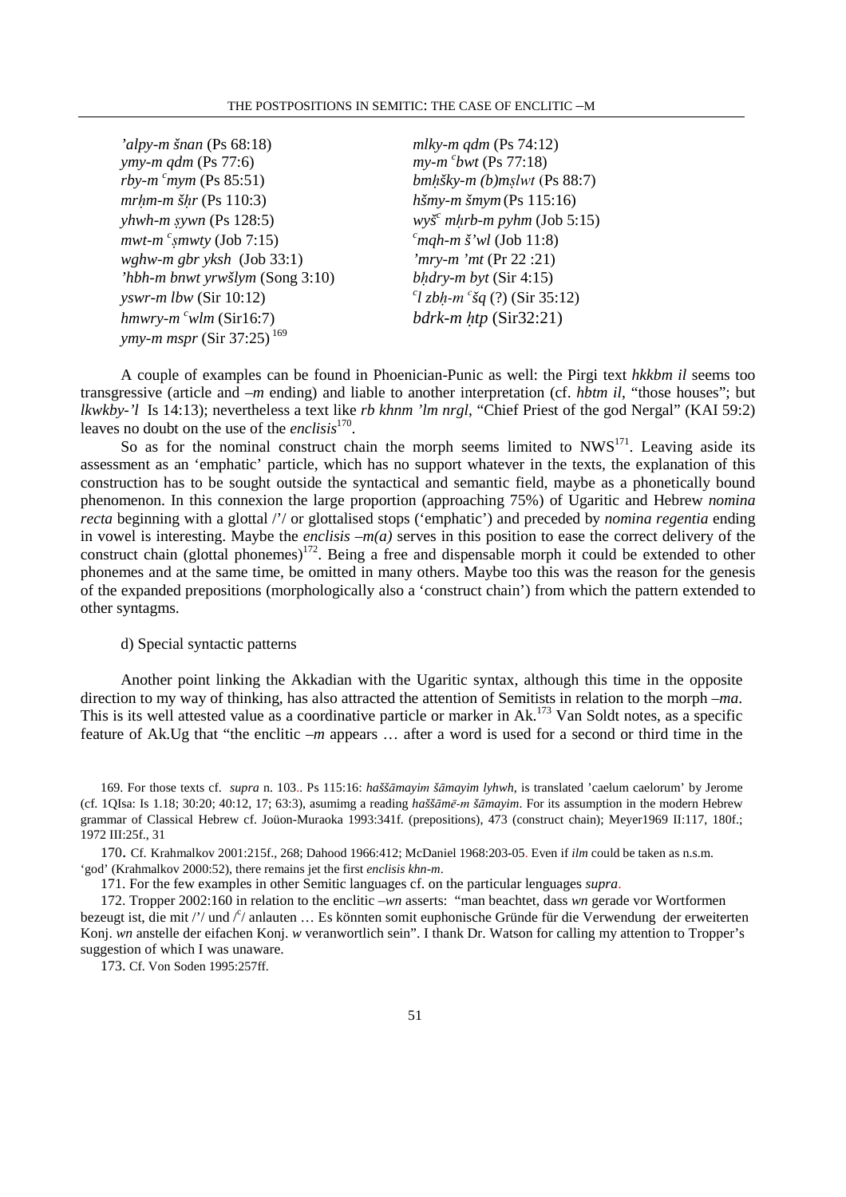*'alpy-m šnan* (Ps 68:18)
*mlky-m qdm* (Ps 74:12)
*ymy-m qdm* (Ps 77:6)
*my-m ᶜbwt* (Ps 77:18)
*rby-m ᶜmym* (Ps 85:51)
*bmḥšky-m (b)mṣlwt* (Ps 88:7)
*mrḥm-m šḥr* (Ps 110:3)
*hšmy-m šmym* (Ps 115:16)
*yhwh-m ṣywn* (Ps 128:5)
*wyšᶜ mḥrb-m pyhm* (Job 5:15)
*mwt-m ᶜṣmwty* (Job 7:15)
*ᶜmqh-m š'wl* (Job 11:8)
*wghw-m gbr yksh* (Job 33:1)
*'mry-m 'mt* (Pr 22 :21)
*'hbh-m bnwt yrwšlym* (Song 3:10)
*bḥdry-m byt* (Sir 4:15)
*yswr-m lbw* (Sir 10:12)
*ᶜl zbḥ-m ᶜšq* (?) (Sir 35:12)
*hmwry-m ᶜwlm* (Sir16:7)
*bdrk-m ḥtp* (Sir32:21)
*ymy-m mspr* (Sir 37:25)[169]

A couple of examples can be found in Phoenician-Punic as well: the Pirgi text *hkkbm il* seems too transgressive (article and *–m* ending) and liable to another interpretation (cf. *hbtm il*, "those houses"; but *lkwkby-'l* Is 14:13); nevertheless a text like *rb khnm 'lm nrgl*, "Chief Priest of the god Nergal" (KAI 59:2) leaves no doubt on the use of the *enclisis*[170].

So as for the nominal construct chain the morph seems limited to NWS[171]. Leaving aside its assessment as an 'emphatic' particle, which has no support whatever in the texts, the explanation of this construction has to be sought outside the syntactical and semantic field, maybe as a phonetically bound phenomenon. In this connexion the large proportion (approaching 75%) of Ugaritic and Hebrew *nomina recta* beginning with a glottal /'/ or glottalised stops ('emphatic') and preceded by *nomina regentia* ending in vowel is interesting. Maybe the *enclisis –m(a)* serves in this position to ease the correct delivery of the construct chain (glottal phonemes)[172]. Being a free and dispensable morph it could be extended to other phonemes and at the same time, be omitted in many others. Maybe too this was the reason for the genesis of the expanded prepositions (morphologically also a 'construct chain') from which the pattern extended to other syntagms.

d) Special syntactic patterns

Another point linking the Akkadian with the Ugaritic syntax, although this time in the opposite direction to my way of thinking, has also attracted the attention of Semitists in relation to the morph *–ma*. This is its well attested value as a coordinative particle or marker in Ak.[173] Van Soldt notes, as a specific feature of Ak.Ug that "the enclitic *–m* appears … after a word is used for a second or third time in the

169. For those texts cf. *supra* n. 103.. Ps 115:16: *haššāmayim šāmayim lyhwh*, is translated 'caelum caelorum' by Jerome (cf. 1QIsa: Is 1.18; 30:20; 40:12, 17; 63:3), asumimg a reading *haššāmē-m šāmayim*. For its assumption in the modern Hebrew grammar of Classical Hebrew cf. Joüon-Muraoka 1993:341f. (prepositions), 473 (construct chain); Meyer1969 II:117, 180f.; 1972 III:25f., 31

170. Cf. Krahmalkov 2001:215f., 268; Dahood 1966:412; McDaniel 1968:203-05. Even if *ilm* could be taken as n.s.m. 'god' (Krahmalkov 2000:52), there remains jet the first *enclisis khn-m*.

171. For the few examples in other Semitic languages cf. on the particular lenguages *supra*.

172. Tropper 2002:160 in relation to the enclitic *–wn* asserts: "man beachtet, dass *wn* gerade vor Wortformen bezeugt ist, die mit /'/ und /ᶜ/ anlauten … Es könnten somit euphonische Gründe für die Verwendung der erweiterten Konj. *wn* anstelle der eifachen Konj. *w* veranwortlich sein". I thank Dr. Watson for calling my attention to Tropper's suggestion of which I was unaware.

173. Cf. Von Soden 1995:257ff.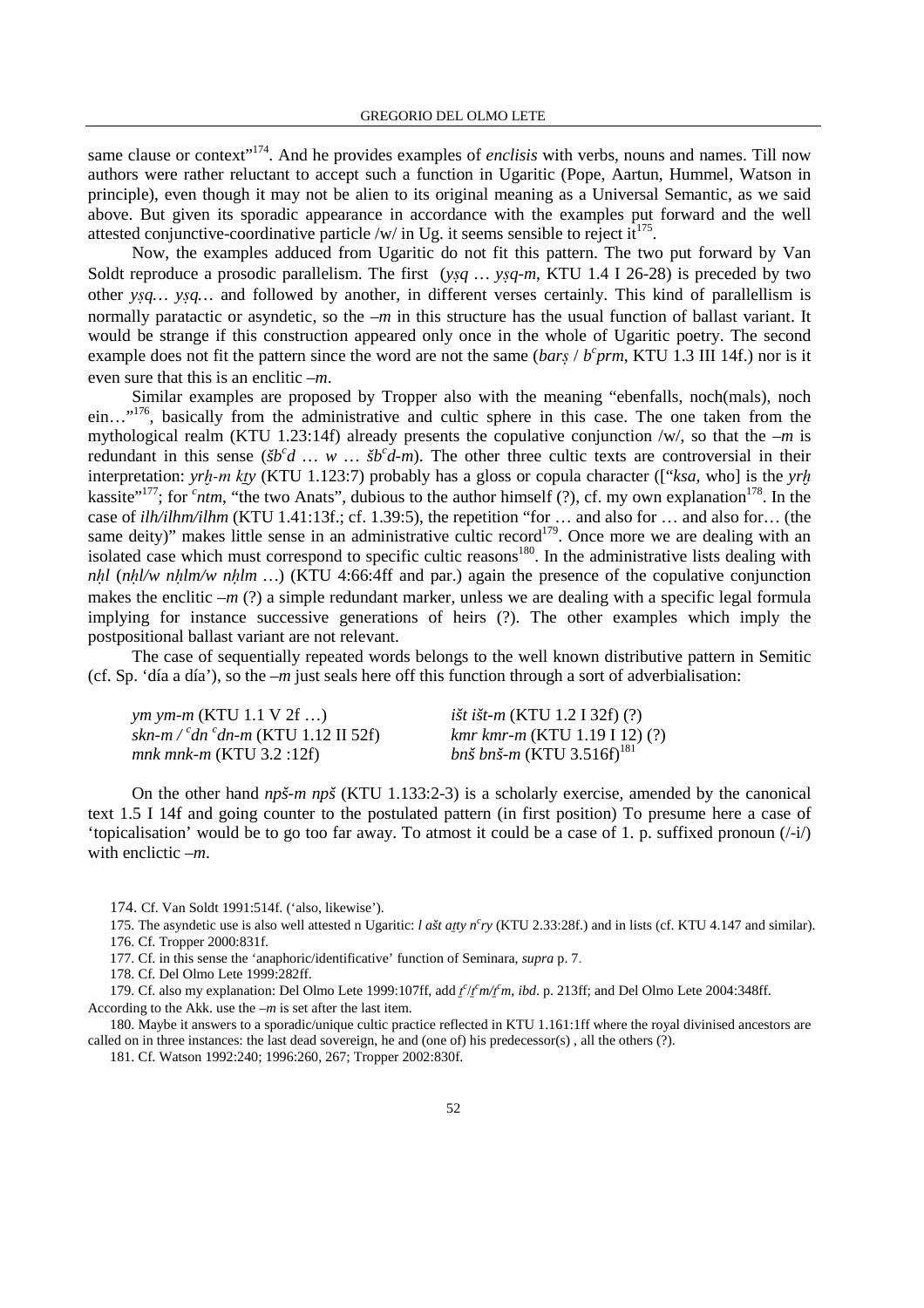same clause or context"[174]. And he provides examples of *enclisis* with verbs, nouns and names. Till now authors were rather reluctant to accept such a function in Ugaritic (Pope, Aartun, Hummel, Watson in principle), even though it may not be alien to its original meaning as a Universal Semantic, as we said above. But given its sporadic appearance in accordance with the examples put forward and the well attested conjunctive-coordinative particle /w/ in Ug. it seems sensible to reject it[175].

Now, the examples adduced from Ugaritic do not fit this pattern. The two put forward by Van Soldt reproduce a prosodic parallelism. The first (*yṣq* … *yṣq-m*, KTU 1.4 I 26-28) is preceded by two other *yṣq… yṣq…* and followed by another, in different verses certainly. This kind of parallellism is normally paratactic or asyndetic, so the *–m* in this structure has the usual function of ballast variant. It would be strange if this construction appeared only once in the whole of Ugaritic poetry. The second example does not fit the pattern since the word are not the same (*barṣ* / *bᶜprm*, KTU 1.3 III 14f.) nor is it even sure that this is an enclitic *–m*.

Similar examples are proposed by Tropper also with the meaning "ebenfalls, noch(mals), noch ein…"[176], basically from the administrative and cultic sphere in this case. The one taken from the mythological realm (KTU 1.23:14f) already presents the copulative conjunction /w/, so that the *–m* is redundant in this sense (*šbᶜd* … *w* … *šbᶜd-m*). The other three cultic texts are controversial in their interpretation: *yrḫ-m kṯy* (KTU 1.123:7) probably has a gloss or copula character (["*ksa*, who] is the *yrḫ* kassite"[177]; for *ᶜntm*, "the two Anats", dubious to the author himself (?), cf. my own explanation[178]. In the case of *ilh/ilhm/ilhm* (KTU 1.41:13f.; cf. 1.39:5), the repetition "for … and also for … and also for… (the same deity)" makes little sense in an administrative cultic record[179]. Once more we are dealing with an isolated case which must correspond to specific cultic reasons[180]. In the administrative lists dealing with *nḥl* (*nḥl/w nḥlm/w nḥlm* …) (KTU 4:66:4ff and par.) again the presence of the copulative conjunction makes the enclitic *–m* (?) a simple redundant marker, unless we are dealing with a specific legal formula implying for instance successive generations of heirs (?). The other examples which imply the postpositional ballast variant are not relevant.

The case of sequentially repeated words belongs to the well known distributive pattern in Semitic (cf. Sp. 'día a día'), so the *–m* just seals here off this function through a sort of adverbialisation:

| | |
|---|---|
| *ym ym-m* (KTU 1.1 V 2f …) | *išt išt-m* (KTU 1.2 I 32f) (?) |
| *skn-m / ᶜdn ᶜdn-m* (KTU 1.12 II 52f) | *kmr kmr-m* (KTU 1.19 I 12) (?) |
| *mnk mnk-m* (KTU 3.2 :12f) | *bnš bnš-m* (KTU 3.516f)[181] |

On the other hand *npš-m npš* (KTU 1.133:2-3) is a scholarly exercise, amended by the canonical text 1.5 I 14f and going counter to the postulated pattern (in first position) To presume here a case of 'topicalisation' would be to go too far away. To atmost it could be a case of 1. p. suffixed pronoun (/-i/) with enclictic *–m*.

174. Cf. Van Soldt 1991:514f. ('also, likewise').

175. The asyndetic use is also well attested n Ugaritic: *l ašt aṯty nᶜry* (KTU 2.33:28f.) and in lists (cf. KTU 4.147 and similar).

176. Cf. Tropper 2000:831f.

177. Cf. in this sense the 'anaphoric/identificative' function of Seminara, *supra* p. 7.

178. Cf. Del Olmo Lete 1999:282ff.

179. Cf. also my explanation: Del Olmo Lete 1999:107ff, add *ṯᶜ/ṯᶜm/ṯᶜm*, *ibd*. p. 213ff; and Del Olmo Lete 2004:348ff. According to the Akk. use the *–m* is set after the last item.

180. Maybe it answers to a sporadic/unique cultic practice reflected in KTU 1.161:1ff where the royal divinised ancestors are called on in three instances: the last dead sovereign, he and (one of) his predecessor(s) , all the others (?).

181. Cf. Watson 1992:240; 1996:260, 267; Tropper 2002:830f.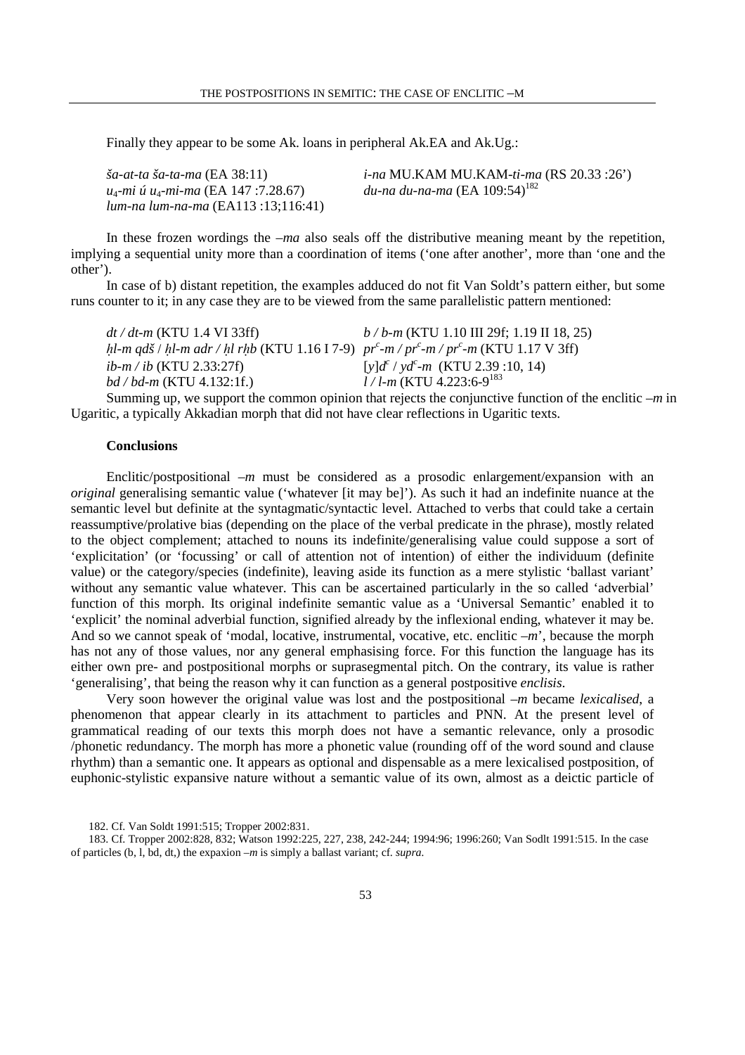Finally they appear to be some Ak. loans in peripheral Ak.EA and Ak.Ug.:

| | |
|---|---|
| *ša-at-ta ša-ta-ma* (EA 38:11) | *i-na* MU.KAM MU.KAM-*ti-ma* (RS 20.33 :26') |
| $u_4$-*mi ú* $u_4$-*mi-ma* (EA 147 :7.28.67) | *du-na du-na-ma* (EA 109:54)[182] |
| *lum-na lum-na-ma* (EA113 :13;116:41) | |

In these frozen wordings the *–ma* also seals off the distributive meaning meant by the repetition, implying a sequential unity more than a coordination of items ('one after another', more than 'one and the other').

In case of b) distant repetition, the examples adduced do not fit Van Soldt's pattern either, but some runs counter to it; in any case they are to be viewed from the same parallelistic pattern mentioned:

| | |
|---|---|
| *dt / dt-m* (KTU 1.4 VI 33ff) | *b / b-m* (KTU 1.10 III 29f; 1.19 II 18, 25) |
| *ḥl-m qdš* / *ḥl-m adr / ḥl rḥb* (KTU 1.16 I 7-9) | *pr*$^c$*-m / pr*$^c$*-m / pr*$^c$*-m* (KTU 1.17 V 3ff) |
| *ib-m / ib* (KTU 2.33:27f) | [*y*]*d*$^c$ / *yd*$^c$*-m* (KTU 2.39 :10, 14) |
| *bd / bd-m* (KTU 4.132:1f.) | *l / l-m* (KTU 4.223:6-9[183] |

Summing up, we support the common opinion that rejects the conjunctive function of the enclitic *–m* in Ugaritic, a typically Akkadian morph that did not have clear reflections in Ugaritic texts.

### Conclusions

Enclitic/postpositional *–m* must be considered as a prosodic enlargement/expansion with an *original* generalising semantic value ('whatever [it may be]'). As such it had an indefinite nuance at the semantic level but definite at the syntagmatic/syntactic level. Attached to verbs that could take a certain reassumptive/prolative bias (depending on the place of the verbal predicate in the phrase), mostly related to the object complement; attached to nouns its indefinite/generalising value could suppose a sort of 'explicitation' (or 'focussing' or call of attention not of intention) of either the individuum (definite value) or the category/species (indefinite), leaving aside its function as a mere stylistic 'ballast variant' without any semantic value whatever. This can be ascertained particularly in the so called 'adverbial' function of this morph. Its original indefinite semantic value as a 'Universal Semantic' enabled it to 'explicit' the nominal adverbial function, signified already by the inflexional ending, whatever it may be. And so we cannot speak of 'modal, locative, instrumental, vocative, etc. enclitic *–m*', because the morph has not any of those values, nor any general emphasising force. For this function the language has its either own pre- and postpositional morphs or suprasegmental pitch. On the contrary, its value is rather 'generalising', that being the reason why it can function as a general postpositive *enclisis*.

Very soon however the original value was lost and the postpositional *–m* became *lexicalised*, a phenomenon that appear clearly in its attachment to particles and PNN. At the present level of grammatical reading of our texts this morph does not have a semantic relevance, only a prosodic /phonetic redundancy. The morph has more a phonetic value (rounding off of the word sound and clause rhythm) than a semantic one. It appears as optional and dispensable as a mere lexicalised postposition, of euphonic-stylistic expansive nature without a semantic value of its own, almost as a deictic particle of

182. Cf. Van Soldt 1991:515; Tropper 2002:831.

183. Cf. Tropper 2002:828, 832; Watson 1992:225, 227, 238, 242-244; 1994:96; 1996:260; Van Sodlt 1991:515. In the case of particles (b, l, bd, dt,) the expaxion *–m* is simply a ballast variant; cf. *supra*.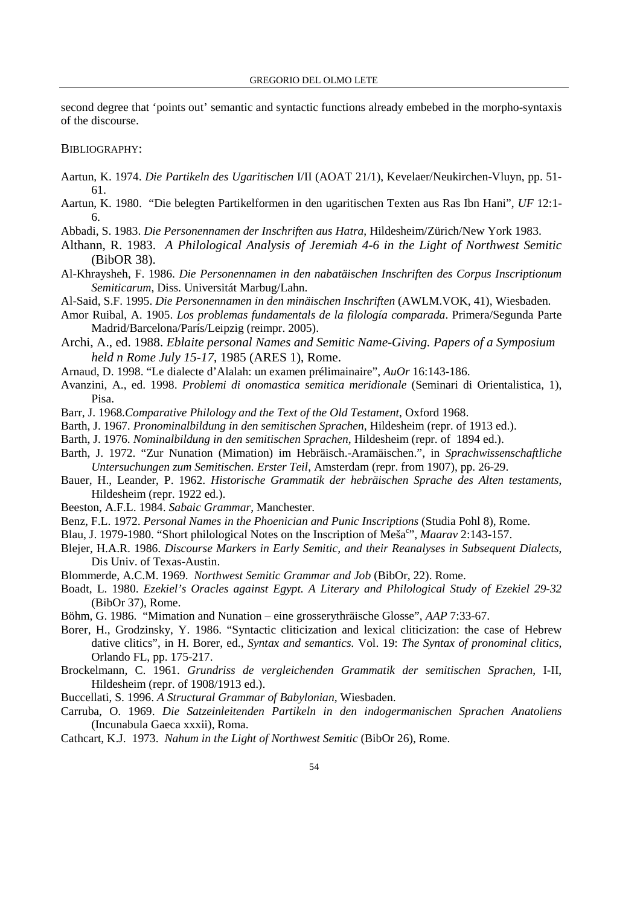second degree that 'points out' semantic and syntactic functions already embebed in the morpho-syntaxis of the discourse.

BIBLIOGRAPHY:

Aartun, K. 1974. *Die Partikeln des Ugaritischen* I/II (AOAT 21/1), Kevelaer/Neukirchen-Vluyn, pp. 51-61.

Aartun, K. 1980. "Die belegten Partikelformen in den ugaritischen Texten aus Ras Ibn Hani", *UF* 12:1-6.

Abbadi, S. 1983. *Die Personennamen der Inschriften aus Hatra*, Hildesheim/Zürich/New York 1983.

Althann, R. 1983. *A Philological Analysis of Jeremiah 4-6 in the Light of Northwest Semitic* (BibOR 38).

Al-Khraysheh, F. 1986. *Die Personennamen in den nabatäischen Inschriften des Corpus Inscriptionum Semiticarum*, Diss. Universität Marbug/Lahn.

Al-Said, S.F. 1995. *Die Personennamen in den minäischen Inschriften* (AWLM.VOK, 41), Wiesbaden.

Amor Ruibal, A. 1905. *Los problemas fundamentals de la filología comparada*. Primera/Segunda Parte Madrid/Barcelona/París/Leipzig (reimpr. 2005).

Archi, A., ed. 1988. *Eblaite personal Names and Semitic Name-Giving. Papers of a Symposium held n Rome July 15-17*, 1985 (ARES 1), Rome.

Arnaud, D. 1998. "Le dialecte d'Alalah: un examen prélimainaire", *AuOr* 16:143-186.

Avanzini, A., ed. 1998. *Problemi di onomastica semitica meridionale* (Seminari di Orientalistica, 1), Pisa.

Barr, J. 1968.*Comparative Philology and the Text of the Old Testament*, Oxford 1968.

Barth, J. 1967. *Pronominalbildung in den semitischen Sprachen*, Hildesheim (repr. of 1913 ed.).

Barth, J. 1976. *Nominalbildung in den semitischen Sprachen*, Hildesheim (repr. of 1894 ed.).

Barth, J. 1972. "Zur Nunation (Mimation) im Hebräisch.-Aramäischen.", in *Sprachwissenschaftliche Untersuchungen zum Semitischen. Erster Teil*, Amsterdam (repr. from 1907), pp. 26-29.

Bauer, H., Leander, P. 1962. *Historische Grammatik der hebräischen Sprache des Alten testaments*, Hildesheim (repr. 1922 ed.).

Beeston, A.F.L. 1984. *Sabaic Grammar*, Manchester.

Benz, F.L. 1972. *Personal Names in the Phoenician and Punic Inscriptions* (Studia Pohl 8), Rome.

Blau, J. 1979-1980. "Short philological Notes on the Inscription of Mešaᶜ", *Maarav* 2:143-157.

Blejer, H.A.R. 1986. *Discourse Markers in Early Semitic, and their Reanalyses in Subsequent Dialects*, Dis Univ. of Texas-Austin.

Blommerde, A.C.M. 1969. *Northwest Semitic Grammar and Job* (BibOr, 22). Rome.

Boadt, L. 1980. *Ezekiel's Oracles against Egypt. A Literary and Philological Study of Ezekiel 29-32* (BibOr 37), Rome.

Böhm, G. 1986. "Mimation and Nunation – eine grosserythräische Glosse", *AAP* 7:33-67.

Borer, H., Grodzinsky, Y. 1986. "Syntactic cliticization and lexical cliticization: the case of Hebrew dative clitics", in H. Borer, ed., *Syntax and semantics.* Vol. 19: *The Syntax of pronominal clitics*, Orlando FL, pp. 175-217.

Brockelmann, C. 1961. *Grundriss de vergleichenden Grammatik der semitischen Sprachen*, I-II, Hildesheim (repr. of 1908/1913 ed.).

Buccellati, S. 1996. *A Structural Grammar of Babylonian*, Wiesbaden.

Carruba, O. 1969. *Die Satzeinleitenden Partikeln in den indogermanischen Sprachen Anatoliens* (Incunabula Gaeca xxxii), Roma.

Cathcart, K.J. 1973. *Nahum in the Light of Northwest Semitic* (BibOr 26), Rome.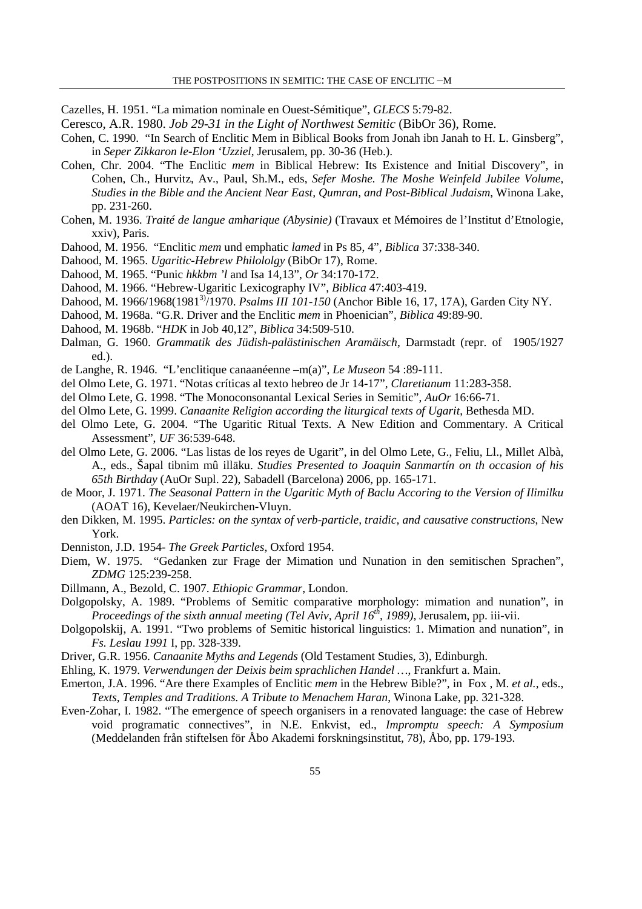Cazelles, H. 1951. “La mimation nominale en Ouest-Sémitique”, *GLECS* 5:79-82.

Ceresco, A.R. 1980. *Job 29-31 in the Light of Northwest Semitic* (BibOr 36), Rome.

Cohen, C. 1990. “In Search of Enclitic Mem in Biblical Books from Jonah ibn Janah to H. L. Ginsberg”, in *Seper Zikkaron le-Elon ‘Uzziel*, Jerusalem, pp. 30-36 (Heb.).

Cohen, Chr. 2004. “The Enclitic *mem* in Biblical Hebrew: Its Existence and Initial Discovery”, in Cohen, Ch., Hurvitz, Av., Paul, Sh.M., eds, *Sefer Moshe. The Moshe Weinfeld Jubilee Volume, Studies in the Bible and the Ancient Near East, Qumran, and Post-Biblical Judaism*, Winona Lake, pp. 231-260.

Cohen, M. 1936. *Traité de langue amharique (Abysinie)* (Travaux et Mémoires de l’Institut d’Etnologie, xxiv), Paris.

Dahood, M. 1956. “Enclitic *mem* und emphatic *lamed* in Ps 85, 4”, *Biblica* 37:338-340.

Dahood, M. 1965. *Ugaritic-Hebrew Philololgy* (BibOr 17), Rome.

Dahood, M. 1965. “Punic *hkkbm ’l* and Isa 14,13”, *Or* 34:170-172.

Dahood, M. 1966. “Hebrew-Ugaritic Lexicography IV”, *Biblica* 47:403-419.

Dahood, M. 1966/1968(1981[3])/1970. *Psalms III 101-150* (Anchor Bible 16, 17, 17A), Garden City NY.

Dahood, M. 1968a. “G.R. Driver and the Enclitic *mem* in Phoenician”, *Biblica* 49:89-90.

Dahood, M. 1968b. “*HDK* in Job 40,12”, *Biblica* 34:509-510.

Dalman, G. 1960. *Grammatik des Jüdish-palästinischen Aramäisch*, Darmstadt (repr. of 1905/1927 ed.).

de Langhe, R. 1946. “L’enclitique canaanéenne –m(a)”, *Le Museon* 54 :89-111.

del Olmo Lete, G. 1971. “Notas críticas al texto hebreo de Jr 14-17”, *Claretianum* 11:283-358.

del Olmo Lete, G. 1998. “The Monoconsonantal Lexical Series in Semitic”, *AuOr* 16:66-71.

del Olmo Lete, G. 1999. *Canaanite Religion according the liturgical texts of Ugarit*, Bethesda MD.

del Olmo Lete, G. 2004. “The Ugaritic Ritual Texts. A New Edition and Commentary. A Critical Assessment”, *UF* 36:539-648.

del Olmo Lete, G. 2006. “Las listas de los reyes de Ugarit”, in del Olmo Lete, G., Feliu, Ll., Millet Albà, A., eds., Šapal tibnim mû illāku. *Studies Presented to Joaquin Sanmartín on th occasion of his 65th Birthday* (AuOr Supl. 22), Sabadell (Barcelona) 2006, pp. 165-171.

de Moor, J. 1971. *The Seasonal Pattern in the Ugaritic Myth of Baclu Accoring to the Version of Ilimilku* (AOAT 16), Kevelaer/Neukirchen-Vluyn.

den Dikken, M. 1995. *Particles: on the syntax of verb-particle, traidic, and causative constructions*, New York.

Denniston, J.D. 1954- *The Greek Particles*, Oxford 1954.

Diem, W. 1975. “Gedanken zur Frage der Mimation und Nunation in den semitischen Sprachen”, *ZDMG* 125:239-258.

Dillmann, A., Bezold, C. 1907. *Ethiopic Grammar*, London.

Dolgopolsky, A. 1989. “Problems of Semitic comparative morphology: mimation and nunation”, in *Proceedings of the sixth annual meeting (Tel Aviv, April 16[th], 1989)*, Jerusalem, pp. iii-vii.

Dolgopolskij, A. 1991. “Two problems of Semitic historical linguistics: 1. Mimation and nunation”, in *Fs. Leslau 1991* I, pp. 328-339.

Driver, G.R. 1956. *Canaanite Myths and Legends* (Old Testament Studies, 3), Edinburgh.

Ehling, K. 1979. *Verwendungen der Deixis beim sprachlichen Handel …*, Frankfurt a. Main.

Emerton, J.A. 1996. “Are there Examples of Enclitic *mem* in the Hebrew Bible?”, in Fox , M. *et al.*, eds., *Texts, Temples and Traditions. A Tribute to Menachem Haran*, Winona Lake, pp. 321-328.

Even-Zohar, I. 1982. “The emergence of speech organisers in a renovated language: the case of Hebrew void programatic connectives”, in N.E. Enkvist, ed., *Impromptu speech: A Symposium* (Meddelanden från stiftelsen för Åbo Akademi forskningsinstitut, 78), Åbo, pp. 179-193.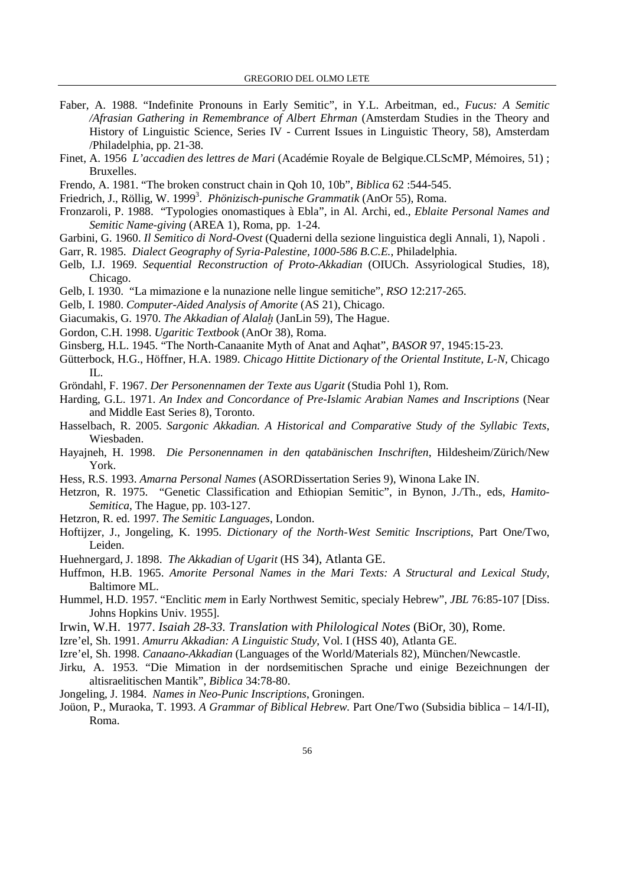Faber, A. 1988. "Indefinite Pronouns in Early Semitic", in Y.L. Arbeitman, ed., *Fucus: A Semitic /Afrasian Gathering in Remembrance of Albert Ehrman* (Amsterdam Studies in the Theory and History of Linguistic Science, Series IV - Current Issues in Linguistic Theory, 58), Amsterdam /Philadelphia, pp. 21-38.

Finet, A. 1956 *L'accadien des lettres de Mari* (Académie Royale de Belgique.CLScMP, Mémoires, 51) ; Bruxelles.

Frendo, A. 1981. "The broken construct chain in Qoh 10, 10b", *Biblica* 62 :544-545.

Friedrich, J., Röllig, W. 1999[3]. *Phönizisch-punische Grammatik* (AnOr 55), Roma.

Fronzaroli, P. 1988. "Typologies onomastiques à Ebla", in Al. Archi, ed., *Eblaite Personal Names and Semitic Name-giving* (AREA 1), Roma, pp. 1-24.

Garbini, G. 1960. *Il Semitico di Nord-Ovest* (Quaderni della sezione linguistica degli Annali, 1), Napoli .

Garr, R. 1985. *Dialect Geography of Syria-Palestine, 1000-586 B.C.E.*, Philadelphia.

Gelb, I.J. 1969. *Sequential Reconstruction of Proto-Akkadian* (OIUCh. Assyriological Studies, 18), Chicago.

Gelb, I. 1930. "La mimazione e la nunazione nelle lingue semitiche", *RSO* 12:217-265.

Gelb, I. 1980. *Computer-Aided Analysis of Amorite* (AS 21), Chicago.

Giacumakis, G. 1970. *The Akkadian of Alalaḫ* (JanLin 59), The Hague.

Gordon, C.H. 1998. *Ugaritic Textbook* (AnOr 38), Roma.

Ginsberg, H.L. 1945. "The North-Canaanite Myth of Anat and Aqhat", *BASOR* 97, 1945:15-23.

Gütterbock, H.G., Höffner, H.A. 1989. *Chicago Hittite Dictionary of the Oriental Institute, L-N*, Chicago IL.

Gröndahl, F. 1967. *Der Personennamen der Texte aus Ugarit* (Studia Pohl 1), Rom.

Harding, G.L. 1971. *An Index and Concordance of Pre-Islamic Arabian Names and Inscriptions* (Near and Middle East Series 8), Toronto.

Hasselbach, R. 2005. *Sargonic Akkadian. A Historical and Comparative Study of the Syllabic Texts*, Wiesbaden.

Hayajneh, H. 1998. *Die Personennamen in den qatabänischen Inschriften*, Hildesheim/Zürich/New York.

Hess, R.S. 1993. *Amarna Personal Names* (ASORDissertation Series 9), Winona Lake IN.

Hetzron, R. 1975. "Genetic Classification and Ethiopian Semitic", in Bynon, J./Th., eds, *Hamito-Semitica*, The Hague, pp. 103-127.

Hetzron, R. ed. 1997. *The Semitic Languages*, London.

Hoftijzer, J., Jongeling, K. 1995. *Dictionary of the North-West Semitic Inscriptions*, Part One/Two, Leiden.

Huehnergard, J. 1898. *The Akkadian of Ugarit* (HS 34), Atlanta GE.

Huffmon, H.B. 1965. *Amorite Personal Names in the Mari Texts: A Structural and Lexical Study*, Baltimore ML.

Hummel, H.D. 1957. "Enclitic *mem* in Early Northwest Semitic, specialy Hebrew", *JBL* 76:85-107 [Diss. Johns Hopkins Univ. 1955].

Irwin, W.H. 1977. *Isaiah 28-33. Translation with Philological Notes* (BiOr, 30), Rome.

Izre'el, Sh. 1991. *Amurru Akkadian: A Linguistic Study*, Vol. I (HSS 40), Atlanta GE.

Izre'el, Sh. 1998. *Canaano-Akkadian* (Languages of the World/Materials 82), München/Newcastle.

Jirku, A. 1953. "Die Mimation in der nordsemitischen Sprache und einige Bezeichnungen der altisraelitischen Mantik", *Biblica* 34:78-80.

Jongeling, J. 1984. *Names in Neo-Punic Inscriptions*, Groningen.

Joüon, P., Muraoka, T. 1993. *A Grammar of Biblical Hebrew.* Part One/Two (Subsidia biblica – 14/I-II), Roma.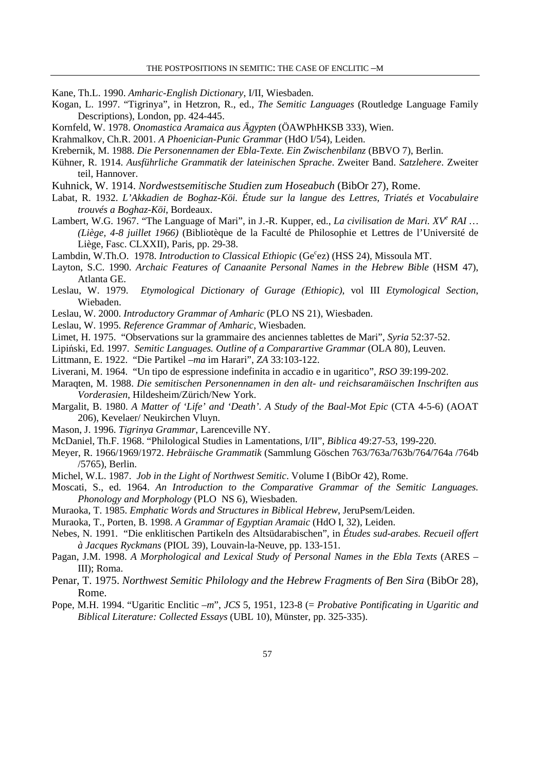Kane, Th.L. 1990. *Amharic-English Dictionary*, I/II, Wiesbaden.

Kogan, L. 1997. "Tigrinya", in Hetzron, R., ed., *The Semitic Languages* (Routledge Language Family Descriptions), London, pp. 424-445.

Kornfeld, W. 1978. *Onomastica Aramaica aus Ägypten* (ÖAWPhHKSB 333), Wien.

Krahmalkov, Ch.R. 2001. *A Phoenician-Punic Grammar* (HdO I/54), Leiden.

Krebernik, M. 1988. *Die Personennamen der Ebla-Texte. Ein Zwischenbilanz* (BBVO 7), Berlin.

Kühner, R. 1914. *Ausführliche Grammatik der lateinischen Sprache*. Zweiter Band. *Satzlehere*. Zweiter teil, Hannover.

Kuhnick, W. 1914. *Nordwestsemitische Studien zum Hoseabuch* (BibOr 27), Rome.

Labat, R. 1932. *L'Akkadien de Boghaz-Köi. Étude sur la langue des Lettres, Triatés et Vocabulaire trouvés a Boghaz-Köi*, Bordeaux.

Lambert, W.G. 1967. "The Language of Mari", in J.-R. Kupper, ed., *La civilisation de Mari. XV$^{e}$ RAI … (Liège, 4-8 juillet 1966)* (Bibliotèque de la Faculté de Philosophie et Lettres de l'Université de Liège, Fasc. CLXXII), Paris, pp. 29-38.

Lambdin, W.Th.O. 1978. *Introduction to Classical Ethiopic* (Ge$^{c}$ez) (HSS 24), Missoula MT.

Layton, S.C. 1990. *Archaic Features of Canaanite Personal Names in the Hebrew Bible* (HSM 47), Atlanta GE.

Leslau, W. 1979. *Etymological Dictionary of Gurage (Ethiopic)*, vol III *Etymological Section*, Wiebaden.

Leslau, W. 2000. *Introductory Grammar of Amharic* (PLO NS 21), Wiesbaden.

Leslau, W. 1995. *Reference Grammar of Amharic*, Wiesbaden.

Limet, H. 1975. "Observations sur la grammaire des anciennes tablettes de Mari", *Syria* 52:37-52.

Lipiński, Ed. 1997. *Semitic Languages. Outline of a Comparartive Grammar* (OLA 80), Leuven.

Littmann, E. 1922. "Die Partikel *–ma* im Harari", *ZA* 33:103-122.

Liverani, M. 1964. "Un tipo de espressione indefinita in accadio e in ugaritico", *RSO* 39:199-202.

Maraqten, M. 1988. *Die semitischen Personennamen in den alt- und reichsaramäischen Inschriften aus Vorderasien*, Hildesheim/Zürich/New York.

Margalit, B. 1980. *A Matter of 'Life' and 'Death'. A Study of the Baal-Mot Epic* (CTA 4-5-6) (AOAT 206), Kevelaer/ Neukirchen Vluyn.

Mason, J. 1996. *Tigrinya Grammar*, Larenceville NY.

McDaniel, Th.F. 1968. "Philological Studies in Lamentations, I/II", *Biblica* 49:27-53, 199-220.

Meyer, R. 1966/1969/1972. *Hebräische Grammatik* (Sammlung Göschen 763/763a/763b/764/764a /764b /5765), Berlin.

Michel, W.L. 1987. *Job in the Light of Northwest Semitic*. Volume I (BibOr 42), Rome.

Moscati, S., ed. 1964. *An Introduction to the Comparative Grammar of the Semitic Languages. Phonology and Morphology* (PLO NS 6), Wiesbaden.

Muraoka, T. 1985. *Emphatic Words and Structures in Biblical Hebrew*, JeruPsem/Leiden.

Muraoka, T., Porten, B. 1998. *A Grammar of Egyptian Aramaic* (HdO I, 32), Leiden.

Nebes, N. 1991. "Die enklitischen Partikeln des Altsüdarabischen", in *Études sud-arabes. Recueil offert à Jacques Ryckmans* (PIOL 39), Louvain-la-Neuve, pp. 133-151.

Pagan, J.M. 1998. *A Morphological and Lexical Study of Personal Names in the Ebla Texts* (ARES – III); Roma.

Penar, T. 1975. *Northwest Semitic Philology and the Hebrew Fragments of Ben Sira* (BibOr 28), Rome.

Pope, M.H. 1994. "Ugaritic Enclitic *–m*", *JCS* 5, 1951, 123-8 (= *Probative Pontificating in Ugaritic and Biblical Literature: Collected Essays* (UBL 10), Münster, pp. 325-335).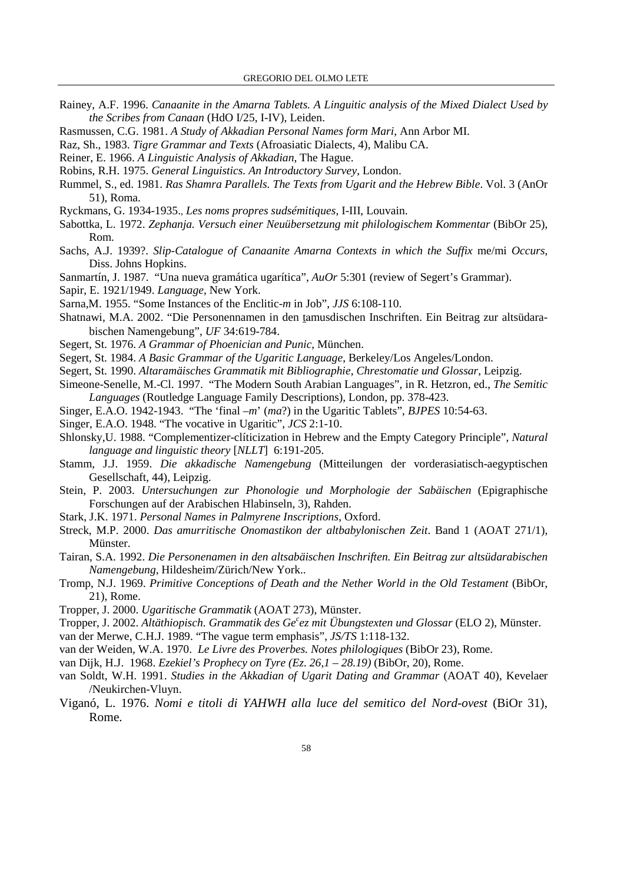Rainey, A.F. 1996. *Canaanite in the Amarna Tablets. A Linguitic analysis of the Mixed Dialect Used by the Scribes from Canaan* (HdO I/25, I-IV), Leiden.

Rasmussen, C.G. 1981. *A Study of Akkadian Personal Names form Mari*, Ann Arbor MI.

Raz, Sh., 1983. *Tigre Grammar and Texts* (Afroasiatic Dialects, 4), Malibu CA.

Reiner, E. 1966. *A Linguistic Analysis of Akkadian*, The Hague.

Robins, R.H. 1975. *General Linguistics. An Introductory Survey*, London.

Rummel, S., ed. 1981. *Ras Shamra Parallels. The Texts from Ugarit and the Hebrew Bible*. Vol. 3 (AnOr 51), Roma.

Ryckmans, G. 1934-1935., *Les noms propres sudsémitiques*, I-III, Louvain.

Sabottka, L. 1972. *Zephanja. Versuch einer Neuübersetzung mit philologischem Kommentar* (BibOr 25), Rom.

Sachs, A.J. 1939?. *Slip-Catalogue of Canaanite Amarna Contexts in which the Suffix* me/mi *Occurs*, Diss. Johns Hopkins.

Sanmartín, J. 1987. "Una nueva gramática ugarítica", *AuOr* 5:301 (review of Segert's Grammar).

Sapir, E. 1921/1949. *Language*, New York.

Sarna,M. 1955. "Some Instances of the Enclitic-*m* in Job", *JJS* 6:108-110.

Shatnawi, M.A. 2002. "Die Personennamen in den ṯamusdischen Inschriften. Ein Beitrag zur altsüdarabischen Namengebung", *UF* 34:619-784.

Segert, St. 1976. *A Grammar of Phoenician and Punic*, München.

Segert, St. 1984. *A Basic Grammar of the Ugaritic Language*, Berkeley/Los Angeles/London.

Segert, St. 1990. *Altaramäisches Grammatik mit Bibliographie, Chrestomatie und Glossar*, Leipzig.

Simeone-Senelle, M.-Cl. 1997. "The Modern South Arabian Languages", in R. Hetzron, ed., *The Semitic Languages* (Routledge Language Family Descriptions), London, pp. 378-423.

Singer, E.A.O. 1942-1943. "The 'final –*m*' (*ma*?) in the Ugaritic Tablets", *BJPES* 10:54-63.

Singer, E.A.O. 1948. "The vocative in Ugaritic", *JCS* 2:1-10.

Shlonsky,U. 1988. "Complementizer-clíticization in Hebrew and the Empty Category Principle", *Natural language and linguistic theory* [*NLLT*] 6:191-205.

Stamm, J.J. 1959. *Die akkadische Namengebung* (Mitteilungen der vorderasiatisch-aegyptischen Gesellschaft, 44), Leipzig.

Stein, P. 2003. *Untersuchungen zur Phonologie und Morphologie der Sabäischen* (Epigraphische Forschungen auf der Arabischen Hlabinseln, 3), Rahden.

Stark, J.K. 1971. *Personal Names in Palmyrene Inscriptions*, Oxford.

Streck, M.P. 2000. *Das amurritische Onomastikon der altbabylonischen Zeit*. Band 1 (AOAT 271/1), Münster.

Tairan, S.A. 1992. *Die Personenamen in den altsabäischen Inschriften. Ein Beitrag zur altsüdarabischen Namengebung*, Hildesheim/Zürich/New York..

Tromp, N.J. 1969. *Primitive Conceptions of Death and the Nether World in the Old Testament* (BibOr, 21), Rome.

Tropper, J. 2000. *Ugaritische Grammatik* (AOAT 273), Münster.

Tropper, J. 2002. *Altäthiopisch. Grammatik des Geʿez mit Übungstexten und Glossar* (ELO 2), Münster.

van der Merwe, C.H.J. 1989. "The vague term emphasis", *JS/TS* 1:118-132.

van der Weiden, W.A. 1970. *Le Livre des Proverbes. Notes philologiques* (BibOr 23), Rome.

van Dijk, H.J. 1968. *Ezekiel's Prophecy on Tyre (Ez. 26,1 – 28.19)* (BibOr, 20), Rome.

van Soldt, W.H. 1991. *Studies in the Akkadian of Ugarit Dating and Grammar* (AOAT 40), Kevelaer /Neukirchen-Vluyn.

Viganó, L. 1976. *Nomi e titoli di YAHWH alla luce del semitico del Nord-ovest* (BiOr 31), Rome.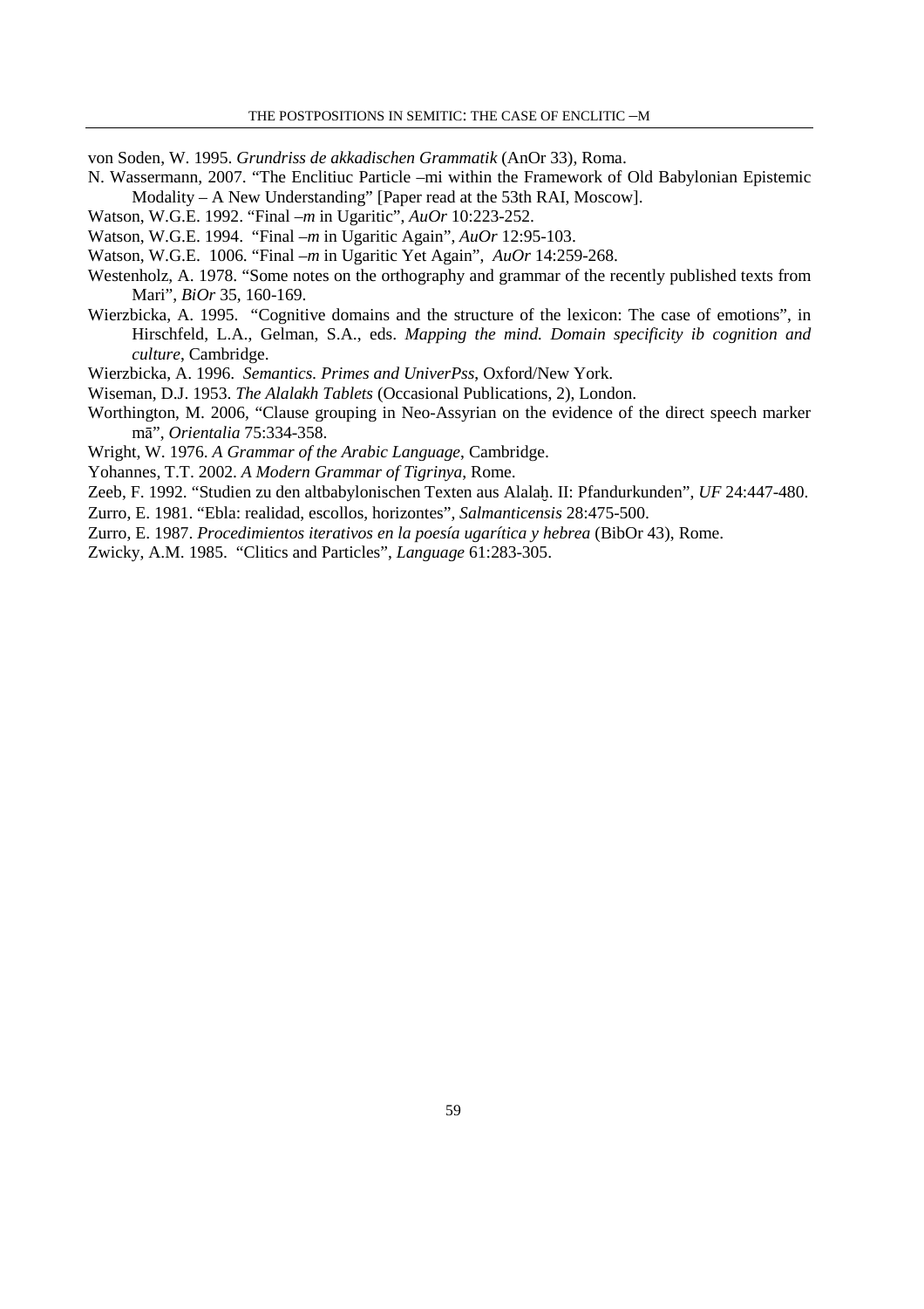von Soden, W. 1995. *Grundriss de akkadischen Grammatik* (AnOr 33), Roma.

N. Wassermann, 2007. "The Enclitiuc Particle –mi within the Framework of Old Babylonian Epistemic Modality – A New Understanding" [Paper read at the 53th RAI, Moscow].

Watson, W.G.E. 1992. "Final *–m* in Ugaritic", *AuOr* 10:223-252.

Watson, W.G.E. 1994. "Final *–m* in Ugaritic Again", *AuOr* 12:95-103.

Watson, W.G.E. 1006. "Final *–m* in Ugaritic Yet Again", *AuOr* 14:259-268.

Westenholz, A. 1978. "Some notes on the orthography and grammar of the recently published texts from Mari", *BiOr* 35, 160-169.

Wierzbicka, A. 1995. "Cognitive domains and the structure of the lexicon: The case of emotions", in Hirschfeld, L.A., Gelman, S.A., eds. *Mapping the mind. Domain specificity ib cognition and culture*, Cambridge.

Wierzbicka, A. 1996. *Semantics. Primes and UniverPss*, Oxford/New York.

Wiseman, D.J. 1953. *The Alalakh Tablets* (Occasional Publications, 2), London.

Worthington, M. 2006, "Clause grouping in Neo-Assyrian on the evidence of the direct speech marker mā", *Orientalia* 75:334-358.

Wright, W. 1976. *A Grammar of the Arabic Language*, Cambridge.

Yohannes, T.T. 2002. *A Modern Grammar of Tigrinya*, Rome.

Zeeb, F. 1992. "Studien zu den altbabylonischen Texten aus Alalaḫ. II: Pfandurkunden", *UF* 24:447-480.

Zurro, E. 1981. "Ebla: realidad, escollos, horizontes", *Salmanticensis* 28:475-500.

Zurro, E. 1987. *Procedimientos iterativos en la poesía ugarítica y hebrea* (BibOr 43), Rome.

Zwicky, A.M. 1985. "Clitics and Particles", *Language* 61:283-305.